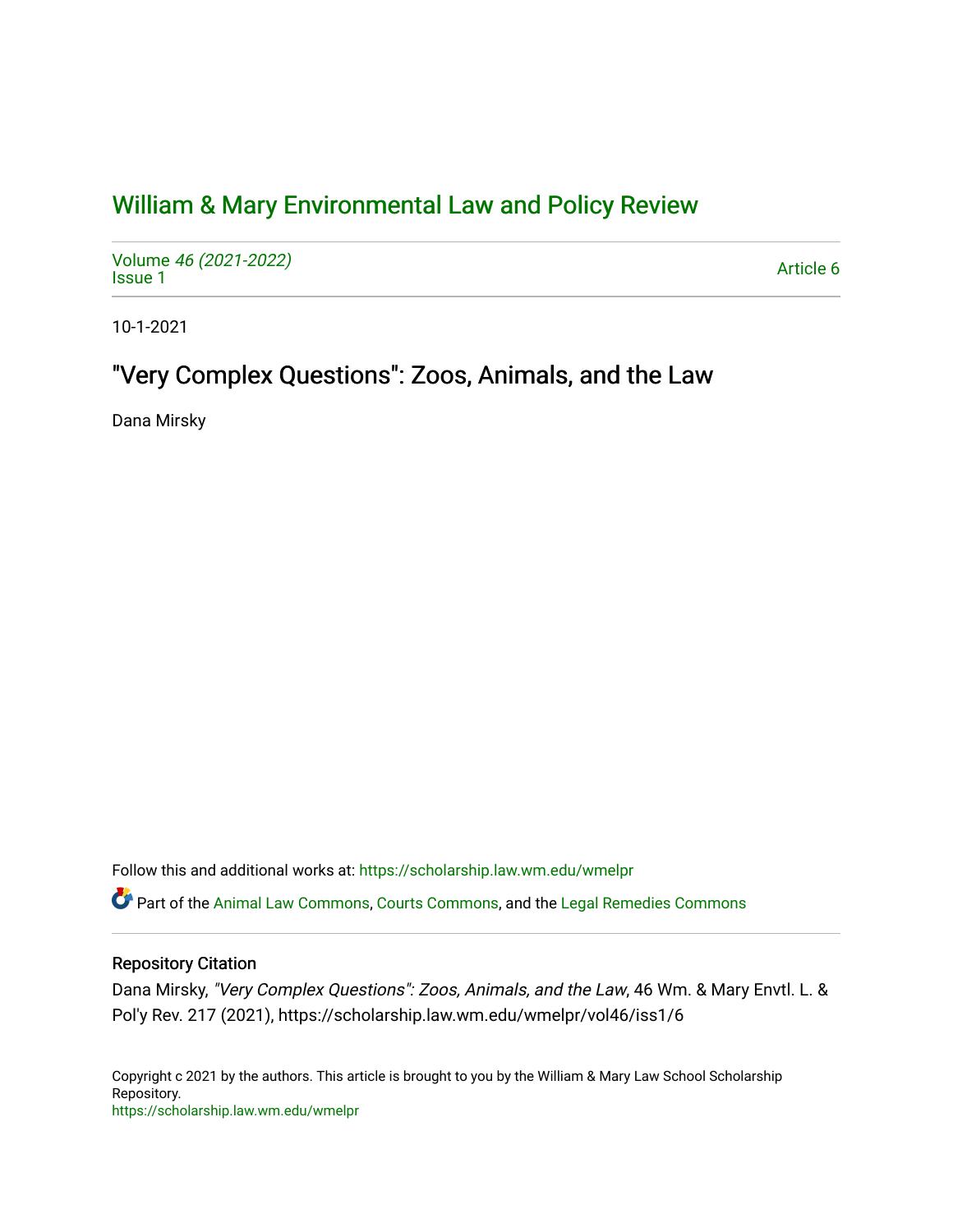# William & Mary Environmental Law and Policy Review

Volume *46 (2021-2022)*
Issue 1

Article 6

10-1-2021

## "Very Complex Questions": Zoos, Animals, and the Law

Dana Mirsky

Follow this and additional works at: https://scholarship.law.wm.edu/wmelpr

Part of the Animal Law Commons, Courts Commons, and the Legal Remedies Commons

### Repository Citation

Dana Mirsky, *"Very Complex Questions": Zoos, Animals, and the Law*, 46 Wm. & Mary Envtl. L. & Pol'y Rev. 217 (2021), https://scholarship.law.wm.edu/wmelpr/vol46/iss1/6

Copyright c 2021 by the authors. This article is brought to you by the William & Mary Law School Scholarship Repository.
https://scholarship.law.wm.edu/wmelpr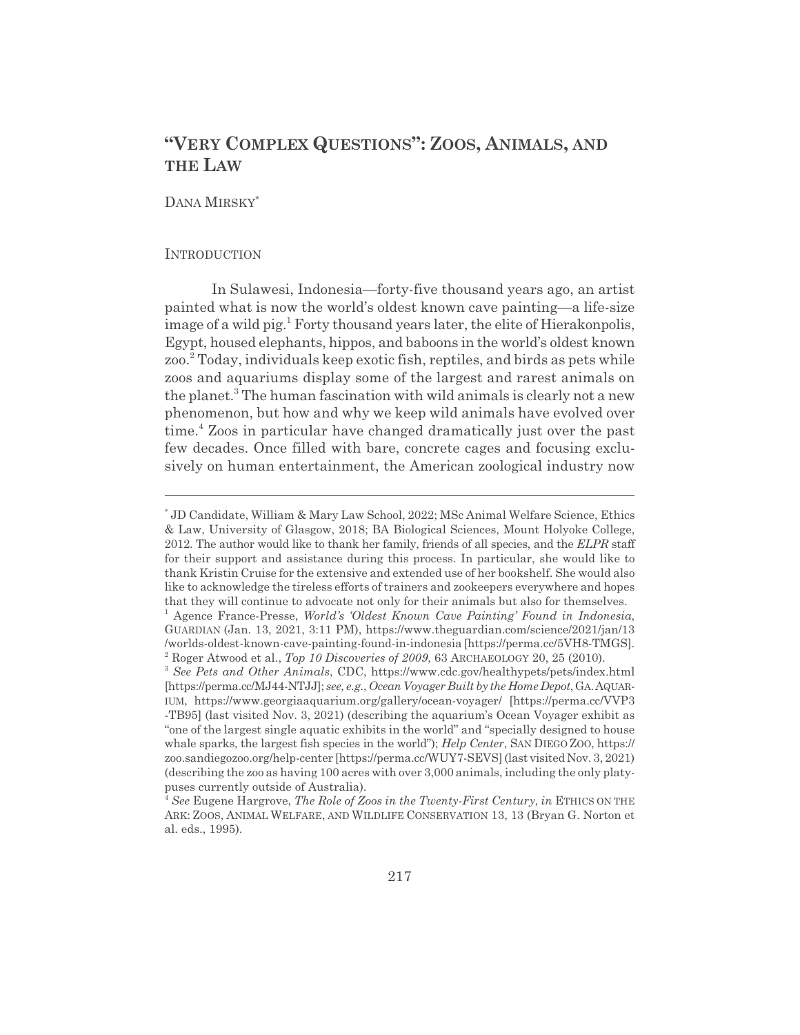# "VERY COMPLEX QUESTIONS": ZOOS, ANIMALS, AND THE LAW

DANA MIRSKY*

## INTRODUCTION

In Sulawesi, Indonesia—forty-five thousand years ago, an artist painted what is now the world's oldest known cave painting—a life-size image of a wild pig.[1] Forty thousand years later, the elite of Hierakonpolis, Egypt, housed elephants, hippos, and baboons in the world's oldest known zoo.[2] Today, individuals keep exotic fish, reptiles, and birds as pets while zoos and aquariums display some of the largest and rarest animals on the planet.[3] The human fascination with wild animals is clearly not a new phenomenon, but how and why we keep wild animals have evolved over time.[4] Zoos in particular have changed dramatically just over the past few decades. Once filled with bare, concrete cages and focusing exclusively on human entertainment, the American zoological industry now

---

* JD Candidate, William & Mary Law School, 2022; MSc Animal Welfare Science, Ethics & Law, University of Glasgow, 2018; BA Biological Sciences, Mount Holyoke College, 2012. The author would like to thank her family, friends of all species, and the *ELPR* staff for their support and assistance during this process. In particular, she would like to thank Kristin Cruise for the extensive and extended use of her bookshelf. She would also like to acknowledge the tireless efforts of trainers and zookeepers everywhere and hopes that they will continue to advocate not only for their animals but also for themselves.

[1] Agence France-Presse, *World's 'Oldest Known Cave Painting' Found in Indonesia*, GUARDIAN (Jan. 13, 2021, 3:11 PM), https://www.theguardian.com/science/2021/jan/13/worlds-oldest-known-cave-painting-found-in-indonesia [https://perma.cc/5VH8-TMGS].

[2] Roger Atwood et al., *Top 10 Discoveries of 2009*, 63 ARCHAEOLOGY 20, 25 (2010).

[3] *See Pets and Other Animals*, CDC, https://www.cdc.gov/healthypets/pets/index.html [https://perma.cc/MJ44-NTJJ]; *see, e.g.*, *Ocean Voyager Built by the Home Depot*, GA. AQUARIUM, https://www.georgiaaquarium.org/gallery/ocean-voyager/ [https://perma.cc/VVP3-TB95] (last visited Nov. 3, 2021) (describing the aquarium's Ocean Voyager exhibit as "one of the largest single aquatic exhibits in the world" and "specially designed to house whale sparks, the largest fish species in the world"); *Help Center*, SAN DIEGO ZOO, https://zoo.sandiegozoo.org/help-center [https://perma.cc/WUY7-SEVS] (last visited Nov. 3, 2021) (describing the zoo as having 100 acres with over 3,000 animals, including the only platypuses currently outside of Australia).

[4] *See* Eugene Hargrove, *The Role of Zoos in the Twenty-First Century*, *in* ETHICS ON THE ARK: ZOOS, ANIMAL WELFARE, AND WILDLIFE CONSERVATION 13, 13 (Bryan G. Norton et al. eds., 1995).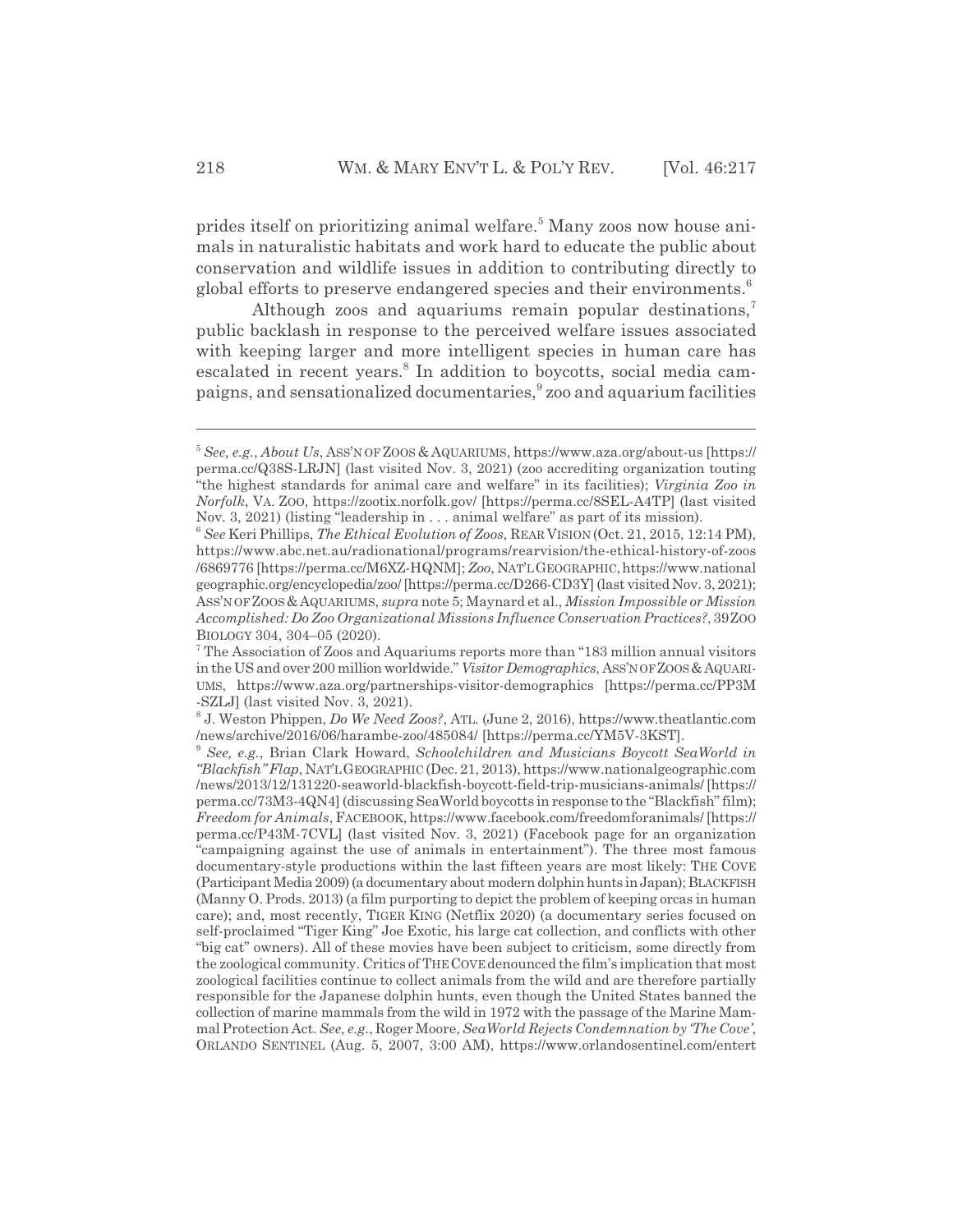prides itself on prioritizing animal welfare.[5] Many zoos now house animals in naturalistic habitats and work hard to educate the public about conservation and wildlife issues in addition to contributing directly to global efforts to preserve endangered species and their environments.[6]

Although zoos and aquariums remain popular destinations,[7] public backlash in response to the perceived welfare issues associated with keeping larger and more intelligent species in human care has escalated in recent years.[8] In addition to boycotts, social media campaigns, and sensationalized documentaries,[9] zoo and aquarium facilities

---

[5] *See, e.g.*, *About Us*, ASS'N OF ZOOS & AQUARIUMS, https://www.aza.org/about-us [https://perma.cc/Q38S-LRJN] (last visited Nov. 3, 2021) (zoo accrediting organization touting "the highest standards for animal care and welfare" in its facilities); *Virginia Zoo in Norfolk*, VA. ZOO, https://zootix.norfolk.gov/ [https://perma.cc/8SEL-A4TP] (last visited Nov. 3, 2021) (listing "leadership in . . . animal welfare" as part of its mission).

[6] *See* Keri Phillips, *The Ethical Evolution of Zoos*, REAR VISION (Oct. 21, 2015, 12:14 PM), https://www.abc.net.au/radionational/programs/rearvision/the-ethical-history-of-zoos/6869776 [https://perma.cc/M6XZ-HQNM]; *Zoo*, NAT'L GEOGRAPHIC, https://www.nationalgeographic.org/encyclopedia/zoo/ [https://perma.cc/D266-CD3Y] (last visited Nov. 3, 2021); ASS'N OF ZOOS & AQUARIUMS, *supra* note 5; Maynard et al., *Mission Impossible or Mission Accomplished: Do Zoo Organizational Missions Influence Conservation Practices?*, 39 ZOO BIOLOGY 304, 304–05 (2020).

[7] The Association of Zoos and Aquariums reports more than "183 million annual visitors in the US and over 200 million worldwide." *Visitor Demographics*, ASS'N OF ZOOS & AQUARIUMS, https://www.aza.org/partnerships-visitor-demographics [https://perma.cc/PP3M-SZLJ] (last visited Nov. 3, 2021).

[8] J. Weston Phippen, *Do We Need Zoos?*, ATL. (June 2, 2016), https://www.theatlantic.com/news/archive/2016/06/harambe-zoo/485084/ [https://perma.cc/YM5V-3KST].

[9] *See, e.g.*, Brian Clark Howard, *Schoolchildren and Musicians Boycott SeaWorld in "Blackfish" Flap*, NAT'L GEOGRAPHIC (Dec. 21, 2013), https://www.nationalgeographic.com/news/2013/12/131220-seaworld-blackfish-boycott-field-trip-musicians-animals/ [https://perma.cc/73M3-4QN4] (discussing SeaWorld boycotts in response to the "Blackfish" film); *Freedom for Animals*, FACEBOOK, https://www.facebook.com/freedomforanimals/ [https://perma.cc/P43M-7CVL] (last visited Nov. 3, 2021) (Facebook page for an organization "campaigning against the use of animals in entertainment"). The three most famous documentary-style productions within the last fifteen years are most likely: THE COVE (Participant Media 2009) (a documentary about modern dolphin hunts in Japan); BLACKFISH (Manny O. Prods. 2013) (a film purporting to depict the problem of keeping orcas in human care); and, most recently, TIGER KING (Netflix 2020) (a documentary series focused on self-proclaimed "Tiger King" Joe Exotic, his large cat collection, and conflicts with other "big cat" owners). All of these movies have been subject to criticism, some directly from the zoological community. Critics of THE COVE denounced the film's implication that most zoological facilities continue to collect animals from the wild and are therefore partially responsible for the Japanese dolphin hunts, even though the United States banned the collection of marine mammals from the wild in 1972 with the passage of the Marine Mammal Protection Act. *See, e.g.*, Roger Moore, *SeaWorld Rejects Condemnation by 'The Cove'*, ORLANDO SENTINEL (Aug. 5, 2007, 3:00 AM), https://www.orlandosentinel.com/entert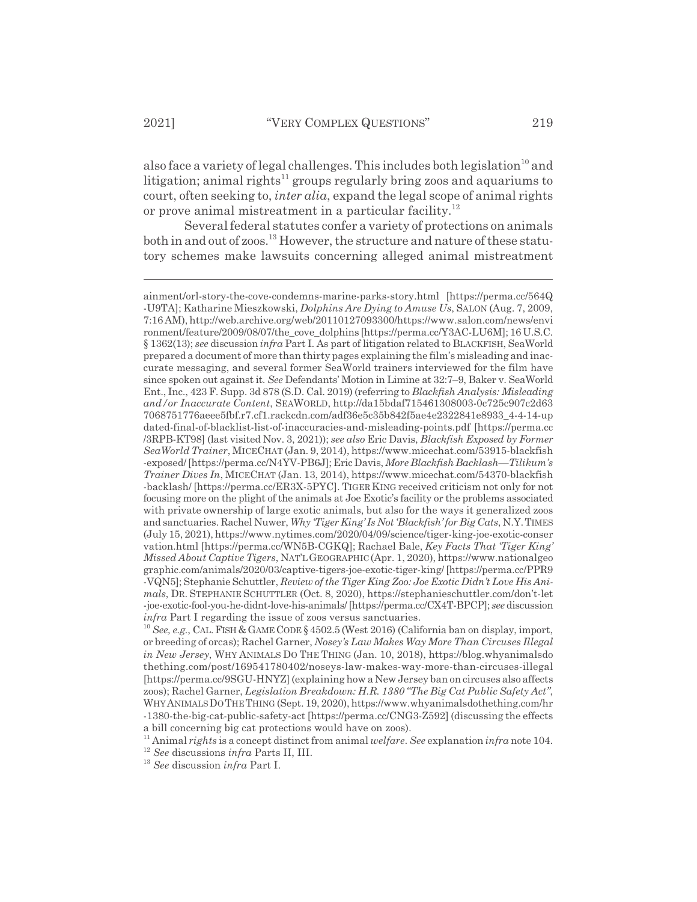also face a variety of legal challenges. This includes both legislation[10] and litigation; animal rights[11] groups regularly bring zoos and aquariums to court, often seeking to, *inter alia*, expand the legal scope of animal rights or prove animal mistreatment in a particular facility.[12]

Several federal statutes confer a variety of protections on animals both in and out of zoos.[13] However, the structure and nature of these statutory schemes make lawsuits concerning alleged animal mistreatment

---

ainment/orl-story-the-cove-condemns-marine-parks-story.html [https://perma.cc/564Q-U9TA]; Katharine Mieszkowski, *Dolphins Are Dying to Amuse Us*, SALON (Aug. 7, 2009, 7:16 AM), http://web.archive.org/web/20110127093300/https://www.salon.com/news/environment/feature/2009/08/07/the_cove_dolphins [https://perma.cc/Y3AC-LU6M]; 16 U.S.C. § 1362(13); *see* discussion *infra* Part I. As part of litigation related to BLACKFISH, SeaWorld prepared a document of more than thirty pages explaining the film's misleading and inaccurate messaging, and several former SeaWorld trainers interviewed for the film have since spoken out against it. *See* Defendants' Motion in Limine at 32:7–9, Baker v. SeaWorld Ent., Inc., 423 F. Supp. 3d 878 (S.D. Cal. 2019) (referring to *Blackfish Analysis: Misleading and/or Inaccurate Content*, SEAWORLD, http://da15bdaf715461308003-0c725c907c2d637068751776aeee5fbf.r7.cf1.rackcdn.com/adf36e5c35b842f5ae4e2322841e8933_4-4-14-updated-final-of-blacklist-list-of-inaccuracies-and-misleading-points.pdf [https://perma.cc/3RPB-KT98] (last visited Nov. 3, 2021)); *see also* Eric Davis, *Blackfish Exposed by Former SeaWorld Trainer*, MICECHAT (Jan. 9, 2014), https://www.micechat.com/53915-blackfish-exposed/ [https://perma.cc/N4YV-PB6J]; Eric Davis, *More Blackfish Backlash—Tilikum's Trainer Dives In*, MICECHAT (Jan. 13, 2014), https://www.micechat.com/54370-blackfish-backlash/ [https://perma.cc/ER3X-5PYC]. TIGER KING received criticism not only for not focusing more on the plight of the animals at Joe Exotic's facility or the problems associated with private ownership of large exotic animals, but also for the ways it generalized zoos and sanctuaries. Rachel Nuwer, *Why 'Tiger King' Is Not 'Blackfish' for Big Cats*, N.Y. TIMES (July 15, 2021), https://www.nytimes.com/2020/04/09/science/tiger-king-joe-exotic-conservation.html [https://perma.cc/WN5B-CGKQ]; Rachael Bale, *Key Facts That 'Tiger King' Missed About Captive Tigers*, NAT'L GEOGRAPHIC (Apr. 1, 2020), https://www.nationalgeographic.com/animals/2020/03/captive-tigers-joe-exotic-tiger-king/ [https://perma.cc/PPR9-VQN5]; Stephanie Schuttler, *Review of the Tiger King Zoo: Joe Exotic Didn't Love His Animals*, DR. STEPHANIE SCHUTTLER (Oct. 8, 2020), https://stephanieschuttler.com/don't-let-joe-exotic-fool-you-he-didnt-love-his-animals/ [https://perma.cc/CX4T-BPCP]; *see* discussion *infra* Part I regarding the issue of zoos versus sanctuaries.

[10] *See, e.g.*, CAL. FISH & GAME CODE § 4502.5 (West 2016) (California ban on display, import, or breeding of orcas); Rachel Garner, *Nosey's Law Makes Way More Than Circuses Illegal in New Jersey*, WHY ANIMALS DO THE THING (Jan. 10, 2018), https://blog.whyanimalsdothething.com/post/169541780402/noseys-law-makes-way-more-than-circuses-illegal [https://perma.cc/9SGU-HNYZ] (explaining how a New Jersey ban on circuses also affects zoos); Rachel Garner, *Legislation Breakdown: H.R. 1380 "The Big Cat Public Safety Act"*, WHY ANIMALS DO THE THING (Sept. 19, 2020), https://www.whyanimalsdothething.com/hr-1380-the-big-cat-public-safety-act [https://perma.cc/CNG3-Z592] (discussing the effects a bill concerning big cat protections would have on zoos).

[11] Animal *rights* is a concept distinct from animal *welfare*. *See* explanation *infra* note 104.

[12] *See* discussions *infra* Parts II, III.

[13] *See* discussion *infra* Part I.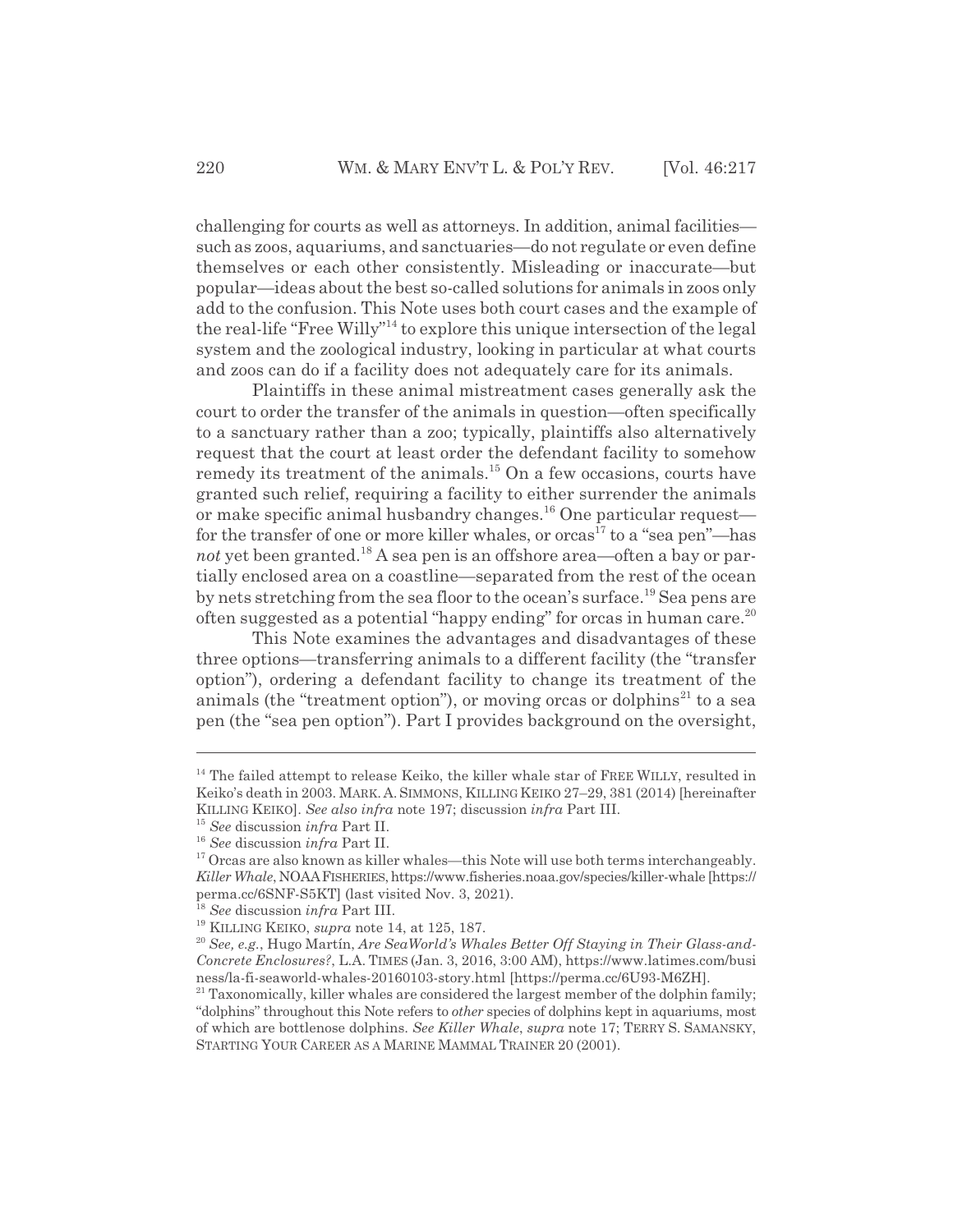challenging for courts as well as attorneys. In addition, animal facilities—such as zoos, aquariums, and sanctuaries—do not regulate or even define themselves or each other consistently. Misleading or inaccurate—but popular—ideas about the best so-called solutions for animals in zoos only add to the confusion. This Note uses both court cases and the example of the real-life "Free Willy"[14] to explore this unique intersection of the legal system and the zoological industry, looking in particular at what courts and zoos can do if a facility does not adequately care for its animals.

Plaintiffs in these animal mistreatment cases generally ask the court to order the transfer of the animals in question—often specifically to a sanctuary rather than a zoo; typically, plaintiffs also alternatively request that the court at least order the defendant facility to somehow remedy its treatment of the animals.[15] On a few occasions, courts have granted such relief, requiring a facility to either surrender the animals or make specific animal husbandry changes.[16] One particular request—for the transfer of one or more killer whales, or orcas[17] to a "sea pen"—has *not* yet been granted.[18] A sea pen is an offshore area—often a bay or partially enclosed area on a coastline—separated from the rest of the ocean by nets stretching from the sea floor to the ocean's surface.[19] Sea pens are often suggested as a potential "happy ending" for orcas in human care.[20]

This Note examines the advantages and disadvantages of these three options—transferring animals to a different facility (the "transfer option"), ordering a defendant facility to change its treatment of the animals (the "treatment option"), or moving orcas or dolphins[21] to a sea pen (the "sea pen option"). Part I provides background on the oversight,

---

[14] The failed attempt to release Keiko, the killer whale star of FREE WILLY, resulted in Keiko's death in 2003. MARK. A. SIMMONS, KILLING KEIKO 27–29, 381 (2014) [hereinafter KILLING KEIKO]. *See also infra* note 197; discussion *infra* Part III.

[15] *See* discussion *infra* Part II.

[16] *See* discussion *infra* Part II.

[17] Orcas are also known as killer whales—this Note will use both terms interchangeably. *Killer Whale*, NOAA FISHERIES, https://www.fisheries.noaa.gov/species/killer-whale [https://perma.cc/6SNF-S5KT] (last visited Nov. 3, 2021).

[18] *See* discussion *infra* Part III.

[19] KILLING KEIKO, *supra* note 14, at 125, 187.

[20] *See, e.g.*, Hugo Martín, *Are SeaWorld's Whales Better Off Staying in Their Glass-and-Concrete Enclosures?*, L.A. TIMES (Jan. 3, 2016, 3:00 AM), https://www.latimes.com/business/la-fi-seaworld-whales-20160103-story.html [https://perma.cc/6U93-M6ZH].

[21] Taxonomically, killer whales are considered the largest member of the dolphin family; "dolphins" throughout this Note refers to *other* species of dolphins kept in aquariums, most of which are bottlenose dolphins. *See Killer Whale*, *supra* note 17; TERRY S. SAMANSKY, STARTING YOUR CAREER AS A MARINE MAMMAL TRAINER 20 (2001).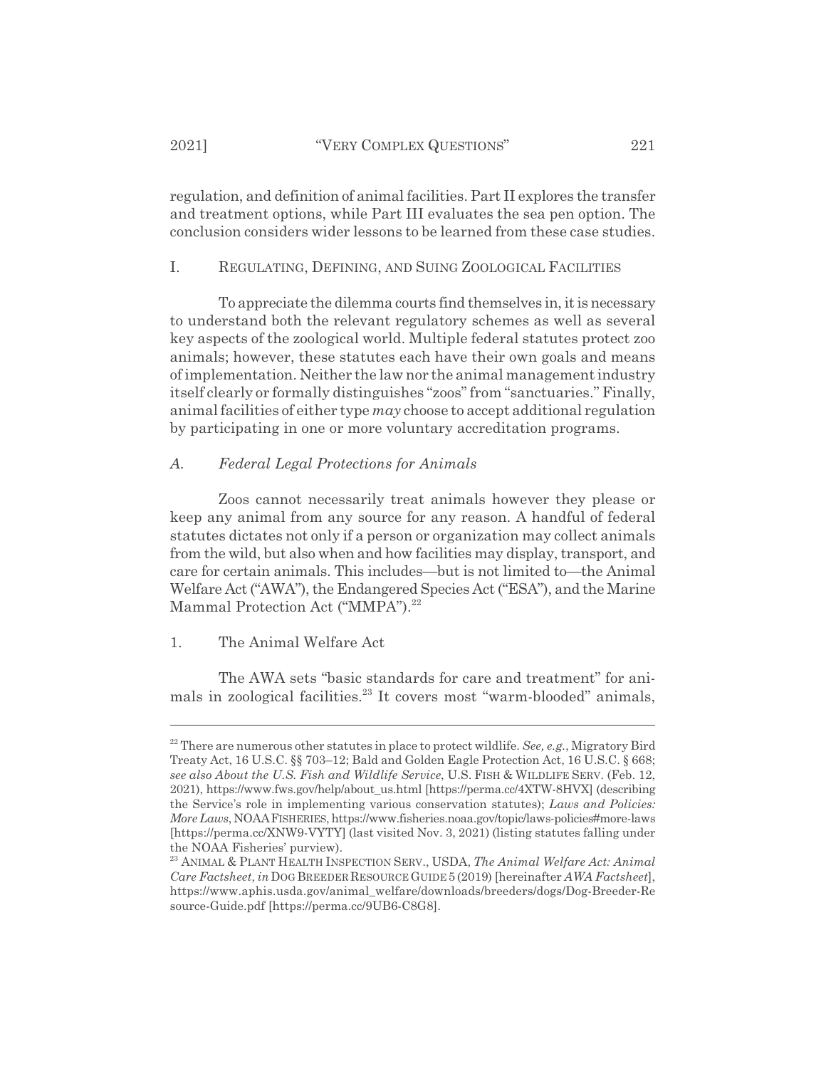regulation, and definition of animal facilities. Part II explores the transfer and treatment options, while Part III evaluates the sea pen option. The conclusion considers wider lessons to be learned from these case studies.

## I. REGULATING, DEFINING, AND SUING ZOOLOGICAL FACILITIES

To appreciate the dilemma courts find themselves in, it is necessary to understand both the relevant regulatory schemes as well as several key aspects of the zoological world. Multiple federal statutes protect zoo animals; however, these statutes each have their own goals and means of implementation. Neither the law nor the animal management industry itself clearly or formally distinguishes "zoos" from "sanctuaries." Finally, animal facilities of either type *may* choose to accept additional regulation by participating in one or more voluntary accreditation programs.

### A. *Federal Legal Protections for Animals*

Zoos cannot necessarily treat animals however they please or keep any animal from any source for any reason. A handful of federal statutes dictates not only if a person or organization may collect animals from the wild, but also when and how facilities may display, transport, and care for certain animals. This includes—but is not limited to—the Animal Welfare Act ("AWA"), the Endangered Species Act ("ESA"), and the Marine Mammal Protection Act ("MMPA").[22]

#### 1. The Animal Welfare Act

The AWA sets "basic standards for care and treatment" for animals in zoological facilities.[23] It covers most "warm-blooded" animals,

---

[22] There are numerous other statutes in place to protect wildlife. *See, e.g.*, Migratory Bird Treaty Act, 16 U.S.C. §§ 703–12; Bald and Golden Eagle Protection Act, 16 U.S.C. § 668; *see also About the U.S. Fish and Wildlife Service*, U.S. FISH & WILDLIFE SERV. (Feb. 12, 2021), https://www.fws.gov/help/about_us.html [https://perma.cc/4XTW-8HVX] (describing the Service's role in implementing various conservation statutes); *Laws and Policies: More Laws*, NOAA FISHERIES, https://www.fisheries.noaa.gov/topic/laws-policies#more-laws [https://perma.cc/XNW9-VYTY] (last visited Nov. 3, 2021) (listing statutes falling under the NOAA Fisheries' purview).

[23] ANIMAL & PLANT HEALTH INSPECTION SERV., USDA, *The Animal Welfare Act: Animal Care Factsheet*, *in* DOG BREEDER RESOURCE GUIDE 5 (2019) [hereinafter *AWA Factsheet*], https://www.aphis.usda.gov/animal_welfare/downloads/breeders/dogs/Dog-Breeder-Resource-Guide.pdf [https://perma.cc/9UB6-C8G8].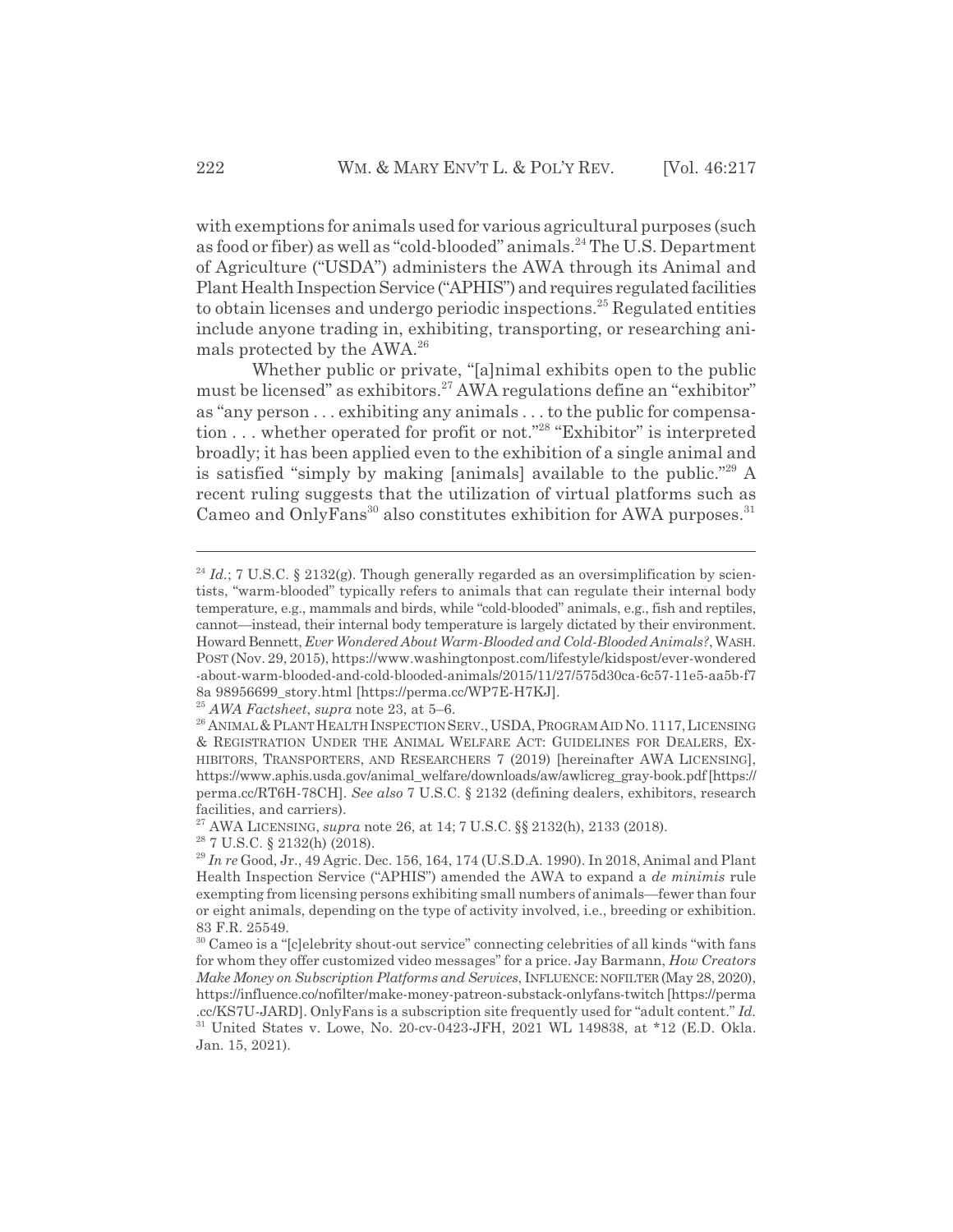with exemptions for animals used for various agricultural purposes (such as food or fiber) as well as "cold-blooded" animals.[24] The U.S. Department of Agriculture ("USDA") administers the AWA through its Animal and Plant Health Inspection Service ("APHIS") and requires regulated facilities to obtain licenses and undergo periodic inspections.[25] Regulated entities include anyone trading in, exhibiting, transporting, or researching animals protected by the AWA.[26]

Whether public or private, "[a]nimal exhibits open to the public must be licensed" as exhibitors.[27] AWA regulations define an "exhibitor" as "any person . . . exhibiting any animals . . . to the public for compensation . . . whether operated for profit or not."[28] "Exhibitor" is interpreted broadly; it has been applied even to the exhibition of a single animal and is satisfied "simply by making [animals] available to the public."[29] A recent ruling suggests that the utilization of virtual platforms such as Cameo and OnlyFans[30] also constitutes exhibition for AWA purposes.[31]

---

[24] *Id.*; 7 U.S.C. § 2132(g). Though generally regarded as an oversimplification by scientists, "warm-blooded" typically refers to animals that can regulate their internal body temperature, e.g., mammals and birds, while "cold-blooded" animals, e.g., fish and reptiles, cannot—instead, their internal body temperature is largely dictated by their environment. Howard Bennett, *Ever Wondered About Warm-Blooded and Cold-Blooded Animals?*, WASH. POST (Nov. 29, 2015), https://www.washingtonpost.com/lifestyle/kidspost/ever-wondered-about-warm-blooded-and-cold-blooded-animals/2015/11/27/575d30ca-6c57-11e5-aa5b-f78a 98956699_story.html [https://perma.cc/WP7E-H7KJ].

[25] *AWA Factsheet*, *supra* note 23, at 5–6.

[26] ANIMAL & PLANT HEALTH INSPECTION SERV., USDA, PROGRAM AID NO. 1117, LICENSING & REGISTRATION UNDER THE ANIMAL WELFARE ACT: GUIDELINES FOR DEALERS, EXHIBITORS, TRANSPORTERS, AND RESEARCHERS 7 (2019) [hereinafter AWA LICENSING], https://www.aphis.usda.gov/animal_welfare/downloads/aw/awlicreg_gray-book.pdf [https://perma.cc/RT6H-78CH]. *See also* 7 U.S.C. § 2132 (defining dealers, exhibitors, research facilities, and carriers).

[27] AWA LICENSING, *supra* note 26, at 14; 7 U.S.C. §§ 2132(h), 2133 (2018).

[28] 7 U.S.C. § 2132(h) (2018).

[29] *In re* Good, Jr., 49 Agric. Dec. 156, 164, 174 (U.S.D.A. 1990). In 2018, Animal and Plant Health Inspection Service ("APHIS") amended the AWA to expand a *de minimis* rule exempting from licensing persons exhibiting small numbers of animals—fewer than four or eight animals, depending on the type of activity involved, i.e., breeding or exhibition. 83 F.R. 25549.

[30] Cameo is a "[c]elebrity shout-out service" connecting celebrities of all kinds "with fans for whom they offer customized video messages" for a price. Jay Barmann, *How Creators Make Money on Subscription Platforms and Services*, INFLUENCE: NOFILTER (May 28, 2020), https://influence.co/nofilter/make-money-patreon-substack-onlyfans-twitch [https://perma.cc/KS7U-JARD]. OnlyFans is a subscription site frequently used for "adult content." *Id.*

[31] United States v. Lowe, No. 20-cv-0423-JFH, 2021 WL 149838, at *12 (E.D. Okla. Jan. 15, 2021).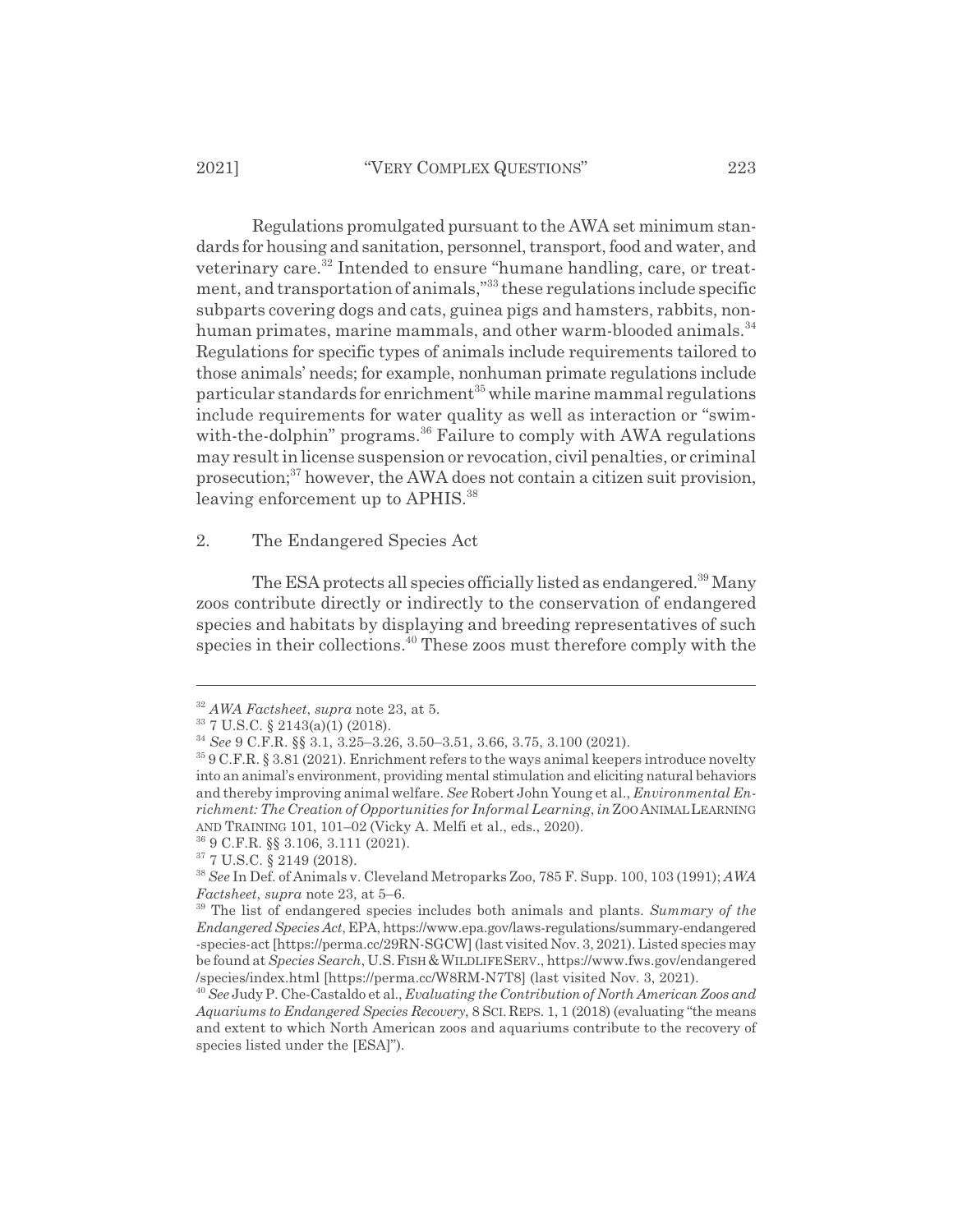Regulations promulgated pursuant to the AWA set minimum standards for housing and sanitation, personnel, transport, food and water, and veterinary care.[32] Intended to ensure "humane handling, care, or treatment, and transportation of animals,"[33] these regulations include specific subparts covering dogs and cats, guinea pigs and hamsters, rabbits, nonhuman primates, marine mammals, and other warm-blooded animals.[34] Regulations for specific types of animals include requirements tailored to those animals' needs; for example, nonhuman primate regulations include particular standards for enrichment[35] while marine mammal regulations include requirements for water quality as well as interaction or "swim-with-the-dolphin" programs.[36] Failure to comply with AWA regulations may result in license suspension or revocation, civil penalties, or criminal prosecution;[37] however, the AWA does not contain a citizen suit provision, leaving enforcement up to APHIS.[38]

### 2. The Endangered Species Act

The ESA protects all species officially listed as endangered.[39] Many zoos contribute directly or indirectly to the conservation of endangered species and habitats by displaying and breeding representatives of such species in their collections.[40] These zoos must therefore comply with the

---

[32] *AWA Factsheet*, *supra* note 23, at 5.

[33] 7 U.S.C. § 2143(a)(1) (2018).

[34] *See* 9 C.F.R. §§ 3.1, 3.25–3.26, 3.50–3.51, 3.66, 3.75, 3.100 (2021).

[35] 9 C.F.R. § 3.81 (2021). Enrichment refers to the ways animal keepers introduce novelty into an animal's environment, providing mental stimulation and eliciting natural behaviors and thereby improving animal welfare. *See* Robert John Young et al., *Environmental Enrichment: The Creation of Opportunities for Informal Learning*, *in* ZOO ANIMAL LEARNING AND TRAINING 101, 101–02 (Vicky A. Melfi et al., eds., 2020).

[36] 9 C.F.R. §§ 3.106, 3.111 (2021).

[37] 7 U.S.C. § 2149 (2018).

[38] *See* In Def. of Animals v. Cleveland Metroparks Zoo, 785 F. Supp. 100, 103 (1991); *AWA Factsheet*, *supra* note 23, at 5–6.

[39] The list of endangered species includes both animals and plants. *Summary of the Endangered Species Act*, EPA, https://www.epa.gov/laws-regulations/summary-endangered-species-act [https://perma.cc/29RN-SGCW] (last visited Nov. 3, 2021). Listed species may be found at *Species Search*, U.S. FISH & WILDLIFE SERV., https://www.fws.gov/endangered/species/index.html [https://perma.cc/W8RM-N7T8] (last visited Nov. 3, 2021).

[40] *See* Judy P. Che-Castaldo et al., *Evaluating the Contribution of North American Zoos and Aquariums to Endangered Species Recovery*, 8 SCI. REPS. 1, 1 (2018) (evaluating "the means and extent to which North American zoos and aquariums contribute to the recovery of species listed under the [ESA]").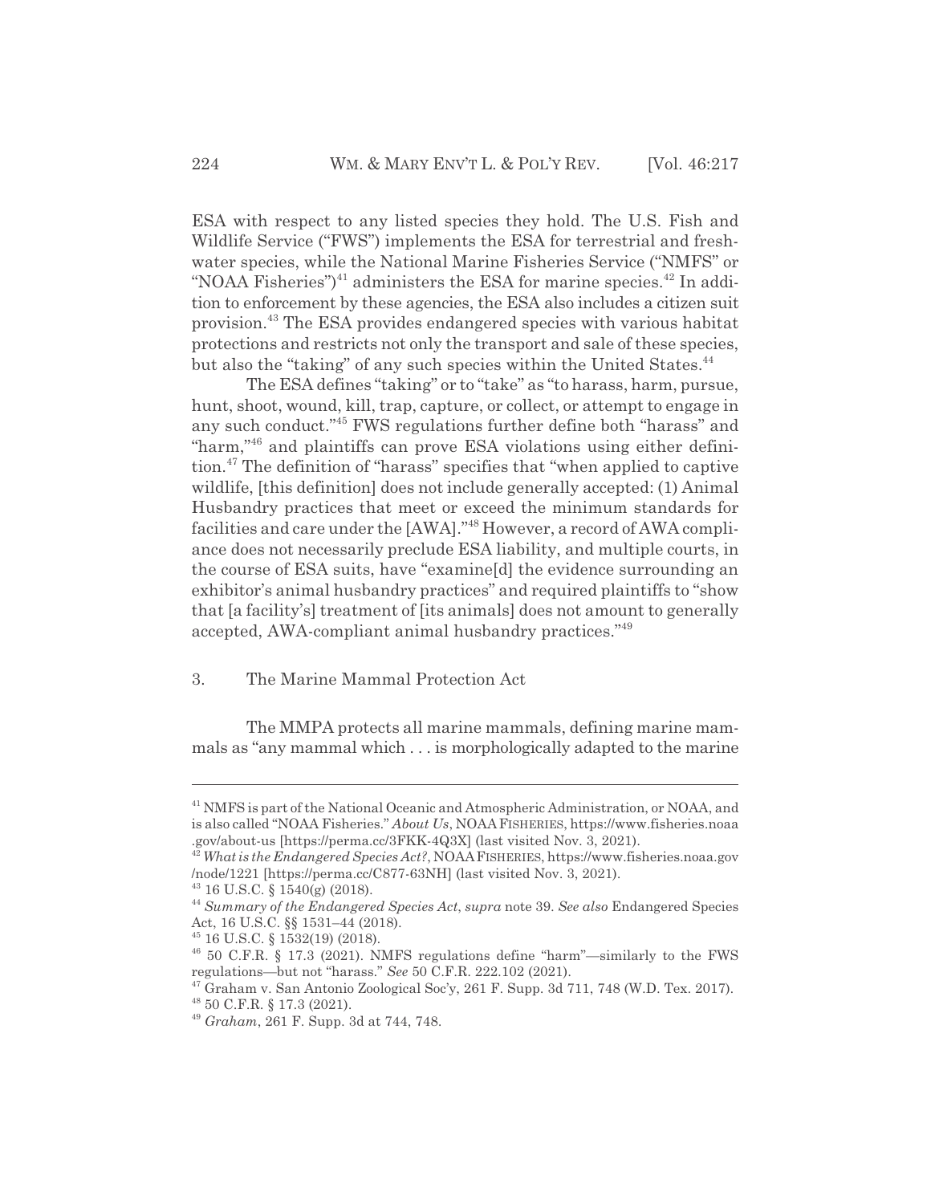ESA with respect to any listed species they hold. The U.S. Fish and Wildlife Service ("FWS") implements the ESA for terrestrial and freshwater species, while the National Marine Fisheries Service ("NMFS" or "NOAA Fisheries")[41] administers the ESA for marine species.[42] In addition to enforcement by these agencies, the ESA also includes a citizen suit provision.[43] The ESA provides endangered species with various habitat protections and restricts not only the transport and sale of these species, but also the "taking" of any such species within the United States.[44]

The ESA defines "taking" or to "take" as "to harass, harm, pursue, hunt, shoot, wound, kill, trap, capture, or collect, or attempt to engage in any such conduct."[45] FWS regulations further define both "harass" and "harm,"[46] and plaintiffs can prove ESA violations using either definition.[47] The definition of "harass" specifies that "when applied to captive wildlife, [this definition] does not include generally accepted: (1) Animal Husbandry practices that meet or exceed the minimum standards for facilities and care under the [AWA]."[48] However, a record of AWA compliance does not necessarily preclude ESA liability, and multiple courts, in the course of ESA suits, have "examine[d] the evidence surrounding an exhibitor's animal husbandry practices" and required plaintiffs to "show that [a facility's] treatment of [its animals] does not amount to generally accepted, AWA-compliant animal husbandry practices."[49]

### 3. The Marine Mammal Protection Act

The MMPA protects all marine mammals, defining marine mammals as "any mammal which . . . is morphologically adapted to the marine

---

[41] NMFS is part of the National Oceanic and Atmospheric Administration, or NOAA, and is also called "NOAA Fisheries." *About Us*, NOAA FISHERIES, https://www.fisheries.noaa.gov/about-us [https://perma.cc/3FKK-4Q3X] (last visited Nov. 3, 2021).

[42] *What is the Endangered Species Act?*, NOAA FISHERIES, https://www.fisheries.noaa.gov/node/1221 [https://perma.cc/C877-63NH] (last visited Nov. 3, 2021).

[43] 16 U.S.C. § 1540(g) (2018).

[44] *Summary of the Endangered Species Act*, *supra* note 39. *See also* Endangered Species Act, 16 U.S.C. §§ 1531–44 (2018).

[45] 16 U.S.C. § 1532(19) (2018).

[46] 50 C.F.R. § 17.3 (2021). NMFS regulations define "harm"—similarly to the FWS regulations—but not "harass." *See* 50 C.F.R. 222.102 (2021).

[47] Graham v. San Antonio Zoological Soc'y, 261 F. Supp. 3d 711, 748 (W.D. Tex. 2017).

[48] 50 C.F.R. § 17.3 (2021).

[49] *Graham*, 261 F. Supp. 3d at 744, 748.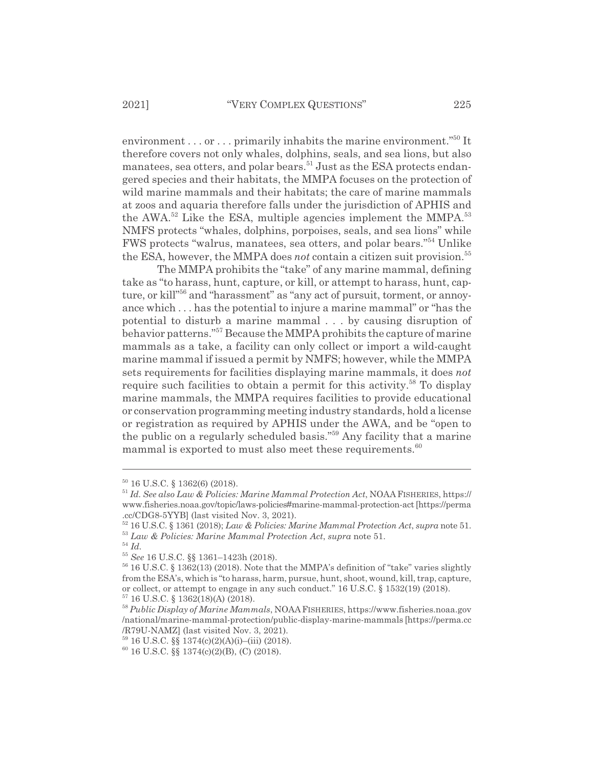environment . . . or . . . primarily inhabits the marine environment."[50] It therefore covers not only whales, dolphins, seals, and sea lions, but also manatees, sea otters, and polar bears.[51] Just as the ESA protects endangered species and their habitats, the MMPA focuses on the protection of wild marine mammals and their habitats; the care of marine mammals at zoos and aquaria therefore falls under the jurisdiction of APHIS and the AWA.[52] Like the ESA, multiple agencies implement the MMPA.[53] NMFS protects "whales, dolphins, porpoises, seals, and sea lions" while FWS protects "walrus, manatees, sea otters, and polar bears."[54] Unlike the ESA, however, the MMPA does *not* contain a citizen suit provision.[55]

The MMPA prohibits the "take" of any marine mammal, defining take as "to harass, hunt, capture, or kill, or attempt to harass, hunt, capture, or kill"[56] and "harassment" as "any act of pursuit, torment, or annoyance which . . . has the potential to injure a marine mammal" or "has the potential to disturb a marine mammal . . . by causing disruption of behavior patterns."[57] Because the MMPA prohibits the capture of marine mammals as a take, a facility can only collect or import a wild-caught marine mammal if issued a permit by NMFS; however, while the MMPA sets requirements for facilities displaying marine mammals, it does *not* require such facilities to obtain a permit for this activity.[58] To display marine mammals, the MMPA requires facilities to provide educational or conservation programming meeting industry standards, hold a license or registration as required by APHIS under the AWA, and be "open to the public on a regularly scheduled basis."[59] Any facility that a marine mammal is exported to must also meet these requirements.[60]

---

[50] 16 U.S.C. § 1362(6) (2018).

[51] *Id. See also Law & Policies: Marine Mammal Protection Act*, NOAA FISHERIES, https://www.fisheries.noaa.gov/topic/laws-policies#marine-mammal-protection-act [https://perma.cc/CDG8-5YYB] (last visited Nov. 3, 2021).

[52] 16 U.S.C. § 1361 (2018); *Law & Policies: Marine Mammal Protection Act*, *supra* note 51.

[53] *Law & Policies: Marine Mammal Protection Act*, *supra* note 51.

[54] *Id.*

[55] *See* 16 U.S.C. §§ 1361–1423h (2018).

[56] 16 U.S.C. § 1362(13) (2018). Note that the MMPA's definition of "take" varies slightly from the ESA's, which is "to harass, harm, pursue, hunt, shoot, wound, kill, trap, capture, or collect, or attempt to engage in any such conduct." 16 U.S.C. § 1532(19) (2018).

[57] 16 U.S.C. § 1362(18)(A) (2018).

[58] *Public Display of Marine Mammals*, NOAA FISHERIES, https://www.fisheries.noaa.gov/national/marine-mammal-protection/public-display-marine-mammals [https://perma.cc/R79U-NAMZ] (last visited Nov. 3, 2021).

[59] 16 U.S.C. §§ 1374(c)(2)(A)(i)–(iii) (2018).

[60] 16 U.S.C. §§ 1374(c)(2)(B), (C) (2018).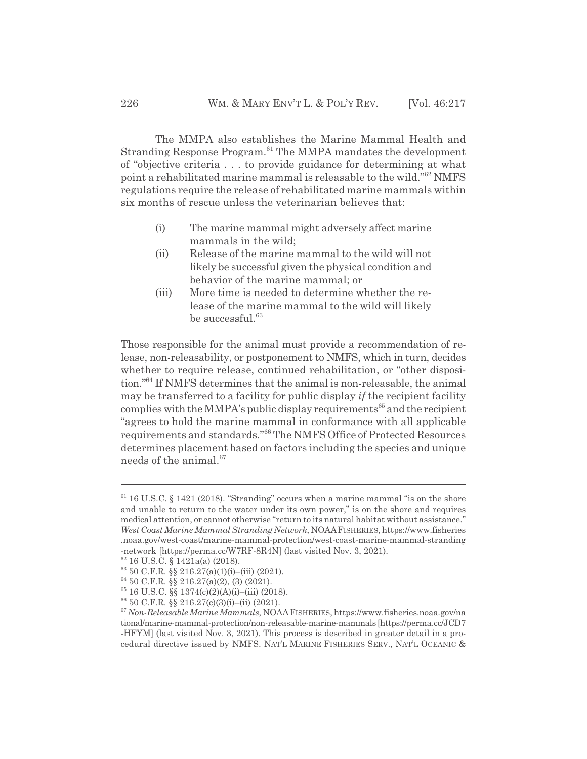The MMPA also establishes the Marine Mammal Health and Stranding Response Program.[61] The MMPA mandates the development of "objective criteria . . . to provide guidance for determining at what point a rehabilitated marine mammal is releasable to the wild."[62] NMFS regulations require the release of rehabilitated marine mammals within six months of rescue unless the veterinarian believes that:

> (i) The marine mammal might adversely affect marine mammals in the wild;
> (ii) Release of the marine mammal to the wild will not likely be successful given the physical condition and behavior of the marine mammal; or
> (iii) More time is needed to determine whether the release of the marine mammal to the wild will likely be successful.[63]

Those responsible for the animal must provide a recommendation of release, non-releasability, or postponement to NMFS, which in turn, decides whether to require release, continued rehabilitation, or "other disposition."[64] If NMFS determines that the animal is non-releasable, the animal may be transferred to a facility for public display *if* the recipient facility complies with the MMPA's public display requirements[65] and the recipient "agrees to hold the marine mammal in conformance with all applicable requirements and standards."[66] The NMFS Office of Protected Resources determines placement based on factors including the species and unique needs of the animal.[67]

---

[61] 16 U.S.C. § 1421 (2018). "Stranding" occurs when a marine mammal "is on the shore and unable to return to the water under its own power," is on the shore and requires medical attention, or cannot otherwise "return to its natural habitat without assistance." *West Coast Marine Mammal Stranding Network*, NOAA FISHERIES, https://www.fisheries.noaa.gov/west-coast/marine-mammal-protection/west-coast-marine-mammal-stranding-network [https://perma.cc/W7RF-8R4N] (last visited Nov. 3, 2021).

[62] 16 U.S.C. § 1421a(a) (2018).

[63] 50 C.F.R. §§ 216.27(a)(1)(i)–(iii) (2021).

[64] 50 C.F.R. §§ 216.27(a)(2), (3) (2021).

[65] 16 U.S.C. §§ 1374(c)(2)(A)(i)–(iii) (2018).

[66] 50 C.F.R. §§ 216.27(c)(3)(i)–(ii) (2021).

[67] *Non-Releasable Marine Mammals*, NOAA FISHERIES, https://www.fisheries.noaa.gov/national/marine-mammal-protection/non-releasable-marine-mammals [https://perma.cc/JCD7-HFYM] (last visited Nov. 3, 2021). This process is described in greater detail in a procedural directive issued by NMFS. NAT'L MARINE FISHERIES SERV., NAT'L OCEANIC &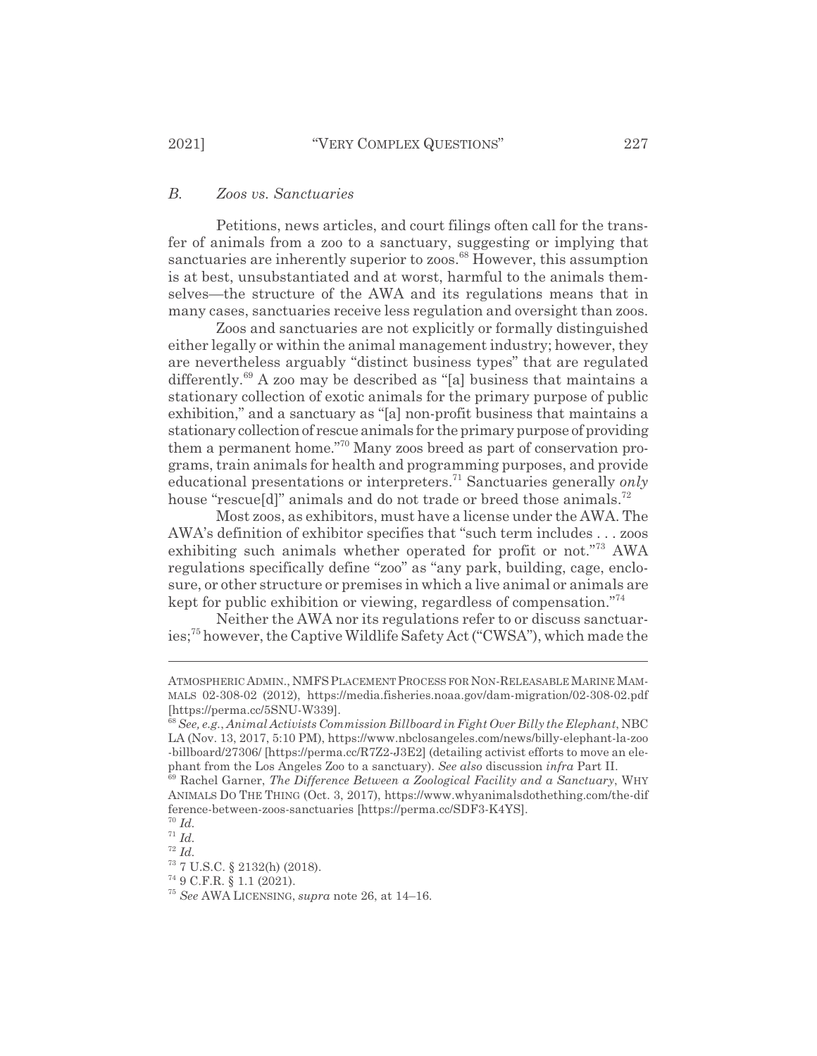### *B. Zoos vs. Sanctuaries*

Petitions, news articles, and court filings often call for the transfer of animals from a zoo to a sanctuary, suggesting or implying that sanctuaries are inherently superior to zoos.[68] However, this assumption is at best, unsubstantiated and at worst, harmful to the animals themselves—the structure of the AWA and its regulations means that in many cases, sanctuaries receive less regulation and oversight than zoos.

Zoos and sanctuaries are not explicitly or formally distinguished either legally or within the animal management industry; however, they are nevertheless arguably "distinct business types" that are regulated differently.[69] A zoo may be described as "[a] business that maintains a stationary collection of exotic animals for the primary purpose of public exhibition," and a sanctuary as "[a] non-profit business that maintains a stationary collection of rescue animals for the primary purpose of providing them a permanent home."[70] Many zoos breed as part of conservation programs, train animals for health and programming purposes, and provide educational presentations or interpreters.[71] Sanctuaries generally *only* house "rescue[d]" animals and do not trade or breed those animals.[72]

Most zoos, as exhibitors, must have a license under the AWA. The AWA's definition of exhibitor specifies that "such term includes . . . zoos exhibiting such animals whether operated for profit or not."[73] AWA regulations specifically define "zoo" as "any park, building, cage, enclosure, or other structure or premises in which a live animal or animals are kept for public exhibition or viewing, regardless of compensation."[74]

Neither the AWA nor its regulations refer to or discuss sanctuaries;[75] however, the Captive Wildlife Safety Act ("CWSA"), which made the

---

ATMOSPHERIC ADMIN., NMFS PLACEMENT PROCESS FOR NON-RELEASABLE MARINE MAMMALS 02-308-02 (2012), https://media.fisheries.noaa.gov/dam-migration/02-308-02.pdf [https://perma.cc/5SNU-W339].

[68] *See, e.g.*, *Animal Activists Commission Billboard in Fight Over Billy the Elephant*, NBC LA (Nov. 13, 2017, 5:10 PM), https://www.nbclosangeles.com/news/billy-elephant-la-zoo-billboard/27306/ [https://perma.cc/R7Z2-J3E2] (detailing activist efforts to move an elephant from the Los Angeles Zoo to a sanctuary). *See also* discussion *infra* Part II.

[69] Rachel Garner, *The Difference Between a Zoological Facility and a Sanctuary*, WHY ANIMALS DO THE THING (Oct. 3, 2017), https://www.whyanimalsdothething.com/the-difference-between-zoos-sanctuaries [https://perma.cc/SDF3-K4YS].

[70] *Id.*

[71] *Id.*

[72] *Id.*

[73] 7 U.S.C. § 2132(h) (2018).

[74] 9 C.F.R. § 1.1 (2021).

[75] *See* AWA LICENSING, *supra* note 26, at 14–16.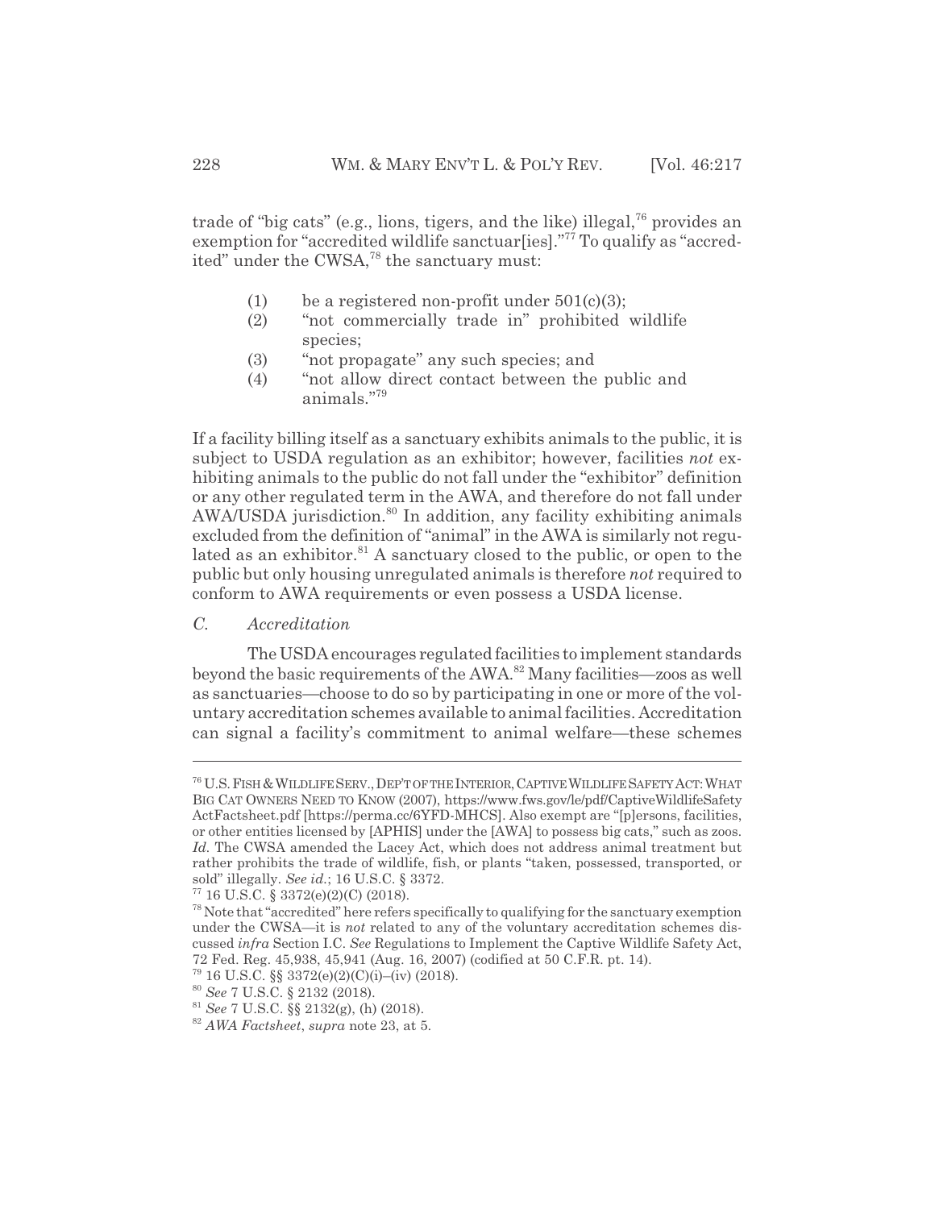trade of "big cats" (e.g., lions, tigers, and the like) illegal,[76] provides an exemption for "accredited wildlife sanctuar[ies]."[77] To qualify as "accredited" under the CWSA,[78] the sanctuary must:

(1) be a registered non-profit under 501(c)(3);
(2) "not commercially trade in" prohibited wildlife species;
(3) "not propagate" any such species; and
(4) "not allow direct contact between the public and animals."[79]

If a facility billing itself as a sanctuary exhibits animals to the public, it is subject to USDA regulation as an exhibitor; however, facilities *not* exhibiting animals to the public do not fall under the "exhibitor" definition or any other regulated term in the AWA, and therefore do not fall under AWA/USDA jurisdiction.[80] In addition, any facility exhibiting animals excluded from the definition of "animal" in the AWA is similarly not regulated as an exhibitor.[81] A sanctuary closed to the public, or open to the public but only housing unregulated animals is therefore *not* required to conform to AWA requirements or even possess a USDA license.

### *C. Accreditation*

The USDA encourages regulated facilities to implement standards beyond the basic requirements of the AWA.[82] Many facilities—zoos as well as sanctuaries—choose to do so by participating in one or more of the voluntary accreditation schemes available to animal facilities. Accreditation can signal a facility's commitment to animal welfare—these schemes

---

[76] U.S. FISH & WILDLIFE SERV., DEP'T OF THE INTERIOR, CAPTIVE WILDLIFE SAFETY ACT: WHAT BIG CAT OWNERS NEED TO KNOW (2007), https://www.fws.gov/le/pdf/CaptiveWildlifeSafetyActFactsheet.pdf [https://perma.cc/6YFD-MHCS]. Also exempt are "[p]ersons, facilities, or other entities licensed by [APHIS] under the [AWA] to possess big cats," such as zoos. *Id.* The CWSA amended the Lacey Act, which does not address animal treatment but rather prohibits the trade of wildlife, fish, or plants "taken, possessed, transported, or sold" illegally. *See id.*; 16 U.S.C. § 3372.

[77] 16 U.S.C. § 3372(e)(2)(C) (2018).

[78] Note that "accredited" here refers specifically to qualifying for the sanctuary exemption under the CWSA—it is *not* related to any of the voluntary accreditation schemes discussed *infra* Section I.C. *See* Regulations to Implement the Captive Wildlife Safety Act, 72 Fed. Reg. 45,938, 45,941 (Aug. 16, 2007) (codified at 50 C.F.R. pt. 14).

[79] 16 U.S.C. §§ 3372(e)(2)(C)(i)–(iv) (2018).

[80] *See* 7 U.S.C. § 2132 (2018).

[81] *See* 7 U.S.C. §§ 2132(g), (h) (2018).

[82] *AWA Factsheet*, *supra* note 23, at 5.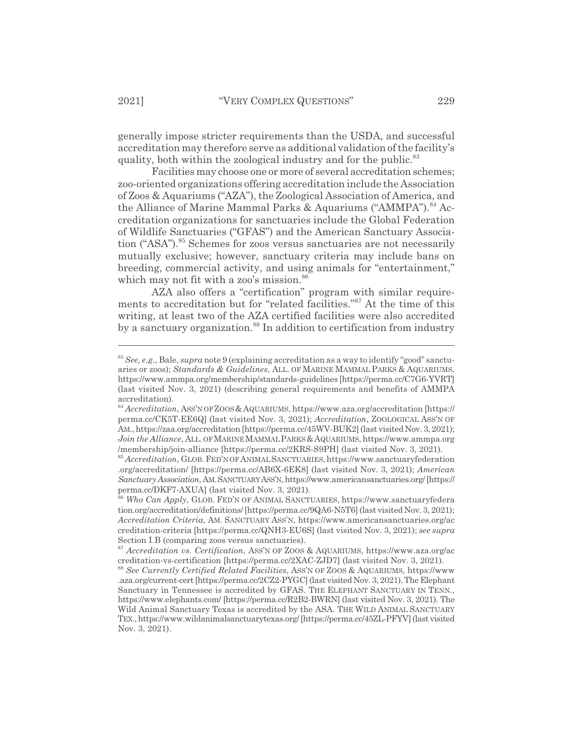generally impose stricter requirements than the USDA, and successful accreditation may therefore serve as additional validation of the facility's quality, both within the zoological industry and for the public.[83]

Facilities may choose one or more of several accreditation schemes; zoo-oriented organizations offering accreditation include the Association of Zoos & Aquariums ("AZA"), the Zoological Association of America, and the Alliance of Marine Mammal Parks & Aquariums ("AMMPA").[84] Accreditation organizations for sanctuaries include the Global Federation of Wildlife Sanctuaries ("GFAS") and the American Sanctuary Association ("ASA").[85] Schemes for zoos versus sanctuaries are not necessarily mutually exclusive; however, sanctuary criteria may include bans on breeding, commercial activity, and using animals for "entertainment," which may not fit with a zoo's mission.[86]

AZA also offers a "certification" program with similar requirements to accreditation but for "related facilities."[87] At the time of this writing, at least two of the AZA certified facilities were also accredited by a sanctuary organization.[88] In addition to certification from industry

---

[83] *See, e.g.*, Bale, *supra* note 9 (explaining accreditation as a way to identify "good" sanctuaries or zoos); *Standards & Guidelines*, ALL. OF MARINE MAMMAL PARKS & AQUARIUMS, https://www.ammpa.org/membership/standards-guidelines [https://perma.cc/C7G6-YVRT] (last visited Nov. 3, 2021) (describing general requirements and benefits of AMMPA accreditation).

[84] *Accreditation*, ASS'N OF ZOOS & AQUARIUMS, https://www.aza.org/accreditation [https://perma.cc/CK5T-EE6Q] (last visited Nov. 3, 2021); *Accreditation*, ZOOLOGICAL ASS'N OF AM., https://zaa.org/accreditation [https://perma.cc/45WV-BUK2] (last visited Nov. 3, 2021); *Join the Alliance*, ALL. OF MARINE MAMMAL PARKS & AQUARIUMS, https://www.ammpa.org/membership/join-alliance [https://perma.cc/2KRS-S9PH] (last visited Nov. 3, 2021).

[85] *Accreditation*, GLOB. FED'N OF ANIMAL SANCTUARIES, https://www.sanctuaryfederation.org/accreditation/ [https://perma.cc/AB6X-6EK8] (last visited Nov. 3, 2021); *American Sanctuary Association*, AM. SANCTUARY ASS'N, https://www.americansanctuaries.org/ [https://perma.cc/DKF7-AXUA] (last visited Nov. 3, 2021).

[86] *Who Can Apply*, GLOB. FED'N OF ANIMAL SANCTUARIES, https://www.sanctuaryfederation.org/accreditation/definitions/ [https://perma.cc/9QA6-N5T6] (last visited Nov. 3, 2021); *Accreditation Criteria*, AM. SANCTUARY ASS'N, https://www.americansanctuaries.org/accreditation-criteria [https://perma.cc/QNH3-EU6S] (last visited Nov. 3, 2021); *see supra* Section I.B (comparing zoos versus sanctuaries).

[87] *Accreditation vs. Certification*, ASS'N OF ZOOS & AQUARIUMS, https://www.aza.org/accreditation-vs-certification [https://perma.cc/2XAC-ZJD7] (last visited Nov. 3, 2021).

[88] *See Currently Certified Related Facilities*, ASS'N OF ZOOS & AQUARIUMS, https://www.aza.org/current-cert [https://perma.cc/2CZ2-PYGC] (last visited Nov. 3, 2021). The Elephant Sanctuary in Tennessee is accredited by GFAS. THE ELEPHANT SANCTUARY IN TENN., https://www.elephants.com/ [https://perma.cc/R2B2-BWRN] (last visited Nov. 3, 2021). The Wild Animal Sanctuary Texas is accredited by the ASA. THE WILD ANIMAL SANCTUARY TEX., https://www.wildanimalsanctuarytexas.org/ [https://perma.cc/45ZL-PFYV] (last visited Nov. 3, 2021).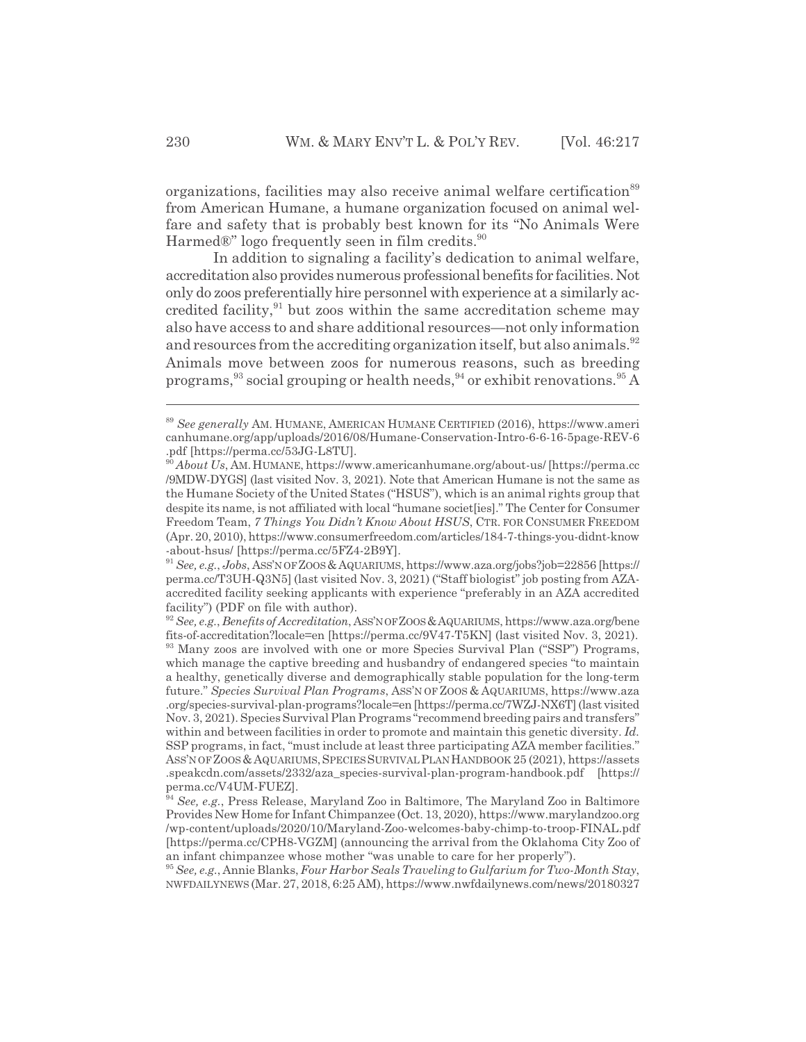organizations, facilities may also receive animal welfare certification[89] from American Humane, a humane organization focused on animal welfare and safety that is probably best known for its "No Animals Were Harmed®" logo frequently seen in film credits.[90]

In addition to signaling a facility's dedication to animal welfare, accreditation also provides numerous professional benefits for facilities. Not only do zoos preferentially hire personnel with experience at a similarly accredited facility,[91] but zoos within the same accreditation scheme may also have access to and share additional resources—not only information and resources from the accrediting organization itself, but also animals.[92] Animals move between zoos for numerous reasons, such as breeding programs,[93] social grouping or health needs,[94] or exhibit renovations.[95] A

---

[89] *See generally* AM. HUMANE, AMERICAN HUMANE CERTIFIED (2016), https://www.americanhumane.org/app/uploads/2016/08/Humane-Conservation-Intro-6-6-16-5page-REV-6.pdf [https://perma.cc/53JG-L8TU].

[90] *About Us*, AM. HUMANE, https://www.americanhumane.org/about-us/ [https://perma.cc/9MDW-DYGS] (last visited Nov. 3, 2021). Note that American Humane is not the same as the Humane Society of the United States ("HSUS"), which is an animal rights group that despite its name, is not affiliated with local "humane societ[ies]." The Center for Consumer Freedom Team, *7 Things You Didn't Know About HSUS*, CTR. FOR CONSUMER FREEDOM (Apr. 20, 2010), https://www.consumerfreedom.com/articles/184-7-things-you-didnt-know-about-hsus/ [https://perma.cc/5FZ4-2B9Y].

[91] *See, e.g.*, *Jobs*, ASS'N OF ZOOS & AQUARIUMS, https://www.aza.org/jobs?job=22856 [https://perma.cc/T3UH-Q3N5] (last visited Nov. 3, 2021) ("Staff biologist" job posting from AZA-accredited facility seeking applicants with experience "preferably in an AZA accredited facility") (PDF on file with author).

[92] *See, e.g.*, *Benefits of Accreditation*, ASS'N OF ZOOS & AQUARIUMS, https://www.aza.org/benefits-of-accreditation?locale=en [https://perma.cc/9V47-T5KN] (last visited Nov. 3, 2021).

[93] Many zoos are involved with one or more Species Survival Plan ("SSP") Programs, which manage the captive breeding and husbandry of endangered species "to maintain a healthy, genetically diverse and demographically stable population for the long-term future." *Species Survival Plan Programs*, ASS'N OF ZOOS & AQUARIUMS, https://www.aza.org/species-survival-plan-programs?locale=en [https://perma.cc/7WZJ-NX6T] (last visited Nov. 3, 2021). Species Survival Plan Programs "recommend breeding pairs and transfers" within and between facilities in order to promote and maintain this genetic diversity. *Id.* SSP programs, in fact, "must include at least three participating AZA member facilities." ASS'N OF ZOOS & AQUARIUMS, SPECIES SURVIVAL PLAN HANDBOOK 25 (2021), https://assets.speakcdn.com/assets/2332/aza_species-survival-plan-program-handbook.pdf [https://perma.cc/V4UM-FUEZ].

[94] *See, e.g.*, Press Release, Maryland Zoo in Baltimore, The Maryland Zoo in Baltimore Provides New Home for Infant Chimpanzee (Oct. 13, 2020), https://www.marylandzoo.org/wp-content/uploads/2020/10/Maryland-Zoo-welcomes-baby-chimp-to-troop-FINAL.pdf [https://perma.cc/CPH8-VGZM] (announcing the arrival from the Oklahoma City Zoo of an infant chimpanzee whose mother "was unable to care for her properly").

[95] *See, e.g.*, Annie Blanks, *Four Harbor Seals Traveling to Gulfarium for Two-Month Stay*, NWFDAILYNEWS (Mar. 27, 2018, 6:25 AM), https://www.nwfdailynews.com/news/20180327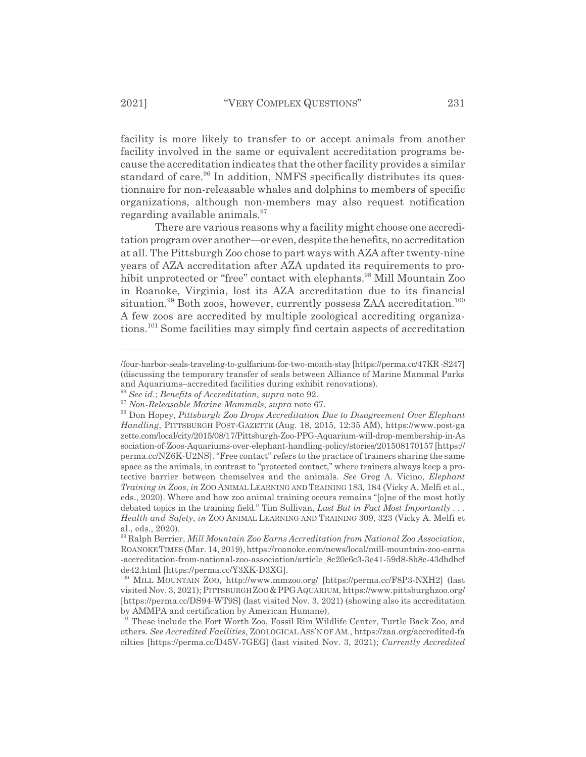facility is more likely to transfer to or accept animals from another facility involved in the same or equivalent accreditation programs because the accreditation indicates that the other facility provides a similar standard of care.[96] In addition, NMFS specifically distributes its questionnaire for non-releasable whales and dolphins to members of specific organizations, although non-members may also request notification regarding available animals.[97]

There are various reasons why a facility might choose one accreditation program over another—or even, despite the benefits, no accreditation at all. The Pittsburgh Zoo chose to part ways with AZA after twenty-nine years of AZA accreditation after AZA updated its requirements to prohibit unprotected or "free" contact with elephants.[98] Mill Mountain Zoo in Roanoke, Virginia, lost its AZA accreditation due to its financial situation.[99] Both zoos, however, currently possess ZAA accreditation.[100] A few zoos are accredited by multiple zoological accrediting organizations.[101] Some facilities may simply find certain aspects of accreditation

---

/four-harbor-seals-traveling-to-gulfarium-for-two-month-stay [https://perma.cc/47KR-S247] (discussing the temporary transfer of seals between Alliance of Marine Mammal Parks and Aquariums–accredited facilities during exhibit renovations).

[96] *See id.*; *Benefits of Accreditation*, *supra* note 92.

[97] *Non-Releasable Marine Mammals*, *supra* note 67.

[98] Don Hopey, *Pittsburgh Zoo Drops Accreditation Due to Disagreement Over Elephant Handling*, PITTSBURGH POST-GAZETTE (Aug. 18, 2015, 12:35 AM), https://www.post-gazette.com/local/city/2015/08/17/Pittsburgh-Zoo-PPG-Aquarium-will-drop-membership-in-Association-of-Zoos-Aquariums-over-elephant-handling-policy/stories/201508170157 [https://perma.cc/NZ6K-U2NS]. "Free contact" refers to the practice of trainers sharing the same space as the animals, in contrast to "protected contact," where trainers always keep a protective barrier between themselves and the animals. *See* Greg A. Vicino, *Elephant Training in Zoos*, *in* ZOO ANIMAL LEARNING AND TRAINING 183, 184 (Vicky A. Melfi et al., eds., 2020). Where and how zoo animal training occurs remains "[o]ne of the most hotly debated topics in the training field." Tim Sullivan, *Last But in Fact Most Importantly . . . Health and Safety*, *in* ZOO ANIMAL LEARNING AND TRAINING 309, 323 (Vicky A. Melfi et al., eds., 2020).

[99] Ralph Berrier, *Mill Mountain Zoo Earns Accreditation from National Zoo Association*, ROANOKE TIMES (Mar. 14, 2019), https://roanoke.com/news/local/mill-mountain-zoo-earns-accreditation-from-national-zoo-association/article_8c20c6c3-3e41-59d8-8b8c-43dbdbcfde42.html [https://perma.cc/Y3XK-D3XG].

[100] MILL MOUNTAIN ZOO, http://www.mmzoo.org/ [https://perma.cc/F8P3-NXH2] (last visited Nov. 3, 2021); PITTSBURGH ZOO & PPG AQUARIUM, https://www.pittsburghzoo.org/ [https://perma.cc/DS94-WT9S] (last visited Nov. 3, 2021) (showing also its accreditation by AMMPA and certification by American Humane).

[101] These include the Fort Worth Zoo, Fossil Rim Wildlife Center, Turtle Back Zoo, and others. *See Accredited Facilities*, ZOOLOGICAL ASS'N OF AM., https://zaa.org/accredited-facilties [https://perma.cc/D45V-7GEG] (last visited Nov. 3, 2021); *Currently Accredited*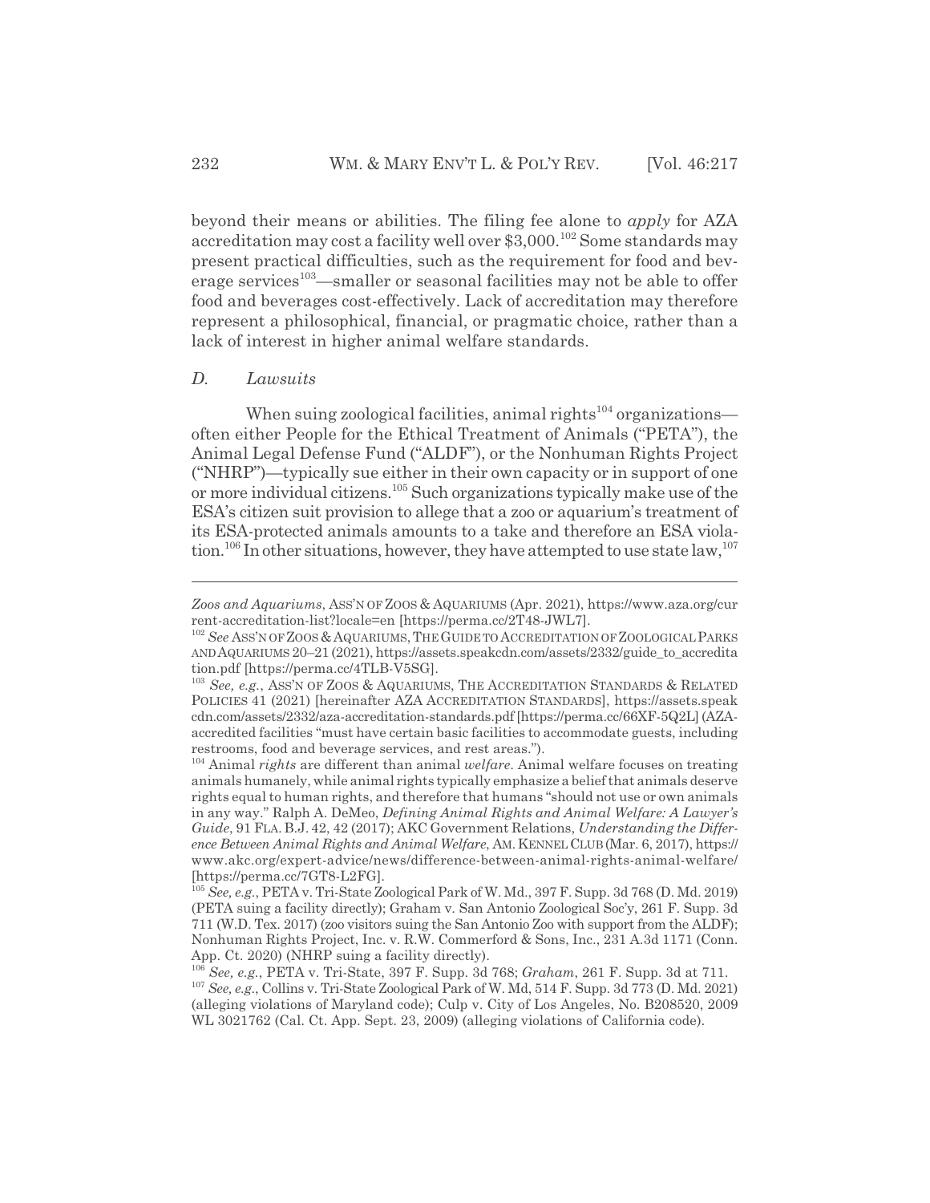beyond their means or abilities. The filing fee alone to *apply* for AZA accreditation may cost a facility well over $3,000.[102] Some standards may present practical difficulties, such as the requirement for food and beverage services[103]—smaller or seasonal facilities may not be able to offer food and beverages cost-effectively. Lack of accreditation may therefore represent a philosophical, financial, or pragmatic choice, rather than a lack of interest in higher animal welfare standards.

### *D. Lawsuits*

When suing zoological facilities, animal rights[104] organizations—often either People for the Ethical Treatment of Animals ("PETA"), the Animal Legal Defense Fund ("ALDF"), or the Nonhuman Rights Project ("NHRP")—typically sue either in their own capacity or in support of one or more individual citizens.[105] Such organizations typically make use of the ESA's citizen suit provision to allege that a zoo or aquarium's treatment of its ESA-protected animals amounts to a take and therefore an ESA violation.[106] In other situations, however, they have attempted to use state law,[107]

---

*Zoos and Aquariums*, ASS'N OF ZOOS & AQUARIUMS (Apr. 2021), https://www.aza.org/current-accreditation-list?locale=en [https://perma.cc/2T48-JWL7].

[102] *See* ASS'N OF ZOOS & AQUARIUMS, THE GUIDE TO ACCREDITATION OF ZOOLOGICAL PARKS AND AQUARIUMS 20–21 (2021), https://assets.speakcdn.com/assets/2332/guide_to_accreditation.pdf [https://perma.cc/4TLB-V5SG].

[103] *See, e.g.*, ASS'N OF ZOOS & AQUARIUMS, THE ACCREDITATION STANDARDS & RELATED POLICIES 41 (2021) [hereinafter AZA ACCREDITATION STANDARDS], https://assets.speakcdn.com/assets/2332/aza-accreditation-standards.pdf [https://perma.cc/66XF-5Q2L] (AZA-accredited facilities "must have certain basic facilities to accommodate guests, including restrooms, food and beverage services, and rest areas.").

[104] Animal *rights* are different than animal *welfare*. Animal welfare focuses on treating animals humanely, while animal rights typically emphasize a belief that animals deserve rights equal to human rights, and therefore that humans "should not use or own animals in any way." Ralph A. DeMeo, *Defining Animal Rights and Animal Welfare: A Lawyer's Guide*, 91 FLA. B.J. 42, 42 (2017); AKC Government Relations, *Understanding the Difference Between Animal Rights and Animal Welfare*, AM. KENNEL CLUB (Mar. 6, 2017), https://www.akc.org/expert-advice/news/difference-between-animal-rights-animal-welfare/ [https://perma.cc/7GT8-L2FG].

[105] *See, e.g.*, PETA v. Tri-State Zoological Park of W. Md., 397 F. Supp. 3d 768 (D. Md. 2019) (PETA suing a facility directly); Graham v. San Antonio Zoological Soc'y, 261 F. Supp. 3d 711 (W.D. Tex. 2017) (zoo visitors suing the San Antonio Zoo with support from the ALDF); Nonhuman Rights Project, Inc. v. R.W. Commerford & Sons, Inc., 231 A.3d 1171 (Conn. App. Ct. 2020) (NHRP suing a facility directly).

[106] *See, e.g.*, PETA v. Tri-State, 397 F. Supp. 3d 768; *Graham*, 261 F. Supp. 3d at 711.

[107] *See, e.g.*, Collins v. Tri-State Zoological Park of W. Md, 514 F. Supp. 3d 773 (D. Md. 2021) (alleging violations of Maryland code); Culp v. City of Los Angeles, No. B208520, 2009 WL 3021762 (Cal. Ct. App. Sept. 23, 2009) (alleging violations of California code).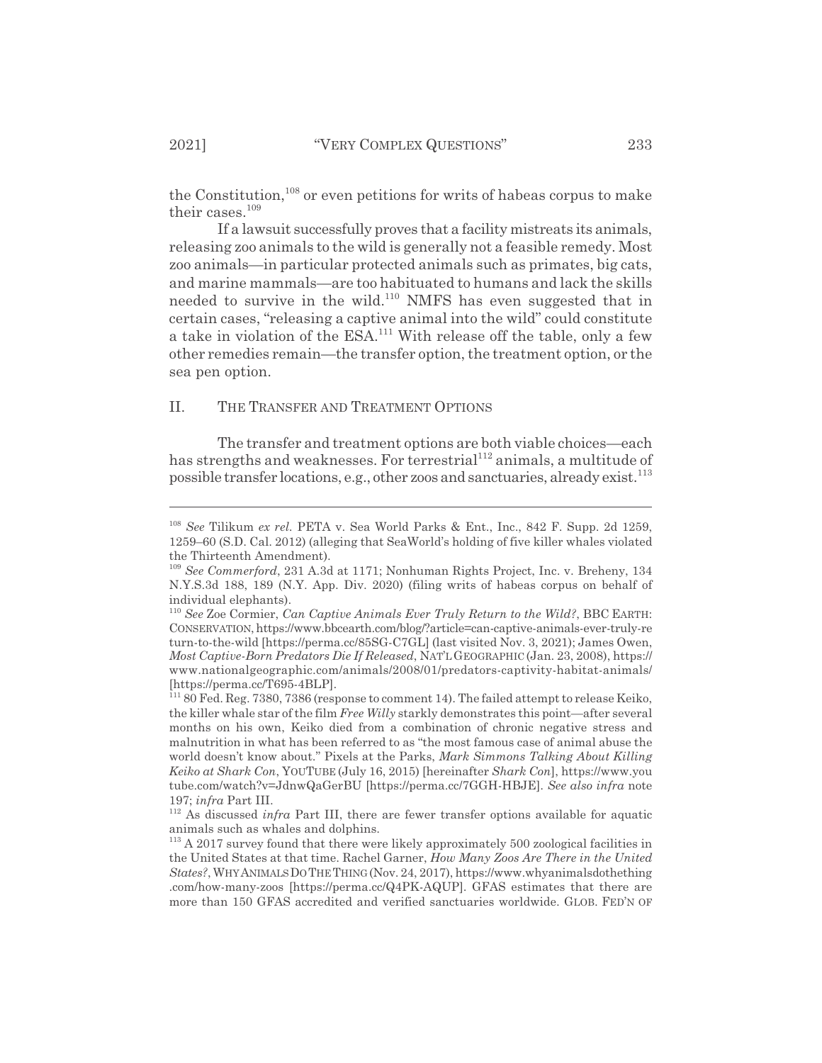the Constitution,[108] or even petitions for writs of habeas corpus to make their cases.[109]

If a lawsuit successfully proves that a facility mistreats its animals, releasing zoo animals to the wild is generally not a feasible remedy. Most zoo animals—in particular protected animals such as primates, big cats, and marine mammals—are too habituated to humans and lack the skills needed to survive in the wild.[110] NMFS has even suggested that in certain cases, "releasing a captive animal into the wild" could constitute a take in violation of the ESA.[111] With release off the table, only a few other remedies remain—the transfer option, the treatment option, or the sea pen option.

## II. THE TRANSFER AND TREATMENT OPTIONS

The transfer and treatment options are both viable choices—each has strengths and weaknesses. For terrestrial[112] animals, a multitude of possible transfer locations, e.g., other zoos and sanctuaries, already exist.[113]

---

[108] *See* Tilikum *ex rel.* PETA v. Sea World Parks & Ent., Inc., 842 F. Supp. 2d 1259, 1259–60 (S.D. Cal. 2012) (alleging that SeaWorld's holding of five killer whales violated the Thirteenth Amendment).

[109] *See Commerford*, 231 A.3d at 1171; Nonhuman Rights Project, Inc. v. Breheny, 134 N.Y.S.3d 188, 189 (N.Y. App. Div. 2020) (filing writs of habeas corpus on behalf of individual elephants).

[110] *See* Zoe Cormier, *Can Captive Animals Ever Truly Return to the Wild?*, BBC EARTH: CONSERVATION, https://www.bbcearth.com/blog/?article=can-captive-animals-ever-truly-return-to-the-wild [https://perma.cc/85SG-C7GL] (last visited Nov. 3, 2021); James Owen, *Most Captive-Born Predators Die If Released*, NAT'L GEOGRAPHIC (Jan. 23, 2008), https://www.nationalgeographic.com/animals/2008/01/predators-captivity-habitat-animals/ [https://perma.cc/T695-4BLP].

[111] 80 Fed. Reg. 7380, 7386 (response to comment 14). The failed attempt to release Keiko, the killer whale star of the film *Free Willy* starkly demonstrates this point—after several months on his own, Keiko died from a combination of chronic negative stress and malnutrition in what has been referred to as "the most famous case of animal abuse the world doesn't know about." Pixels at the Parks, *Mark Simmons Talking About Killing Keiko at Shark Con*, YOUTUBE (July 16, 2015) [hereinafter *Shark Con*], https://www.youtube.com/watch?v=JdnwQaGerBU [https://perma.cc/7GGH-HBJE]. *See also infra* note 197; *infra* Part III.

[112] As discussed *infra* Part III, there are fewer transfer options available for aquatic animals such as whales and dolphins.

[113] A 2017 survey found that there were likely approximately 500 zoological facilities in the United States at that time. Rachel Garner, *How Many Zoos Are There in the United States?*, WHY ANIMALS DO THE THING (Nov. 24, 2017), https://www.whyanimalsdothething.com/how-many-zoos [https://perma.cc/Q4PK-AQUP]. GFAS estimates that there are more than 150 GFAS accredited and verified sanctuaries worldwide. GLOB. FED'N OF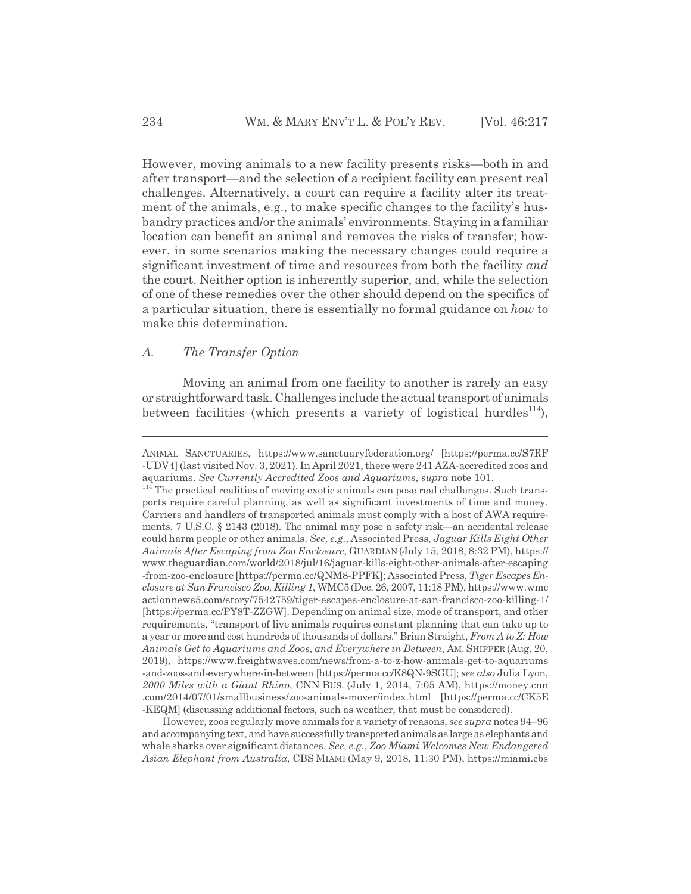However, moving animals to a new facility presents risks—both in and after transport—and the selection of a recipient facility can present real challenges. Alternatively, a court can require a facility alter its treatment of the animals, e.g., to make specific changes to the facility's husbandry practices and/or the animals' environments. Staying in a familiar location can benefit an animal and removes the risks of transfer; however, in some scenarios making the necessary changes could require a significant investment of time and resources from both the facility *and* the court. Neither option is inherently superior, and, while the selection of one of these remedies over the other should depend on the specifics of a particular situation, there is essentially no formal guidance on *how* to make this determination.

### *A. The Transfer Option*

Moving an animal from one facility to another is rarely an easy or straightforward task. Challenges include the actual transport of animals between facilities (which presents a variety of logistical hurdles[114]),

---

ANIMAL SANCTUARIES, https://www.sanctuaryfederation.org/ [https://perma.cc/S7RF-UDV4] (last visited Nov. 3, 2021). In April 2021, there were 241 AZA-accredited zoos and aquariums. *See Currently Accredited Zoos and Aquariums*, *supra* note 101.

[114] The practical realities of moving exotic animals can pose real challenges. Such transports require careful planning, as well as significant investments of time and money. Carriers and handlers of transported animals must comply with a host of AWA requirements. 7 U.S.C. § 2143 (2018). The animal may pose a safety risk—an accidental release could harm people or other animals. *See, e.g.*, Associated Press, *Jaguar Kills Eight Other Animals After Escaping from Zoo Enclosure*, GUARDIAN (July 15, 2018, 8:32 PM), https://www.theguardian.com/world/2018/jul/16/jaguar-kills-eight-other-animals-after-escaping-from-zoo-enclosure [https://perma.cc/QNM8-PPFK]; Associated Press, *Tiger Escapes Enclosure at San Francisco Zoo, Killing 1*, WMC5 (Dec. 26, 2007, 11:18 PM), https://www.wmcactionnews5.com/story/7542759/tiger-escapes-enclosure-at-san-francisco-zoo-killing-1/ [https://perma.cc/PY8T-ZZGW]. Depending on animal size, mode of transport, and other requirements, "transport of live animals requires constant planning that can take up to a year or more and cost hundreds of thousands of dollars." Brian Straight, *From A to Z: How Animals Get to Aquariums and Zoos, and Everywhere in Between*, AM. SHIPPER (Aug. 20, 2019), https://www.freightwaves.com/news/from-a-to-z-how-animals-get-to-aquariums-and-zoos-and-everywhere-in-between [https://perma.cc/K8QN-9SGU]; *see also* Julia Lyon, *2000 Miles with a Giant Rhino*, CNN BUS. (July 1, 2014, 7:05 AM), https://money.cnn.com/2014/07/01/smallbusiness/zoo-animals-mover/index.html [https://perma.cc/CK5E-KEQM] (discussing additional factors, such as weather, that must be considered).

However, zoos regularly move animals for a variety of reasons, *see supra* notes 94–96 and accompanying text, and have successfully transported animals as large as elephants and whale sharks over significant distances. *See, e.g.*, *Zoo Miami Welcomes New Endangered Asian Elephant from Australia*, CBS MIAMI (May 9, 2018, 11:30 PM), https://miami.cbs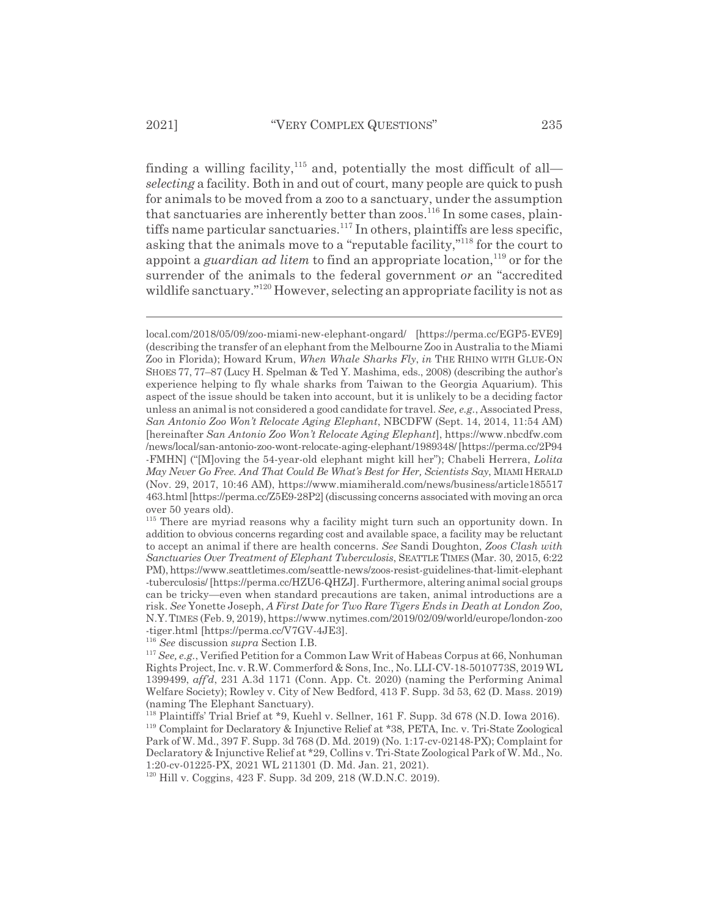finding a willing facility,[115] and, potentially the most difficult of all—*selecting* a facility. Both in and out of court, many people are quick to push for animals to be moved from a zoo to a sanctuary, under the assumption that sanctuaries are inherently better than zoos.[116] In some cases, plaintiffs name particular sanctuaries.[117] In others, plaintiffs are less specific, asking that the animals move to a "reputable facility,"[118] for the court to appoint a *guardian ad litem* to find an appropriate location,[119] or for the surrender of the animals to the federal government *or* an "accredited wildlife sanctuary."[120] However, selecting an appropriate facility is not as

---

local.com/2018/05/09/zoo-miami-new-elephant-ongard/ [https://perma.cc/EGP5-EVE9] (describing the transfer of an elephant from the Melbourne Zoo in Australia to the Miami Zoo in Florida); Howard Krum, *When Whale Sharks Fly*, *in* THE RHINO WITH GLUE-ON SHOES 77, 77–87 (Lucy H. Spelman & Ted Y. Mashima, eds., 2008) (describing the author's experience helping to fly whale sharks from Taiwan to the Georgia Aquarium). This aspect of the issue should be taken into account, but it is unlikely to be a deciding factor unless an animal is not considered a good candidate for travel. *See, e.g.*, Associated Press, *San Antonio Zoo Won't Relocate Aging Elephant*, NBCDFW (Sept. 14, 2014, 11:54 AM) [hereinafter *San Antonio Zoo Won't Relocate Aging Elephant*], https://www.nbcdfw.com/news/local/san-antonio-zoo-wont-relocate-aging-elephant/1989348/ [https://perma.cc/2P94-FMHN] ("[M]oving the 54-year-old elephant might kill her"); Chabeli Herrera, *Lolita May Never Go Free. And That Could Be What's Best for Her, Scientists Say*, MIAMI HERALD (Nov. 29, 2017, 10:46 AM), https://www.miamiherald.com/news/business/article185517463.html [https://perma.cc/Z5E9-28P2] (discussing concerns associated with moving an orca over 50 years old).

[115] There are myriad reasons why a facility might turn such an opportunity down. In addition to obvious concerns regarding cost and available space, a facility may be reluctant to accept an animal if there are health concerns. *See* Sandi Doughton, *Zoos Clash with Sanctuaries Over Treatment of Elephant Tuberculosis*, SEATTLE TIMES (Mar. 30, 2015, 6:22 PM), https://www.seattletimes.com/seattle-news/zoos-resist-guidelines-that-limit-elephant-tuberculosis/ [https://perma.cc/HZU6-QHZJ]. Furthermore, altering animal social groups can be tricky—even when standard precautions are taken, animal introductions are a risk. *See* Yonette Joseph, *A First Date for Two Rare Tigers Ends in Death at London Zoo*, N.Y. TIMES (Feb. 9, 2019), https://www.nytimes.com/2019/02/09/world/europe/london-zoo-tiger.html [https://perma.cc/V7GV-4JE3].

[116] *See* discussion *supra* Section I.B.

[117] *See, e.g.*, Verified Petition for a Common Law Writ of Habeas Corpus at 66, Nonhuman Rights Project, Inc. v. R.W. Commerford & Sons, Inc., No. LLI-CV-18-5010773S, 2019 WL 1399499, *aff'd*, 231 A.3d 1171 (Conn. App. Ct. 2020) (naming the Performing Animal Welfare Society); Rowley v. City of New Bedford, 413 F. Supp. 3d 53, 62 (D. Mass. 2019) (naming The Elephant Sanctuary).

[118] Plaintiffs' Trial Brief at *9, Kuehl v. Sellner, 161 F. Supp. 3d 678 (N.D. Iowa 2016).

[119] Complaint for Declaratory & Injunctive Relief at *38, PETA, Inc. v. Tri-State Zoological Park of W. Md., 397 F. Supp. 3d 768 (D. Md. 2019) (No. 1:17-cv-02148-PX); Complaint for Declaratory & Injunctive Relief at *29, Collins v. Tri-State Zoological Park of W. Md., No. 1:20-cv-01225-PX, 2021 WL 211301 (D. Md. Jan. 21, 2021).

[120] Hill v. Coggins, 423 F. Supp. 3d 209, 218 (W.D.N.C. 2019).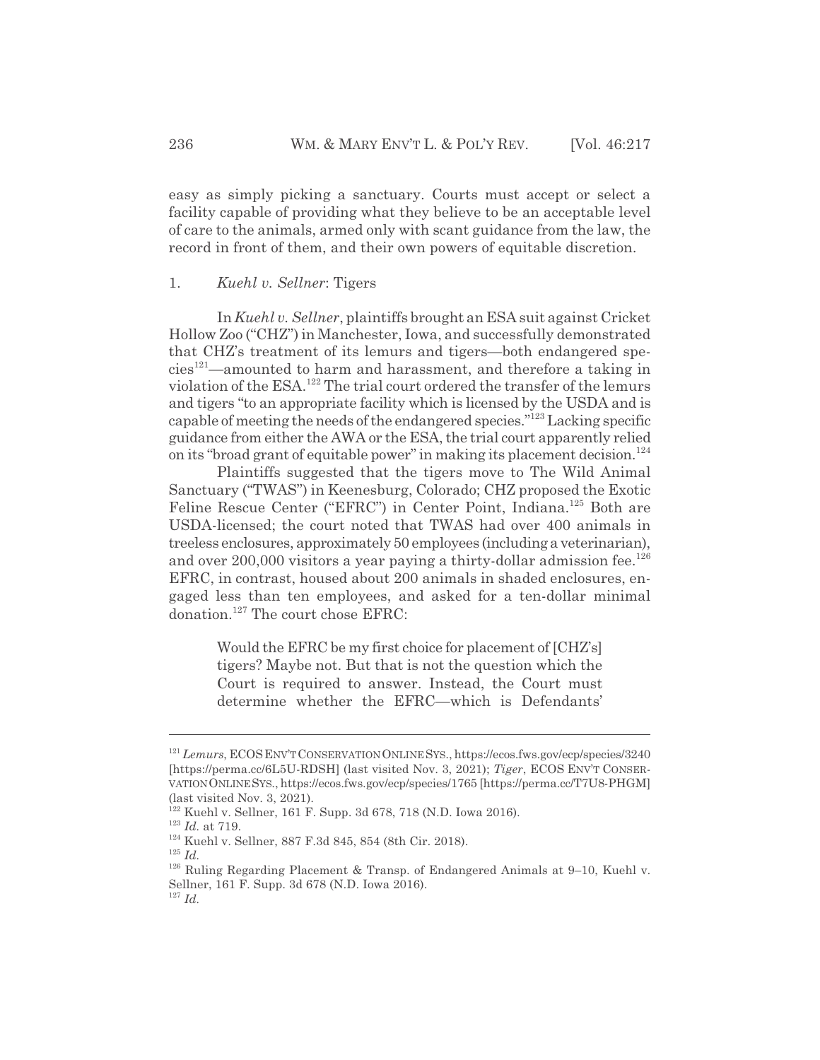easy as simply picking a sanctuary. Courts must accept or select a facility capable of providing what they believe to be an acceptable level of care to the animals, armed only with scant guidance from the law, the record in front of them, and their own powers of equitable discretion.

### 1. *Kuehl v. Sellner*: Tigers

In *Kuehl v. Sellner*, plaintiffs brought an ESA suit against Cricket Hollow Zoo ("CHZ") in Manchester, Iowa, and successfully demonstrated that CHZ's treatment of its lemurs and tigers—both endangered species[121]—amounted to harm and harassment, and therefore a taking in violation of the ESA.[122] The trial court ordered the transfer of the lemurs and tigers "to an appropriate facility which is licensed by the USDA and is capable of meeting the needs of the endangered species."[123] Lacking specific guidance from either the AWA or the ESA, the trial court apparently relied on its "broad grant of equitable power" in making its placement decision.[124]

Plaintiffs suggested that the tigers move to The Wild Animal Sanctuary ("TWAS") in Keenesburg, Colorado; CHZ proposed the Exotic Feline Rescue Center ("EFRC") in Center Point, Indiana.[125] Both are USDA-licensed; the court noted that TWAS had over 400 animals in treeless enclosures, approximately 50 employees (including a veterinarian), and over 200,000 visitors a year paying a thirty-dollar admission fee.[126] EFRC, in contrast, housed about 200 animals in shaded enclosures, engaged less than ten employees, and asked for a ten-dollar minimal donation.[127] The court chose EFRC:

> Would the EFRC be my first choice for placement of [CHZ's] tigers? Maybe not. But that is not the question which the Court is required to answer. Instead, the Court must determine whether the EFRC—which is Defendants'

---

[121] *Lemurs*, ECOS ENV'T CONSERVATION ONLINE SYS., https://ecos.fws.gov/ecp/species/3240 [https://perma.cc/6L5U-RDSH] (last visited Nov. 3, 2021); *Tiger*, ECOS ENV'T CONSERVATION ONLINE SYS., https://ecos.fws.gov/ecp/species/1765 [https://perma.cc/T7U8-PHGM] (last visited Nov. 3, 2021).

[122] Kuehl v. Sellner, 161 F. Supp. 3d 678, 718 (N.D. Iowa 2016).

[123] *Id.* at 719.

[124] Kuehl v. Sellner, 887 F.3d 845, 854 (8th Cir. 2018).

[125] *Id.*

[126] Ruling Regarding Placement & Transp. of Endangered Animals at 9–10, Kuehl v. Sellner, 161 F. Supp. 3d 678 (N.D. Iowa 2016).

[127] *Id.*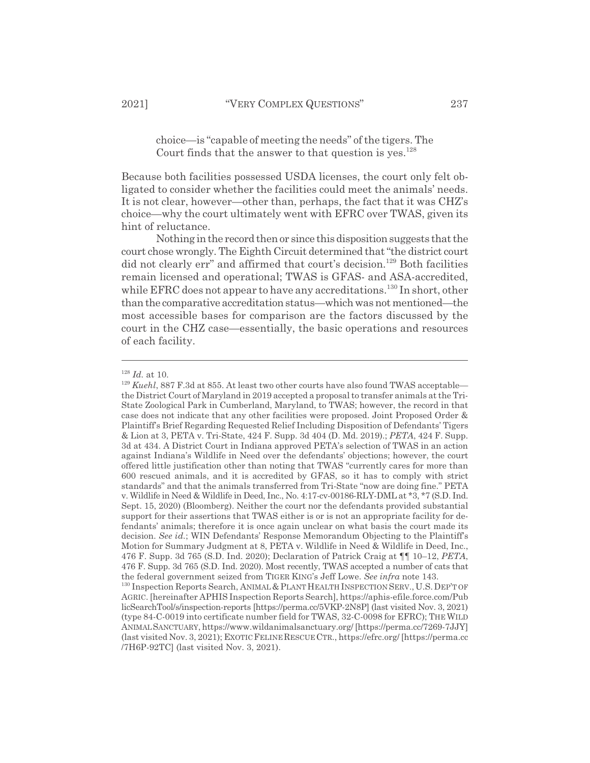choice—is "capable of meeting the needs" of the tigers. The Court finds that the answer to that question is yes.[128]

Because both facilities possessed USDA licenses, the court only felt obligated to consider whether the facilities could meet the animals' needs. It is not clear, however—other than, perhaps, the fact that it was CHZ's choice—why the court ultimately went with EFRC over TWAS, given its hint of reluctance.

Nothing in the record then or since this disposition suggests that the court chose wrongly. The Eighth Circuit determined that "the district court did not clearly err" and affirmed that court's decision.[129] Both facilities remain licensed and operational; TWAS is GFAS- and ASA-accredited, while EFRC does not appear to have any accreditations.[130] In short, other than the comparative accreditation status—which was not mentioned—the most accessible bases for comparison are the factors discussed by the court in the CHZ case—essentially, the basic operations and resources of each facility.

---

[128] *Id.* at 10.

[129] *Kuehl*, 887 F.3d at 855. At least two other courts have also found TWAS acceptable—the District Court of Maryland in 2019 accepted a proposal to transfer animals at the Tri-State Zoological Park in Cumberland, Maryland, to TWAS; however, the record in that case does not indicate that any other facilities were proposed. Joint Proposed Order & Plaintiff's Brief Regarding Requested Relief Including Disposition of Defendants' Tigers & Lion at 3, PETA v. Tri-State, 424 F. Supp. 3d 404 (D. Md. 2019).; *PETA*, 424 F. Supp. 3d at 434. A District Court in Indiana approved PETA's selection of TWAS in an action against Indiana's Wildlife in Need over the defendants' objections; however, the court offered little justification other than noting that TWAS "currently cares for more than 600 rescued animals, and it is accredited by GFAS, so it has to comply with strict standards" and that the animals transferred from Tri-State "now are doing fine." PETA v. Wildlife in Need & Wildlife in Deed, Inc., No. 4:17-cv-00186-RLY-DML at *3, *7 (S.D. Ind. Sept. 15, 2020) (Bloomberg). Neither the court nor the defendants provided substantial support for their assertions that TWAS either is or is not an appropriate facility for defendants' animals; therefore it is once again unclear on what basis the court made its decision. *See id.*; WIN Defendants' Response Memorandum Objecting to the Plaintiff's Motion for Summary Judgment at 8, PETA v. Wildlife in Need & Wildlife in Deed, Inc., 476 F. Supp. 3d 765 (S.D. Ind. 2020); Declaration of Patrick Craig at ¶¶ 10–12, *PETA*, 476 F. Supp. 3d 765 (S.D. Ind. 2020). Most recently, TWAS accepted a number of cats that the federal government seized from TIGER KING's Jeff Lowe. *See infra* note 143.

[130] Inspection Reports Search, ANIMAL & PLANT HEALTH INSPECTION SERV., U.S. DEP'T OF AGRIC. [hereinafter APHIS Inspection Reports Search], https://aphis-efile.force.com/PublicSearchTool/s/inspection-reports [https://perma.cc/5VKP-2N8P] (last visited Nov. 3, 2021) (type 84-C-0019 into certificate number field for TWAS, 32-C-0098 for EFRC); THE WILD ANIMAL SANCTUARY, https://www.wildanimalsanctuary.org/ [https://perma.cc/7269-7JJY] (last visited Nov. 3, 2021); EXOTIC FELINE RESCUE CTR., https://efrc.org/ [https://perma.cc/7H6P-92TC] (last visited Nov. 3, 2021).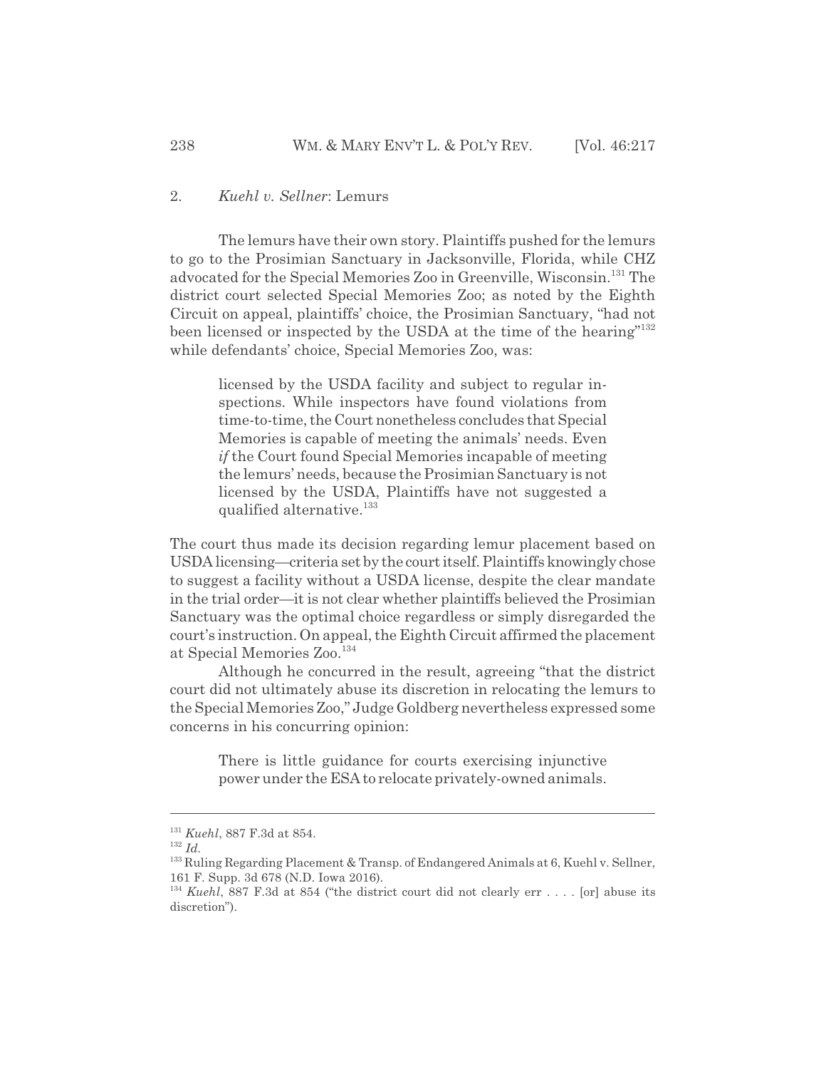### 2. *Kuehl v. Sellner*: Lemurs

The lemurs have their own story. Plaintiffs pushed for the lemurs to go to the Prosimian Sanctuary in Jacksonville, Florida, while CHZ advocated for the Special Memories Zoo in Greenville, Wisconsin.[131] The district court selected Special Memories Zoo; as noted by the Eighth Circuit on appeal, plaintiffs' choice, the Prosimian Sanctuary, "had not been licensed or inspected by the USDA at the time of the hearing"[132] while defendants' choice, Special Memories Zoo, was:

> licensed by the USDA facility and subject to regular inspections. While inspectors have found violations from time-to-time, the Court nonetheless concludes that Special Memories is capable of meeting the animals' needs. Even *if* the Court found Special Memories incapable of meeting the lemurs' needs, because the Prosimian Sanctuary is not licensed by the USDA, Plaintiffs have not suggested a qualified alternative.[133]

The court thus made its decision regarding lemur placement based on USDA licensing—criteria set by the court itself. Plaintiffs knowingly chose to suggest a facility without a USDA license, despite the clear mandate in the trial order—it is not clear whether plaintiffs believed the Prosimian Sanctuary was the optimal choice regardless or simply disregarded the court's instruction. On appeal, the Eighth Circuit affirmed the placement at Special Memories Zoo.[134]

Although he concurred in the result, agreeing "that the district court did not ultimately abuse its discretion in relocating the lemurs to the Special Memories Zoo," Judge Goldberg nevertheless expressed some concerns in his concurring opinion:

> There is little guidance for courts exercising injunctive power under the ESA to relocate privately-owned animals.

---

[131] *Kuehl*, 887 F.3d at 854.

[132] *Id.*

[133] Ruling Regarding Placement & Transp. of Endangered Animals at 6, Kuehl v. Sellner, 161 F. Supp. 3d 678 (N.D. Iowa 2016).

[134] *Kuehl*, 887 F.3d at 854 ("the district court did not clearly err . . . . [or] abuse its discretion").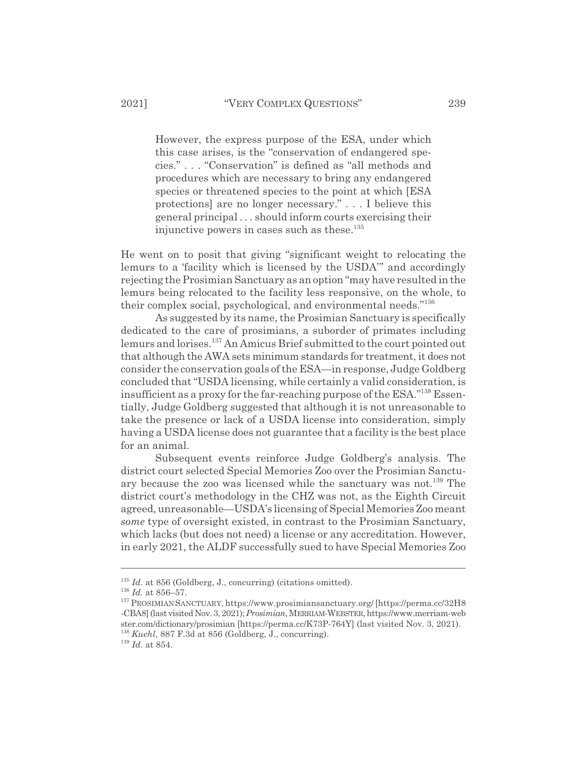> However, the express purpose of the ESA, under which this case arises, is the "conservation of endangered species." . . . "Conservation" is defined as "all methods and procedures which are necessary to bring any endangered species or threatened species to the point at which [ESA protections] are no longer necessary." . . . I believe this general principal . . . should inform courts exercising their injunctive powers in cases such as these.[135]

He went on to posit that giving "significant weight to relocating the lemurs to a 'facility which is licensed by the USDA'" and accordingly rejecting the Prosimian Sanctuary as an option "may have resulted in the lemurs being relocated to the facility less responsive, on the whole, to their complex social, psychological, and environmental needs."[136]

As suggested by its name, the Prosimian Sanctuary is specifically dedicated to the care of prosimians, a suborder of primates including lemurs and lorises.[137] An Amicus Brief submitted to the court pointed out that although the AWA sets minimum standards for treatment, it does not consider the conservation goals of the ESA—in response, Judge Goldberg concluded that "USDA licensing, while certainly a valid consideration, is insufficient as a proxy for the far-reaching purpose of the ESA."[138] Essentially, Judge Goldberg suggested that although it is not unreasonable to take the presence or lack of a USDA license into consideration, simply having a USDA license does not guarantee that a facility is the best place for an animal.

Subsequent events reinforce Judge Goldberg's analysis. The district court selected Special Memories Zoo over the Prosimian Sanctuary because the zoo was licensed while the sanctuary was not.[139] The district court's methodology in the CHZ was not, as the Eighth Circuit agreed, unreasonable—USDA's licensing of Special Memories Zoo meant *some* type of oversight existed, in contrast to the Prosimian Sanctuary, which lacks (but does not need) a license or any accreditation. However, in early 2021, the ALDF successfully sued to have Special Memories Zoo

---

[135] *Id.* at 856 (Goldberg, J., concurring) (citations omitted).

[136] *Id.* at 856–57.

[137] PROSIMIAN SANCTUARY, https://www.prosimiansanctuary.org/ [https://perma.cc/32H8-CBA8] (last visited Nov. 3, 2021); *Prosimian*, MERRIAM-WEBSTER, https://www.merriam-webster.com/dictionary/prosimian [https://perma.cc/K73P-764Y] (last visited Nov. 3, 2021).

[138] *Kuehl*, 887 F.3d at 856 (Goldberg, J., concurring).

[139] *Id.* at 854.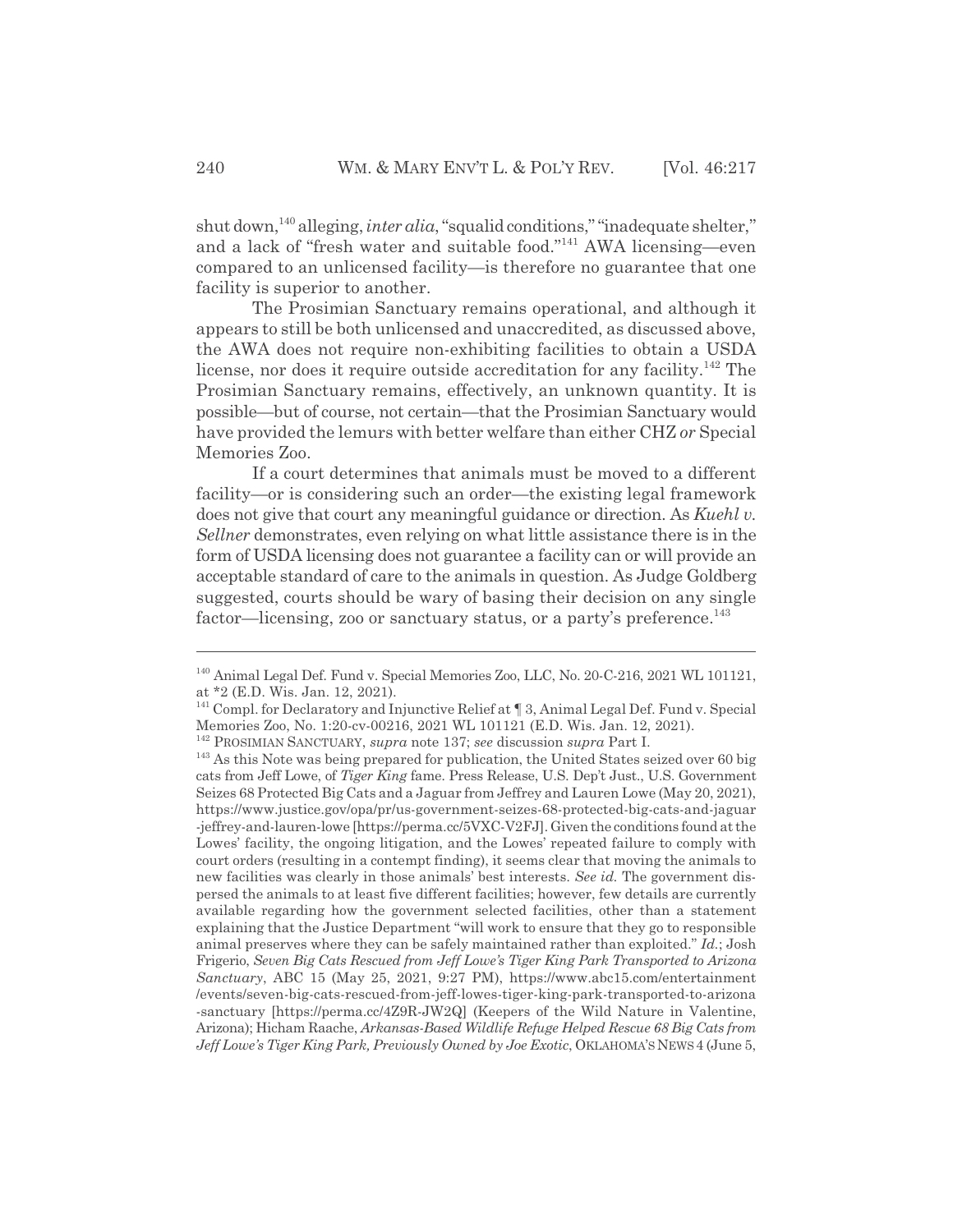shut down,[140] alleging, *inter alia*, "squalid conditions," "inadequate shelter," and a lack of "fresh water and suitable food."[141] AWA licensing—even compared to an unlicensed facility—is therefore no guarantee that one facility is superior to another.

The Prosimian Sanctuary remains operational, and although it appears to still be both unlicensed and unaccredited, as discussed above, the AWA does not require non-exhibiting facilities to obtain a USDA license, nor does it require outside accreditation for any facility.[142] The Prosimian Sanctuary remains, effectively, an unknown quantity. It is possible—but of course, not certain—that the Prosimian Sanctuary would have provided the lemurs with better welfare than either CHZ *or* Special Memories Zoo.

If a court determines that animals must be moved to a different facility—or is considering such an order—the existing legal framework does not give that court any meaningful guidance or direction. As *Kuehl v. Sellner* demonstrates, even relying on what little assistance there is in the form of USDA licensing does not guarantee a facility can or will provide an acceptable standard of care to the animals in question. As Judge Goldberg suggested, courts should be wary of basing their decision on any single factor—licensing, zoo or sanctuary status, or a party's preference.[143]

---

[140] Animal Legal Def. Fund v. Special Memories Zoo, LLC, No. 20-C-216, 2021 WL 101121, at *2 (E.D. Wis. Jan. 12, 2021).

[141] Compl. for Declaratory and Injunctive Relief at ¶ 3, Animal Legal Def. Fund v. Special Memories Zoo, No. 1:20-cv-00216, 2021 WL 101121 (E.D. Wis. Jan. 12, 2021).

[142] PROSIMIAN SANCTUARY, *supra* note 137; *see* discussion *supra* Part I.

[143] As this Note was being prepared for publication, the United States seized over 60 big cats from Jeff Lowe, of *Tiger King* fame. Press Release, U.S. Dep't Just., U.S. Government Seizes 68 Protected Big Cats and a Jaguar from Jeffrey and Lauren Lowe (May 20, 2021), https://www.justice.gov/opa/pr/us-government-seizes-68-protected-big-cats-and-jaguar-jeffrey-and-lauren-lowe [https://perma.cc/5VXC-V2FJ]. Given the conditions found at the Lowes' facility, the ongoing litigation, and the Lowes' repeated failure to comply with court orders (resulting in a contempt finding), it seems clear that moving the animals to new facilities was clearly in those animals' best interests. *See id.* The government dispersed the animals to at least five different facilities; however, few details are currently available regarding how the government selected facilities, other than a statement explaining that the Justice Department "will work to ensure that they go to responsible animal preserves where they can be safely maintained rather than exploited." *Id.*; Josh Frigerio, *Seven Big Cats Rescued from Jeff Lowe's Tiger King Park Transported to Arizona Sanctuary*, ABC 15 (May 25, 2021, 9:27 PM), https://www.abc15.com/entertainment/events/seven-big-cats-rescued-from-jeff-lowes-tiger-king-park-transported-to-arizona-sanctuary [https://perma.cc/4Z9R-JW2Q] (Keepers of the Wild Nature in Valentine, Arizona); Hicham Raache, *Arkansas-Based Wildlife Refuge Helped Rescue 68 Big Cats from Jeff Lowe's Tiger King Park, Previously Owned by Joe Exotic*, OKLAHOMA'S NEWS 4 (June 5,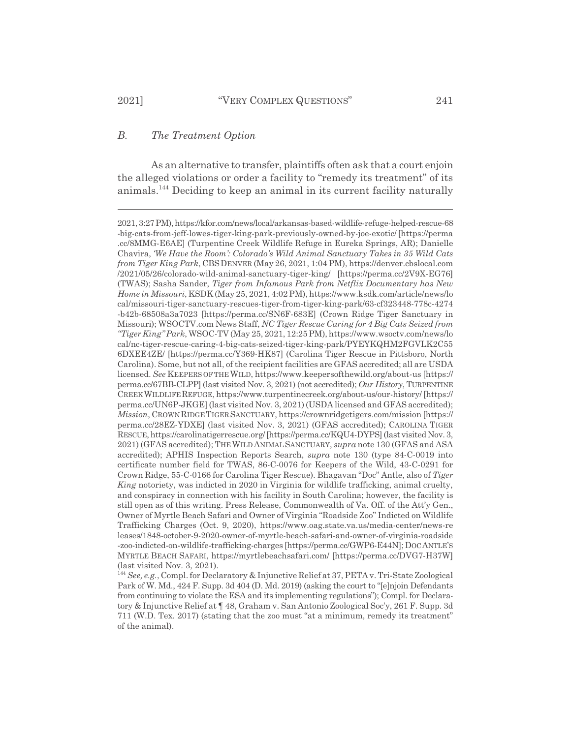### *B. The Treatment Option*

As an alternative to transfer, plaintiffs often ask that a court enjoin the alleged violations or order a facility to "remedy its treatment" of its animals.[144] Deciding to keep an animal in its current facility naturally

---

2021, 3:27 PM), https://kfor.com/news/local/arkansas-based-wildlife-refuge-helped-rescue-68-big-cats-from-jeff-lowes-tiger-king-park-previously-owned-by-joe-exotic/ [https://perma.cc/8MMG-E6AE] (Turpentine Creek Wildlife Refuge in Eureka Springs, AR); Danielle Chavira, *'We Have the Room': Colorado's Wild Animal Sanctuary Takes in 35 Wild Cats from Tiger King Park*, CBS DENVER (May 26, 2021, 1:04 PM), https://denver.cbslocal.com/2021/05/26/colorado-wild-animal-sanctuary-tiger-king/ [https://perma.cc/2V9X-EG76] (TWAS); Sasha Sander, *Tiger from Infamous Park from Netflix Documentary has New Home in Missouri*, KSDK (May 25, 2021, 4:02 PM), https://www.ksdk.com/article/news/local/missouri-tiger-sanctuary-rescues-tiger-from-tiger-king-park/63-cf323448-778c-4274-b42b-68508a3a7023 [https://perma.cc/SN6F-683E] (Crown Ridge Tiger Sanctuary in Missouri); WSOCTV.com News Staff, *NC Tiger Rescue Caring for 4 Big Cats Seized from "Tiger King" Park*, WSOC-TV (May 25, 2021, 12:25 PM), https://www.wsoctv.com/news/local/nc-tiger-rescue-caring-4-big-cats-seized-tiger-king-park/PYEYKQHM2FGVLK2C556DXEE4ZE/ [https://perma.cc/Y369-HK87] (Carolina Tiger Rescue in Pittsboro, North Carolina). Some, but not all, of the recipient facilities are GFAS accredited; all are USDA licensed. *See* KEEPERS OF THE WILD, https://www.keepersofthewild.org/about-us [https://perma.cc/67BB-CLPP] (last visited Nov. 3, 2021) (not accredited); *Our History*, TURPENTINE CREEK WILDLIFE REFUGE, https://www.turpentinecreek.org/about-us/our-history/ [https://perma.cc/UN6P-JKGE] (last visited Nov. 3, 2021) (USDA licensed and GFAS accredited); *Mission*, CROWN RIDGE TIGER SANCTUARY, https://crownridgetigers.com/mission [https://perma.cc/28EZ-YDXE] (last visited Nov. 3, 2021) (GFAS accredited); CAROLINA TIGER RESCUE, https://carolinatigerrescue.org/ [https://perma.cc/KQU4-DYPS] (last visited Nov. 3, 2021) (GFAS accredited); THE WILD ANIMAL SANCTUARY, *supra* note 130 (GFAS and ASA accredited); APHIS Inspection Reports Search, *supra* note 130 (type 84-C-0019 into certificate number field for TWAS, 86-C-0076 for Keepers of the Wild, 43-C-0291 for Crown Ridge, 55-C-0166 for Carolina Tiger Rescue). Bhagavan "Doc" Antle, also of *Tiger King* notoriety, was indicted in 2020 in Virginia for wildlife trafficking, animal cruelty, and conspiracy in connection with his facility in South Carolina; however, the facility is still open as of this writing. Press Release, Commonwealth of Va. Off. of the Att'y Gen., Owner of Myrtle Beach Safari and Owner of Virginia "Roadside Zoo" Indicted on Wildlife Trafficking Charges (Oct. 9, 2020), https://www.oag.state.va.us/media-center/news-releases/1848-october-9-2020-owner-of-myrtle-beach-safari-and-owner-of-virginia-roadside-zoo-indicted-on-wildlife-trafficking-charges [https://perma.cc/GWP6-E44N]; DOC ANTLE'S MYRTLE BEACH SAFARI, https://myrtlebeachsafari.com/ [https://perma.cc/DVG7-H37W] (last visited Nov. 3, 2021).

[144] *See, e.g.*, Compl. for Declaratory & Injunctive Relief at 37, PETA v. Tri-State Zoological Park of W. Md., 424 F. Supp. 3d 404 (D. Md. 2019) (asking the court to "[e]njoin Defendants from continuing to violate the ESA and its implementing regulations"); Compl. for Declaratory & Injunctive Relief at ¶ 48, Graham v. San Antonio Zoological Soc'y, 261 F. Supp. 3d 711 (W.D. Tex. 2017) (stating that the zoo must "at a minimum, remedy its treatment" of the animal).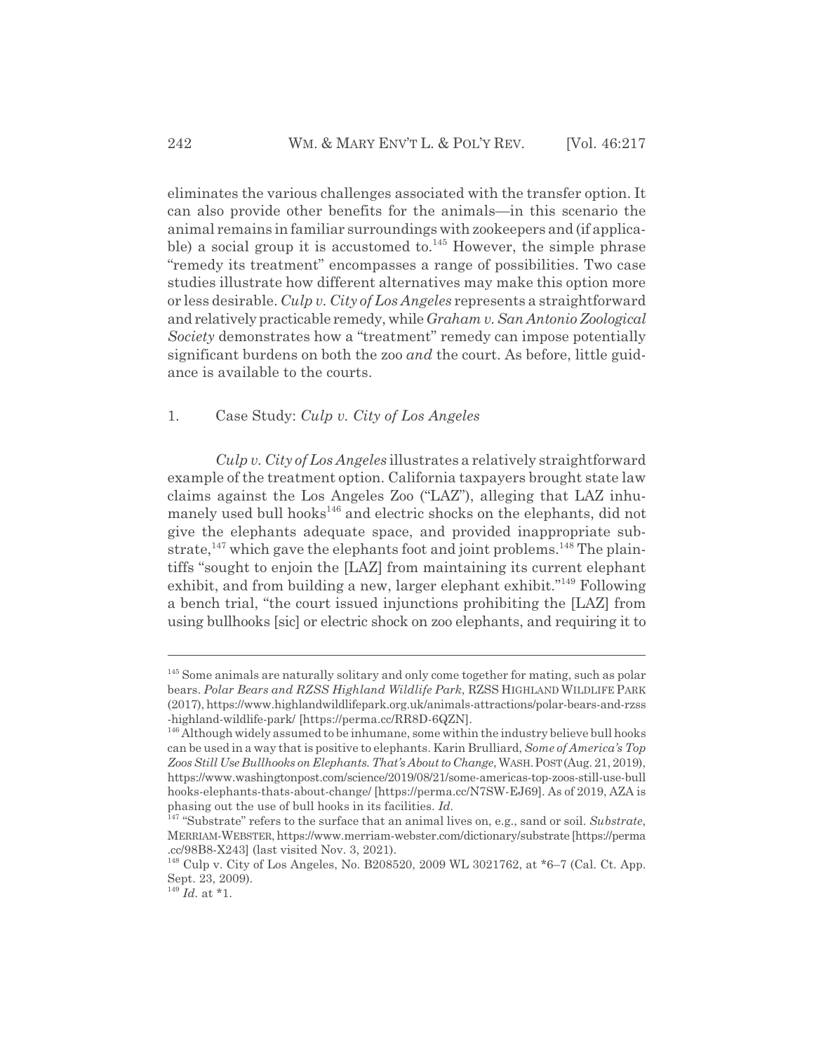eliminates the various challenges associated with the transfer option. It can also provide other benefits for the animals—in this scenario the animal remains in familiar surroundings with zookeepers and (if applicable) a social group it is accustomed to.[145] However, the simple phrase "remedy its treatment" encompasses a range of possibilities. Two case studies illustrate how different alternatives may make this option more or less desirable. *Culp v. City of Los Angeles* represents a straightforward and relatively practicable remedy, while *Graham v. San Antonio Zoological Society* demonstrates how a "treatment" remedy can impose potentially significant burdens on both the zoo *and* the court. As before, little guidance is available to the courts.

### 1. Case Study: *Culp v. City of Los Angeles*

*Culp v. City of Los Angeles* illustrates a relatively straightforward example of the treatment option. California taxpayers brought state law claims against the Los Angeles Zoo ("LAZ"), alleging that LAZ inhumanely used bull hooks[146] and electric shocks on the elephants, did not give the elephants adequate space, and provided inappropriate substrate,[147] which gave the elephants foot and joint problems.[148] The plaintiffs "sought to enjoin the [LAZ] from maintaining its current elephant exhibit, and from building a new, larger elephant exhibit."[149] Following a bench trial, "the court issued injunctions prohibiting the [LAZ] from using bullhooks [sic] or electric shock on zoo elephants, and requiring it to

---

[145] Some animals are naturally solitary and only come together for mating, such as polar bears. *Polar Bears and RZSS Highland Wildlife Park*, RZSS HIGHLAND WILDLIFE PARK (2017), https://www.highlandwildlifepark.org.uk/animals-attractions/polar-bears-and-rzss-highland-wildlife-park/ [https://perma.cc/RR8D-6QZN].

[146] Although widely assumed to be inhumane, some within the industry believe bull hooks can be used in a way that is positive to elephants. Karin Brulliard, *Some of America's Top Zoos Still Use Bullhooks on Elephants. That's About to Change*, WASH. POST (Aug. 21, 2019), https://www.washingtonpost.com/science/2019/08/21/some-americas-top-zoos-still-use-bullhooks-elephants-thats-about-change/ [https://perma.cc/N7SW-EJ69]. As of 2019, AZA is phasing out the use of bull hooks in its facilities. *Id.*

[147] "Substrate" refers to the surface that an animal lives on, e.g., sand or soil. *Substrate*, MERRIAM-WEBSTER, https://www.merriam-webster.com/dictionary/substrate [https://perma.cc/98B8-X243] (last visited Nov. 3, 2021).

[148] Culp v. City of Los Angeles, No. B208520, 2009 WL 3021762, at *6–7 (Cal. Ct. App. Sept. 23, 2009).

[149] *Id.* at *1.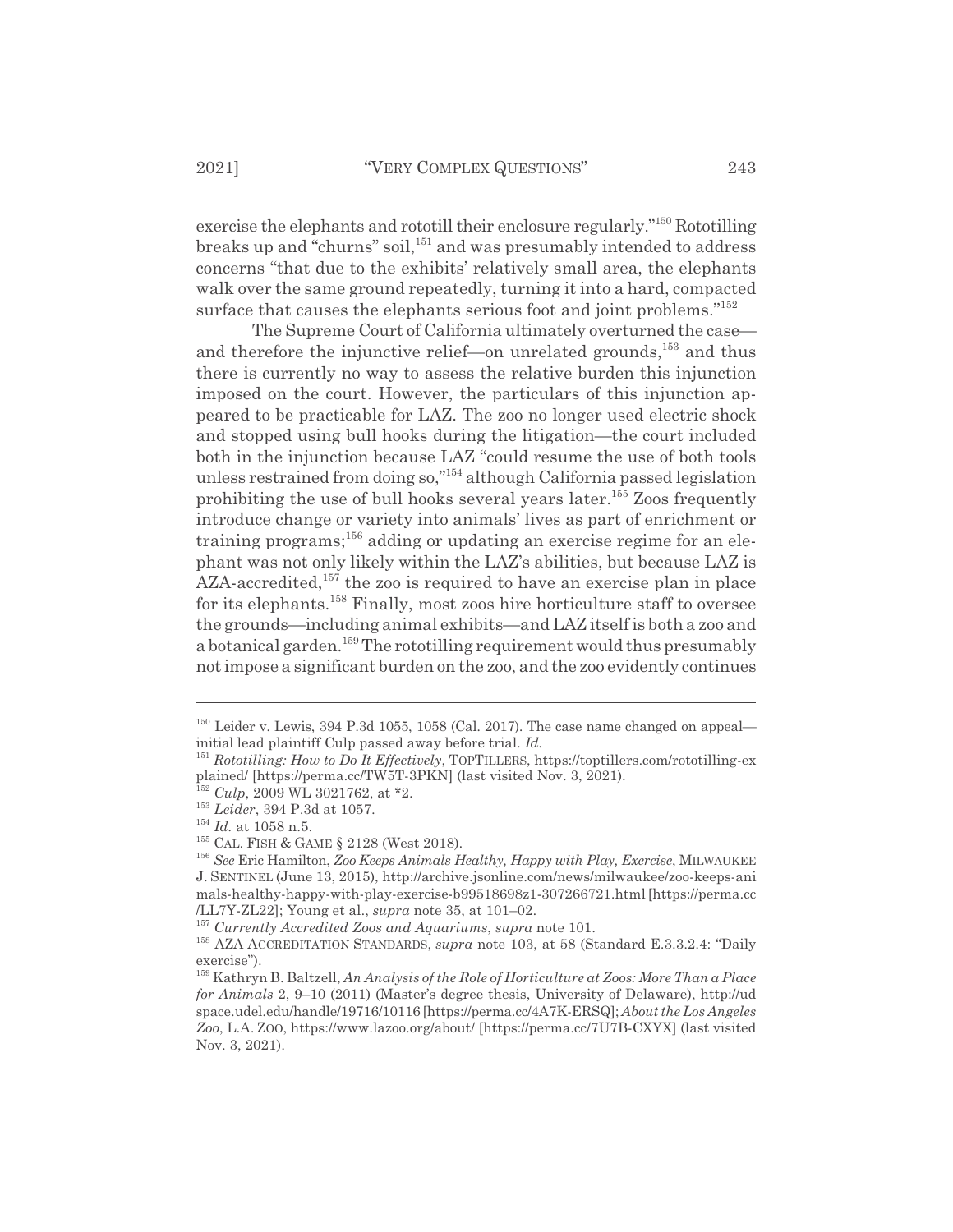exercise the elephants and rototill their enclosure regularly."[150] Rototilling breaks up and "churns" soil,[151] and was presumably intended to address concerns "that due to the exhibits' relatively small area, the elephants walk over the same ground repeatedly, turning it into a hard, compacted surface that causes the elephants serious foot and joint problems."[152]

The Supreme Court of California ultimately overturned the case—and therefore the injunctive relief—on unrelated grounds,[153] and thus there is currently no way to assess the relative burden this injunction imposed on the court. However, the particulars of this injunction appeared to be practicable for LAZ. The zoo no longer used electric shock and stopped using bull hooks during the litigation—the court included both in the injunction because LAZ "could resume the use of both tools unless restrained from doing so,"[154] although California passed legislation prohibiting the use of bull hooks several years later.[155] Zoos frequently introduce change or variety into animals' lives as part of enrichment or training programs;[156] adding or updating an exercise regime for an elephant was not only likely within the LAZ's abilities, but because LAZ is AZA-accredited,[157] the zoo is required to have an exercise plan in place for its elephants.[158] Finally, most zoos hire horticulture staff to oversee the grounds—including animal exhibits—and LAZ itself is both a zoo and a botanical garden.[159] The rototilling requirement would thus presumably not impose a significant burden on the zoo, and the zoo evidently continues

---

[150] Leider v. Lewis, 394 P.3d 1055, 1058 (Cal. 2017). The case name changed on appeal—initial lead plaintiff Culp passed away before trial. *Id.*

[151] *Rototilling: How to Do It Effectively*, TOPTILLERS, https://toptillers.com/rototilling-explained/ [https://perma.cc/TW5T-3PKN] (last visited Nov. 3, 2021).

[152] *Culp*, 2009 WL 3021762, at *2.

[153] *Leider*, 394 P.3d at 1057.

[154] *Id.* at 1058 n.5.

[155] CAL. FISH & GAME § 2128 (West 2018).

[156] *See* Eric Hamilton, *Zoo Keeps Animals Healthy, Happy with Play, Exercise*, MILWAUKEE J. SENTINEL (June 13, 2015), http://archive.jsonline.com/news/milwaukee/zoo-keeps-animals-healthy-happy-with-play-exercise-b99518698z1-307266721.html [https://perma.cc/LL7Y-ZL22]; Young et al., *supra* note 35, at 101–02.

[157] *Currently Accredited Zoos and Aquariums*, *supra* note 101.

[158] AZA ACCREDITATION STANDARDS, *supra* note 103, at 58 (Standard E.3.3.2.4: "Daily exercise").

[159] Kathryn B. Baltzell, *An Analysis of the Role of Horticulture at Zoos: More Than a Place for Animals* 2, 9–10 (2011) (Master's degree thesis, University of Delaware), http://udspace.udel.edu/handle/19716/10116 [https://perma.cc/4A7K-ERSQ]; *About the Los Angeles Zoo*, L.A. ZOO, https://www.lazoo.org/about/ [https://perma.cc/7U7B-CXYX] (last visited Nov. 3, 2021).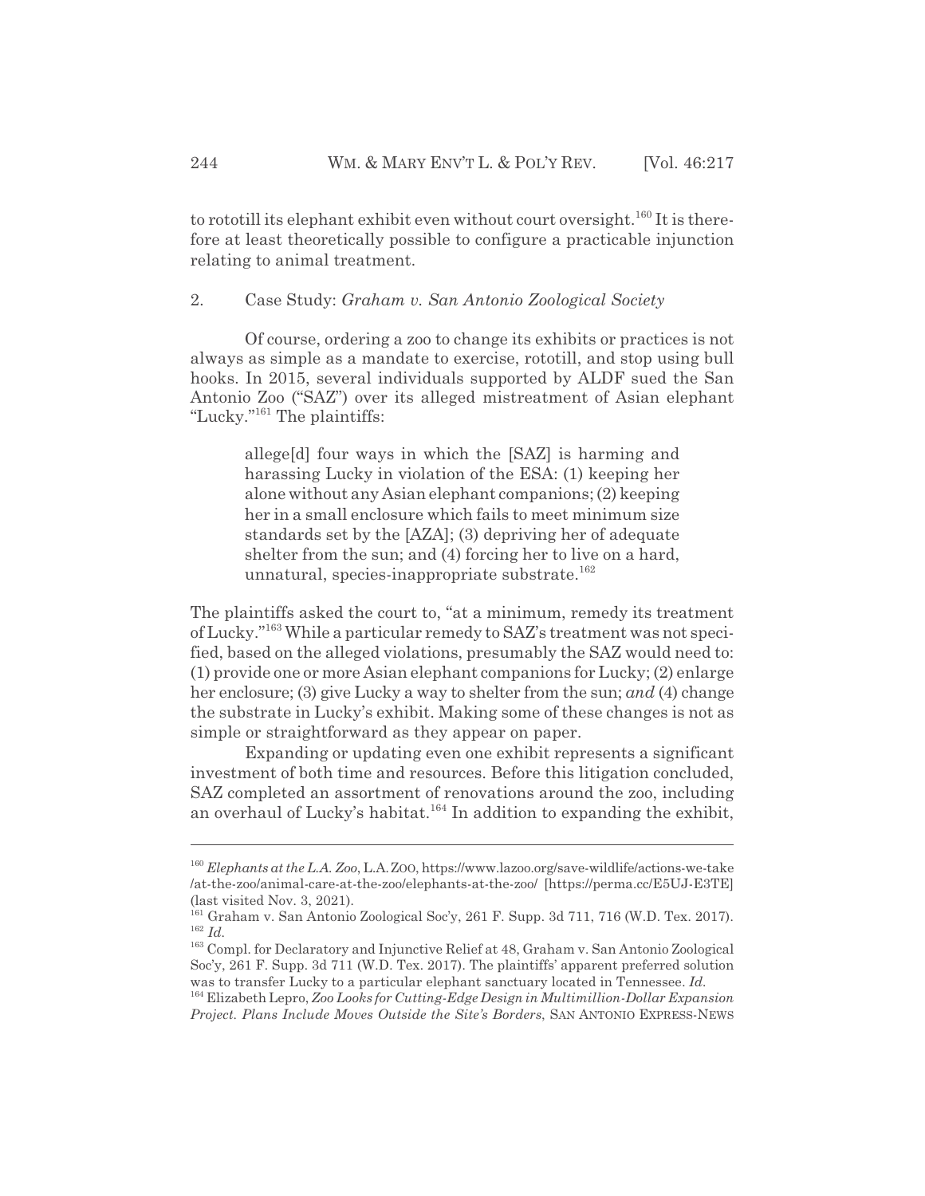to rototill its elephant exhibit even without court oversight.[160] It is therefore at least theoretically possible to configure a practicable injunction relating to animal treatment.

### 2. Case Study: *Graham v. San Antonio Zoological Society*

Of course, ordering a zoo to change its exhibits or practices is not always as simple as a mandate to exercise, rototill, and stop using bull hooks. In 2015, several individuals supported by ALDF sued the San Antonio Zoo ("SAZ") over its alleged mistreatment of Asian elephant "Lucky."[161] The plaintiffs:

> allege[d] four ways in which the [SAZ] is harming and harassing Lucky in violation of the ESA: (1) keeping her alone without any Asian elephant companions; (2) keeping her in a small enclosure which fails to meet minimum size standards set by the [AZA]; (3) depriving her of adequate shelter from the sun; and (4) forcing her to live on a hard, unnatural, species-inappropriate substrate.[162]

The plaintiffs asked the court to, "at a minimum, remedy its treatment of Lucky."[163] While a particular remedy to SAZ's treatment was not specified, based on the alleged violations, presumably the SAZ would need to: (1) provide one or more Asian elephant companions for Lucky; (2) enlarge her enclosure; (3) give Lucky a way to shelter from the sun; *and* (4) change the substrate in Lucky's exhibit. Making some of these changes is not as simple or straightforward as they appear on paper.

Expanding or updating even one exhibit represents a significant investment of both time and resources. Before this litigation concluded, SAZ completed an assortment of renovations around the zoo, including an overhaul of Lucky's habitat.[164] In addition to expanding the exhibit,

---

[160] *Elephants at the L.A. Zoo*, L.A. ZOO, https://www.lazoo.org/save-wildlife/actions-we-take/at-the-zoo/animal-care-at-the-zoo/elephants-at-the-zoo/ [https://perma.cc/E5UJ-E3TE] (last visited Nov. 3, 2021).

[161] Graham v. San Antonio Zoological Soc'y, 261 F. Supp. 3d 711, 716 (W.D. Tex. 2017).

[162] *Id.*

[163] Compl. for Declaratory and Injunctive Relief at 48, Graham v. San Antonio Zoological Soc'y, 261 F. Supp. 3d 711 (W.D. Tex. 2017). The plaintiffs' apparent preferred solution was to transfer Lucky to a particular elephant sanctuary located in Tennessee. *Id.*

[164] Elizabeth Lepro, *Zoo Looks for Cutting-Edge Design in Multimillion-Dollar Expansion Project. Plans Include Moves Outside the Site's Borders*, SAN ANTONIO EXPRESS-NEWS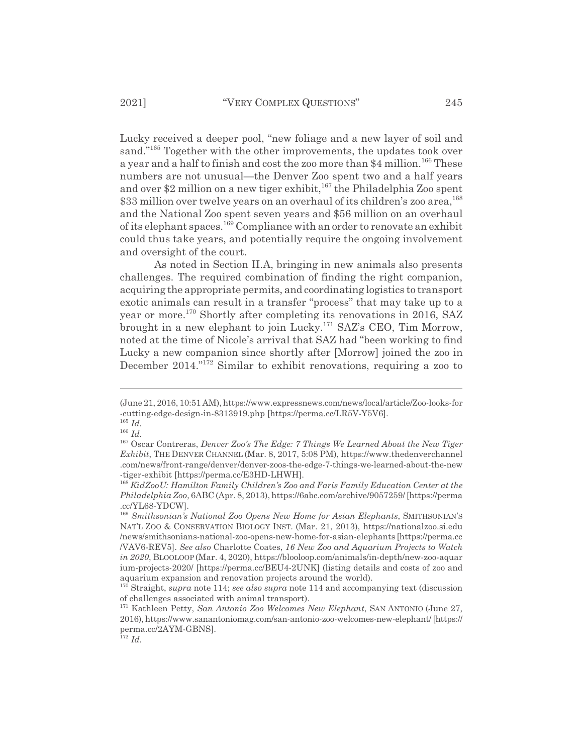Lucky received a deeper pool, "new foliage and a new layer of soil and sand."[165] Together with the other improvements, the updates took over a year and a half to finish and cost the zoo more than $4 million.[166] These numbers are not unusual—the Denver Zoo spent two and a half years and over $2 million on a new tiger exhibit,[167] the Philadelphia Zoo spent $33 million over twelve years on an overhaul of its children's zoo area,[168] and the National Zoo spent seven years and $56 million on an overhaul of its elephant spaces.[169] Compliance with an order to renovate an exhibit could thus take years, and potentially require the ongoing involvement and oversight of the court.

As noted in Section II.A, bringing in new animals also presents challenges. The required combination of finding the right companion, acquiring the appropriate permits, and coordinating logistics to transport exotic animals can result in a transfer "process" that may take up to a year or more.[170] Shortly after completing its renovations in 2016, SAZ brought in a new elephant to join Lucky.[171] SAZ's CEO, Tim Morrow, noted at the time of Nicole's arrival that SAZ had "been working to find Lucky a new companion since shortly after [Morrow] joined the zoo in December 2014."[172] Similar to exhibit renovations, requiring a zoo to

---

(June 21, 2016, 10:51 AM), https://www.expressnews.com/news/local/article/Zoo-looks-for-cutting-edge-design-in-8313919.php [https://perma.cc/LR5V-Y5V6].

[165] *Id.*

[166] *Id.*

[167] Oscar Contreras, *Denver Zoo's The Edge: 7 Things We Learned About the New Tiger Exhibit*, THE DENVER CHANNEL (Mar. 8, 2017, 5:08 PM), https://www.thedenverchannel.com/news/front-range/denver/denver-zoos-the-edge-7-things-we-learned-about-the-new-tiger-exhibit [https://perma.cc/E3HD-LHWH].

[168] *KidZooU: Hamilton Family Children's Zoo and Faris Family Education Center at the Philadelphia Zoo*, 6ABC (Apr. 8, 2013), https://6abc.com/archive/9057259/ [https://perma.cc/YL68-YDCW].

[169] *Smithsonian's National Zoo Opens New Home for Asian Elephants*, SMITHSONIAN'S NAT'L ZOO & CONSERVATION BIOLOGY INST. (Mar. 21, 2013), https://nationalzoo.si.edu/news/smithsonians-national-zoo-opens-new-home-for-asian-elephants [https://perma.cc/VAV6-REV5]. *See also* Charlotte Coates, *16 New Zoo and Aquarium Projects to Watch in 2020*, BLOOLOOP (Mar. 4, 2020), https://blooloop.com/animals/in-depth/new-zoo-aquarium-projects-2020/ [https://perma.cc/BEU4-2UNK] (listing details and costs of zoo and aquarium expansion and renovation projects around the world).

[170] Straight, *supra* note 114; *see also supra* note 114 and accompanying text (discussion of challenges associated with animal transport).

[171] Kathleen Petty, *San Antonio Zoo Welcomes New Elephant*, SAN ANTONIO (June 27, 2016), https://www.sanantoniomag.com/san-antonio-zoo-welcomes-new-elephant/ [https://perma.cc/2AYM-GBNS].

[172] *Id.*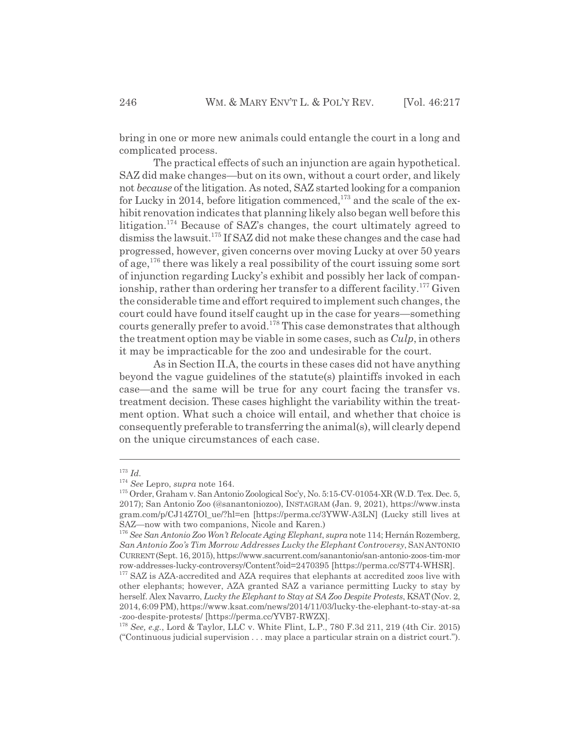bring in one or more new animals could entangle the court in a long and complicated process.

The practical effects of such an injunction are again hypothetical. SAZ did make changes—but on its own, without a court order, and likely not *because* of the litigation. As noted, SAZ started looking for a companion for Lucky in 2014, before litigation commenced,[173] and the scale of the exhibit renovation indicates that planning likely also began well before this litigation.[174] Because of SAZ's changes, the court ultimately agreed to dismiss the lawsuit.[175] If SAZ did not make these changes and the case had progressed, however, given concerns over moving Lucky at over 50 years of age,[176] there was likely a real possibility of the court issuing some sort of injunction regarding Lucky's exhibit and possibly her lack of companionship, rather than ordering her transfer to a different facility.[177] Given the considerable time and effort required to implement such changes, the court could have found itself caught up in the case for years—something courts generally prefer to avoid.[178] This case demonstrates that although the treatment option may be viable in some cases, such as *Culp*, in others it may be impracticable for the zoo and undesirable for the court.

As in Section II.A, the courts in these cases did not have anything beyond the vague guidelines of the statute(s) plaintiffs invoked in each case—and the same will be true for any court facing the transfer vs. treatment decision. These cases highlight the variability within the treatment option. What such a choice will entail, and whether that choice is consequently preferable to transferring the animal(s), will clearly depend on the unique circumstances of each case.

---

[173] *Id.*

[174] *See* Lepro, *supra* note 164.

[175] Order, Graham v. San Antonio Zoological Soc'y, No. 5:15-CV-01054-XR (W.D. Tex. Dec. 5, 2017); San Antonio Zoo (@sanantoniozoo), INSTAGRAM (Jan. 9, 2021), https://www.instagram.com/p/CJ14Z7Ol_ue/?hl=en [https://perma.cc/3YWW-A3LN] (Lucky still lives at SAZ—now with two companions, Nicole and Karen.)

[176] *See San Antonio Zoo Won't Relocate Aging Elephant*, *supra* note 114; Hernán Rozemberg, *San Antonio Zoo's Tim Morrow Addresses Lucky the Elephant Controversy*, SAN ANTONIO CURRENT (Sept. 16, 2015), https://www.sacurrent.com/sanantonio/san-antonio-zoos-tim-morrow-addresses-lucky-controversy/Content?oid=2470395 [https://perma.cc/S7T4-WHSR].

[177] SAZ is AZA-accredited and AZA requires that elephants at accredited zoos live with other elephants; however, AZA granted SAZ a variance permitting Lucky to stay by herself. Alex Navarro, *Lucky the Elephant to Stay at SA Zoo Despite Protests*, KSAT (Nov. 2, 2014, 6:09 PM), https://www.ksat.com/news/2014/11/03/lucky-the-elephant-to-stay-at-sa-zoo-despite-protests/ [https://perma.cc/YVB7-RWZX].

[178] *See, e.g.*, Lord & Taylor, LLC v. White Flint, L.P., 780 F.3d 211, 219 (4th Cir. 2015) ("Continuous judicial supervision . . . may place a particular strain on a district court.").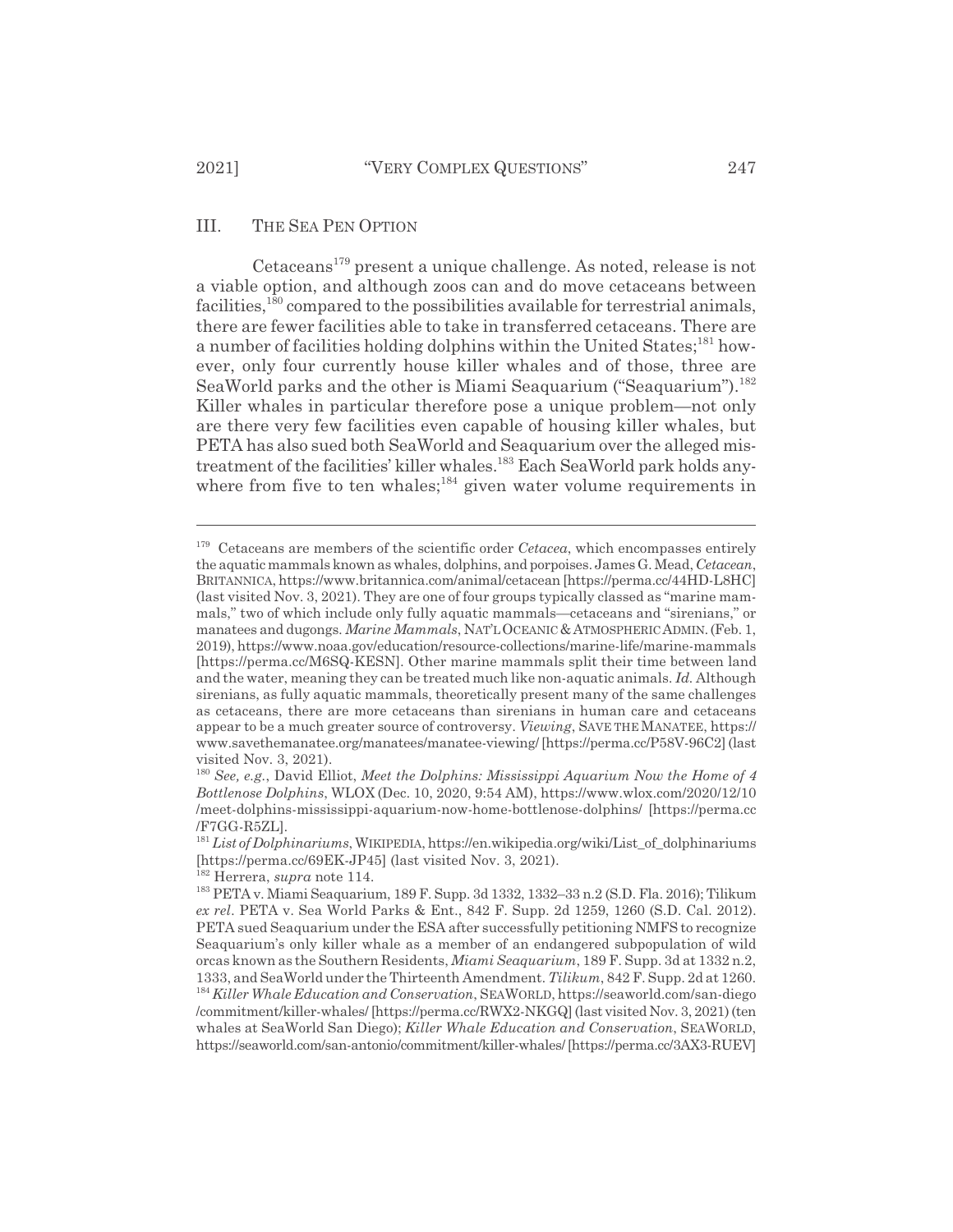## III. THE SEA PEN OPTION

Cetaceans[179] present a unique challenge. As noted, release is not a viable option, and although zoos can and do move cetaceans between facilities,[180] compared to the possibilities available for terrestrial animals, there are fewer facilities able to take in transferred cetaceans. There are a number of facilities holding dolphins within the United States;[181] however, only four currently house killer whales and of those, three are SeaWorld parks and the other is Miami Seaquarium ("Seaquarium").[182] Killer whales in particular therefore pose a unique problem—not only are there very few facilities even capable of housing killer whales, but PETA has also sued both SeaWorld and Seaquarium over the alleged mistreatment of the facilities' killer whales.[183] Each SeaWorld park holds anywhere from five to ten whales;[184] given water volume requirements in

---

[179] Cetaceans are members of the scientific order *Cetacea*, which encompasses entirely the aquatic mammals known as whales, dolphins, and porpoises. James G. Mead, *Cetacean*, BRITANNICA, https://www.britannica.com/animal/cetacean [https://perma.cc/44HD-L8HC] (last visited Nov. 3, 2021). They are one of four groups typically classed as "marine mammals," two of which include only fully aquatic mammals—cetaceans and "sirenians," or manatees and dugongs. *Marine Mammals*, NAT'L OCEANIC & ATMOSPHERIC ADMIN. (Feb. 1, 2019), https://www.noaa.gov/education/resource-collections/marine-life/marine-mammals [https://perma.cc/M6SQ-KESN]. Other marine mammals split their time between land and the water, meaning they can be treated much like non-aquatic animals. *Id.* Although sirenians, as fully aquatic mammals, theoretically present many of the same challenges as cetaceans, there are more cetaceans than sirenians in human care and cetaceans appear to be a much greater source of controversy. *Viewing*, SAVE THE MANATEE, https://www.savethemanatee.org/manatees/manatee-viewing/ [https://perma.cc/P58V-96C2] (last visited Nov. 3, 2021).

[180] *See, e.g.*, David Elliot, *Meet the Dolphins: Mississippi Aquarium Now the Home of 4 Bottlenose Dolphins*, WLOX (Dec. 10, 2020, 9:54 AM), https://www.wlox.com/2020/12/10/meet-dolphins-mississippi-aquarium-now-home-bottlenose-dolphins/ [https://perma.cc/F7GG-R5ZL].

[181] *List of Dolphinariums*, WIKIPEDIA, https://en.wikipedia.org/wiki/List_of_dolphinariums [https://perma.cc/69EK-JP45] (last visited Nov. 3, 2021).

[182] Herrera, *supra* note 114.

[183] PETA v. Miami Seaquarium, 189 F. Supp. 3d 1332, 1332–33 n.2 (S.D. Fla. 2016); Tilikum *ex rel*. PETA v. Sea World Parks & Ent., 842 F. Supp. 2d 1259, 1260 (S.D. Cal. 2012). PETA sued Seaquarium under the ESA after successfully petitioning NMFS to recognize Seaquarium's only killer whale as a member of an endangered subpopulation of wild orcas known as the Southern Residents, *Miami Seaquarium*, 189 F. Supp. 3d at 1332 n.2, 1333, and SeaWorld under the Thirteenth Amendment. *Tilikum*, 842 F. Supp. 2d at 1260.

[184] *Killer Whale Education and Conservation*, SEAWORLD, https://seaworld.com/san-diego/commitment/killer-whales/ [https://perma.cc/RWX2-NKGQ] (last visited Nov. 3, 2021) (ten whales at SeaWorld San Diego); *Killer Whale Education and Conservation*, SEAWORLD, https://seaworld.com/san-antonio/commitment/killer-whales/ [https://perma.cc/3AX3-RUEV]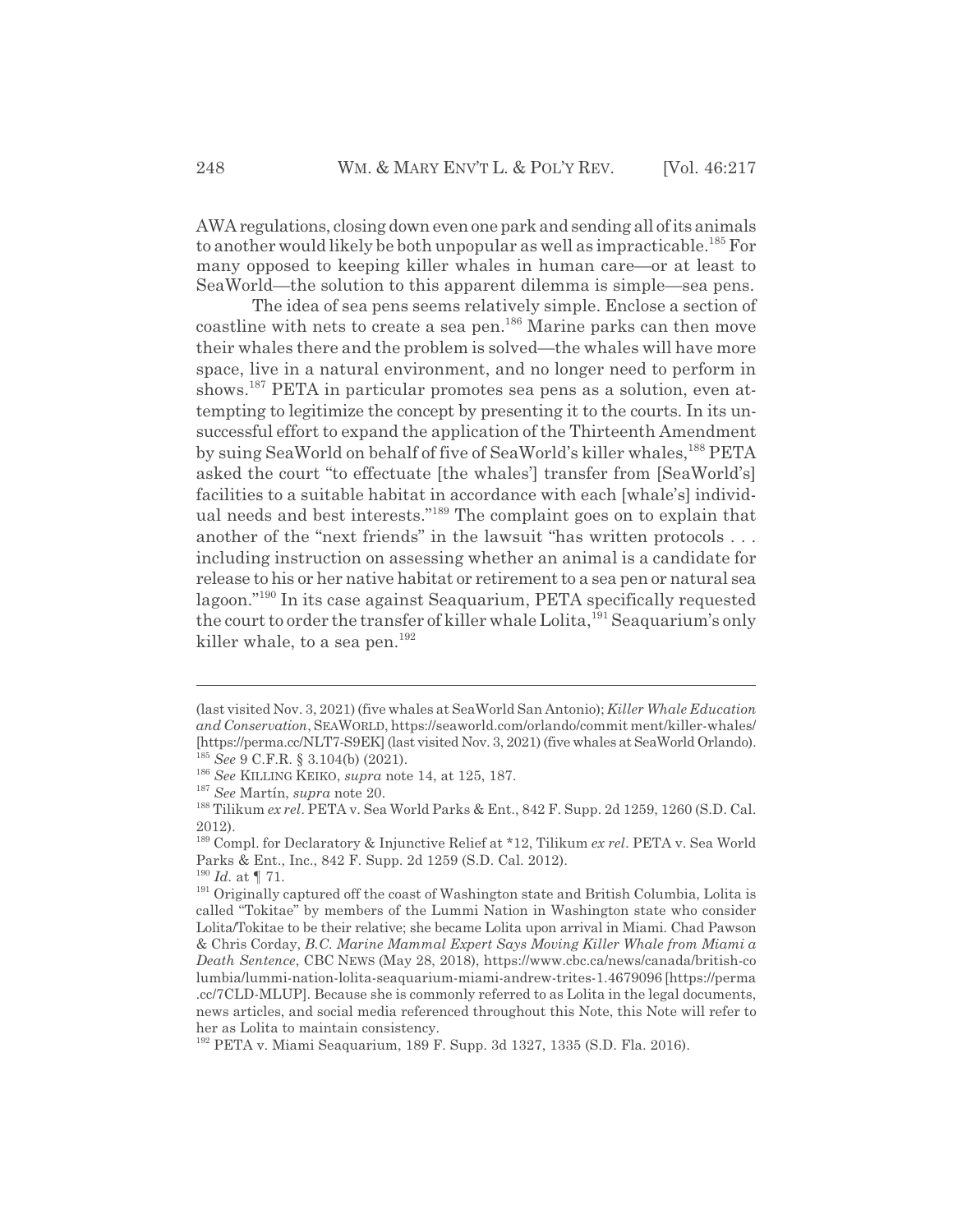AWA regulations, closing down even one park and sending all of its animals to another would likely be both unpopular as well as impracticable.[185] For many opposed to keeping killer whales in human care—or at least to SeaWorld—the solution to this apparent dilemma is simple—sea pens.

The idea of sea pens seems relatively simple. Enclose a section of coastline with nets to create a sea pen.[186] Marine parks can then move their whales there and the problem is solved—the whales will have more space, live in a natural environment, and no longer need to perform in shows.[187] PETA in particular promotes sea pens as a solution, even attempting to legitimize the concept by presenting it to the courts. In its unsuccessful effort to expand the application of the Thirteenth Amendment by suing SeaWorld on behalf of five of SeaWorld's killer whales,[188] PETA asked the court "to effectuate [the whales'] transfer from [SeaWorld's] facilities to a suitable habitat in accordance with each [whale's] individual needs and best interests."[189] The complaint goes on to explain that another of the "next friends" in the lawsuit "has written protocols . . . including instruction on assessing whether an animal is a candidate for release to his or her native habitat or retirement to a sea pen or natural sea lagoon."[190] In its case against Seaquarium, PETA specifically requested the court to order the transfer of killer whale Lolita,[191] Seaquarium's only killer whale, to a sea pen.[192]

---

(last visited Nov. 3, 2021) (five whales at SeaWorld San Antonio); *Killer Whale Education and Conservation*, SEAWORLD, https://seaworld.com/orlando/commit ment/killer-whales/ [https://perma.cc/NLT7-S9EK] (last visited Nov. 3, 2021) (five whales at SeaWorld Orlando).

[185] *See* 9 C.F.R. § 3.104(b) (2021).

[186] *See* KILLING KEIKO, *supra* note 14, at 125, 187.

[187] *See* Martín, *supra* note 20.

[188] Tilikum *ex rel*. PETA v. Sea World Parks & Ent., 842 F. Supp. 2d 1259, 1260 (S.D. Cal. 2012).

[189] Compl. for Declaratory & Injunctive Relief at *12, Tilikum *ex rel*. PETA v. Sea World Parks & Ent., Inc., 842 F. Supp. 2d 1259 (S.D. Cal. 2012).

[190] *Id.* at ¶ 71.

[191] Originally captured off the coast of Washington state and British Columbia, Lolita is called "Tokitae" by members of the Lummi Nation in Washington state who consider Lolita/Tokitae to be their relative; she became Lolita upon arrival in Miami. Chad Pawson & Chris Corday, *B.C. Marine Mammal Expert Says Moving Killer Whale from Miami a Death Sentence*, CBC NEWS (May 28, 2018), https://www.cbc.ca/news/canada/british-co lumbia/lummi-nation-lolita-seaquarium-miami-andrew-trites-1.4679096 [https://perma .cc/7CLD-MLUP]. Because she is commonly referred to as Lolita in the legal documents, news articles, and social media referenced throughout this Note, this Note will refer to her as Lolita to maintain consistency.

[192] PETA v. Miami Seaquarium, 189 F. Supp. 3d 1327, 1335 (S.D. Fla. 2016).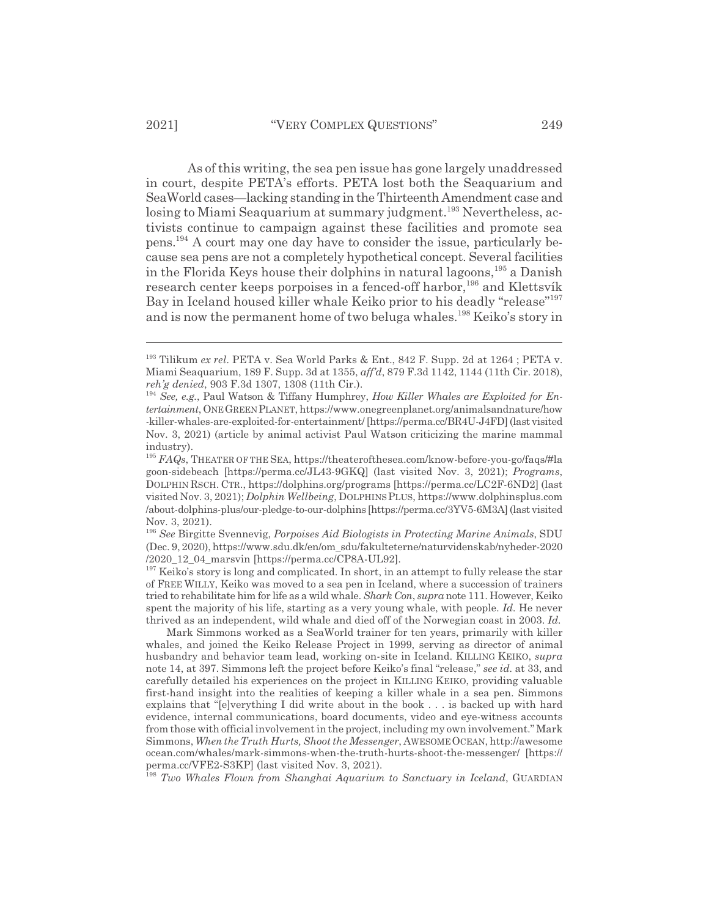As of this writing, the sea pen issue has gone largely unaddressed in court, despite PETA's efforts. PETA lost both the Seaquarium and SeaWorld cases—lacking standing in the Thirteenth Amendment case and losing to Miami Seaquarium at summary judgment.[193] Nevertheless, activists continue to campaign against these facilities and promote sea pens.[194] A court may one day have to consider the issue, particularly because sea pens are not a completely hypothetical concept. Several facilities in the Florida Keys house their dolphins in natural lagoons,[195] a Danish research center keeps porpoises in a fenced-off harbor,[196] and Klettsvík Bay in Iceland housed killer whale Keiko prior to his deadly "release"[197] and is now the permanent home of two beluga whales.[198] Keiko's story in

---

[193] Tilikum *ex rel.* PETA v. Sea World Parks & Ent., 842 F. Supp. 2d at 1264 ; PETA v. Miami Seaquarium, 189 F. Supp. 3d at 1355, *aff'd*, 879 F.3d 1142, 1144 (11th Cir. 2018), *reh'g denied*, 903 F.3d 1307, 1308 (11th Cir.).

[194] *See, e.g.*, Paul Watson & Tiffany Humphrey, *How Killer Whales are Exploited for Entertainment*, ONE GREEN PLANET, https://www.onegreenplanet.org/animalsandnature/how-killer-whales-are-exploited-for-entertainment/ [https://perma.cc/BR4U-J4FD] (last visited Nov. 3, 2021) (article by animal activist Paul Watson criticizing the marine mammal industry).

[195] *FAQs*, THEATER OF THE SEA, https://theaterofthesea.com/know-before-you-go/faqs/#lagoon-sidebeach [https://perma.cc/JL43-9GKQ] (last visited Nov. 3, 2021); *Programs*, DOLPHIN RSCH. CTR., https://dolphins.org/programs [https://perma.cc/LC2F-6ND2] (last visited Nov. 3, 2021); *Dolphin Wellbeing*, DOLPHINS PLUS, https://www.dolphinsplus.com/about-dolphins-plus/our-pledge-to-our-dolphins [https://perma.cc/3YV5-6M3A] (last visited Nov. 3, 2021).

[196] *See* Birgitte Svennevig, *Porpoises Aid Biologists in Protecting Marine Animals*, SDU (Dec. 9, 2020), https://www.sdu.dk/en/om_sdu/fakulteterne/naturvidenskab/nyheder-2020/2020_12_04_marsvin [https://perma.cc/CP8A-UL92].

[197] Keiko's story is long and complicated. In short, in an attempt to fully release the star of FREE WILLY, Keiko was moved to a sea pen in Iceland, where a succession of trainers tried to rehabilitate him for life as a wild whale. *Shark Con*, *supra* note 111. However, Keiko spent the majority of his life, starting as a very young whale, with people. *Id.* He never thrived as an independent, wild whale and died off of the Norwegian coast in 2003. *Id.*

Mark Simmons worked as a SeaWorld trainer for ten years, primarily with killer whales, and joined the Keiko Release Project in 1999, serving as director of animal husbandry and behavior team lead, working on-site in Iceland. KILLING KEIKO, *supra* note 14, at 397. Simmons left the project before Keiko's final "release," *see id.* at 33, and carefully detailed his experiences on the project in KILLING KEIKO, providing valuable first-hand insight into the realities of keeping a killer whale in a sea pen. Simmons explains that "[e]verything I did write about in the book . . . is backed up with hard evidence, internal communications, board documents, video and eye-witness accounts from those with official involvement in the project, including my own involvement." Mark Simmons, *When the Truth Hurts, Shoot the Messenger*, AWESOME OCEAN, http://awesomeocean.com/whales/mark-simmons-when-the-truth-hurts-shoot-the-messenger/ [https://perma.cc/VFE2-S3KP] (last visited Nov. 3, 2021).

[198] *Two Whales Flown from Shanghai Aquarium to Sanctuary in Iceland*, GUARDIAN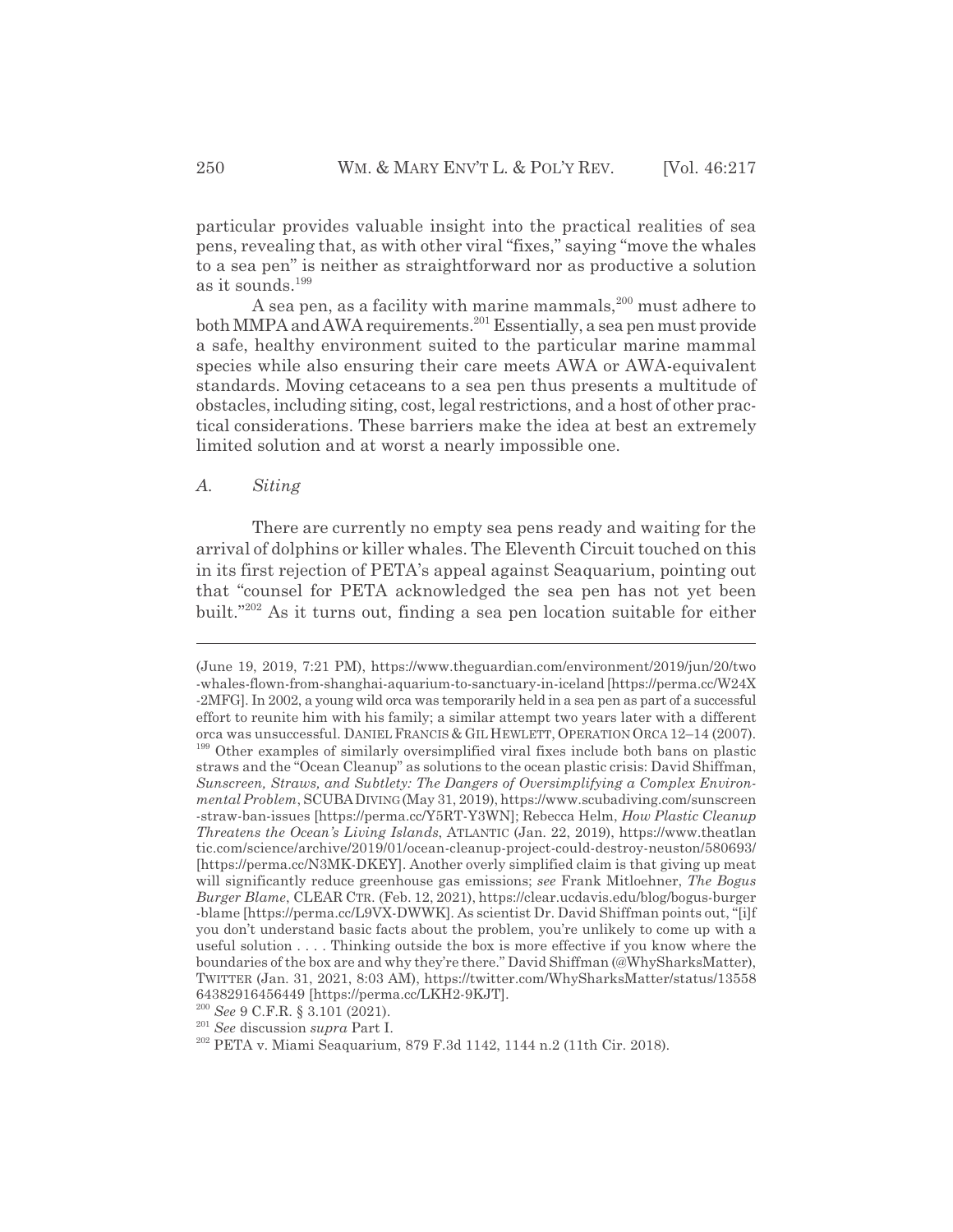particular provides valuable insight into the practical realities of sea pens, revealing that, as with other viral "fixes," saying "move the whales to a sea pen" is neither as straightforward nor as productive a solution as it sounds.[199]

A sea pen, as a facility with marine mammals,[200] must adhere to both MMPA and AWA requirements.[201] Essentially, a sea pen must provide a safe, healthy environment suited to the particular marine mammal species while also ensuring their care meets AWA or AWA-equivalent standards. Moving cetaceans to a sea pen thus presents a multitude of obstacles, including siting, cost, legal restrictions, and a host of other practical considerations. These barriers make the idea at best an extremely limited solution and at worst a nearly impossible one.

### *A. Siting*

There are currently no empty sea pens ready and waiting for the arrival of dolphins or killer whales. The Eleventh Circuit touched on this in its first rejection of PETA's appeal against Seaquarium, pointing out that "counsel for PETA acknowledged the sea pen has not yet been built."[202] As it turns out, finding a sea pen location suitable for either

---

(June 19, 2019, 7:21 PM), https://www.theguardian.com/environment/2019/jun/20/two-whales-flown-from-shanghai-aquarium-to-sanctuary-in-iceland [https://perma.cc/W24X-2MFG]. In 2002, a young wild orca was temporarily held in a sea pen as part of a successful effort to reunite him with his family; a similar attempt two years later with a different orca was unsuccessful. DANIEL FRANCIS & GIL HEWLETT, OPERATION ORCA 12–14 (2007).

[199] Other examples of similarly oversimplified viral fixes include both bans on plastic straws and the "Ocean Cleanup" as solutions to the ocean plastic crisis: David Shiffman, *Sunscreen, Straws, and Subtlety: The Dangers of Oversimplifying a Complex Environmental Problem*, SCUBA DIVING (May 31, 2019), https://www.scubadiving.com/sunscreen-straw-ban-issues [https://perma.cc/Y5RT-Y3WN]; Rebecca Helm, *How Plastic Cleanup Threatens the Ocean's Living Islands*, ATLANTIC (Jan. 22, 2019), https://www.theatlantic.com/science/archive/2019/01/ocean-cleanup-project-could-destroy-neuston/580693/ [https://perma.cc/N3MK-DKEY]. Another overly simplified claim is that giving up meat will significantly reduce greenhouse gas emissions; *see* Frank Mitloehner, *The Bogus Burger Blame*, CLEAR CTR. (Feb. 12, 2021), https://clear.ucdavis.edu/blog/bogus-burger-blame [https://perma.cc/L9VX-DWWK]. As scientist Dr. David Shiffman points out, "[i]f you don't understand basic facts about the problem, you're unlikely to come up with a useful solution . . . . Thinking outside the box is more effective if you know where the boundaries of the box are and why they're there." David Shiffman (@WhySharksMatter), TWITTER (Jan. 31, 2021, 8:03 AM), https://twitter.com/WhySharksMatter/status/1355864382916456449 [https://perma.cc/LKH2-9KJT].

[200] *See* 9 C.F.R. § 3.101 (2021).

[201] *See* discussion *supra* Part I.

[202] PETA v. Miami Seaquarium, 879 F.3d 1142, 1144 n.2 (11th Cir. 2018).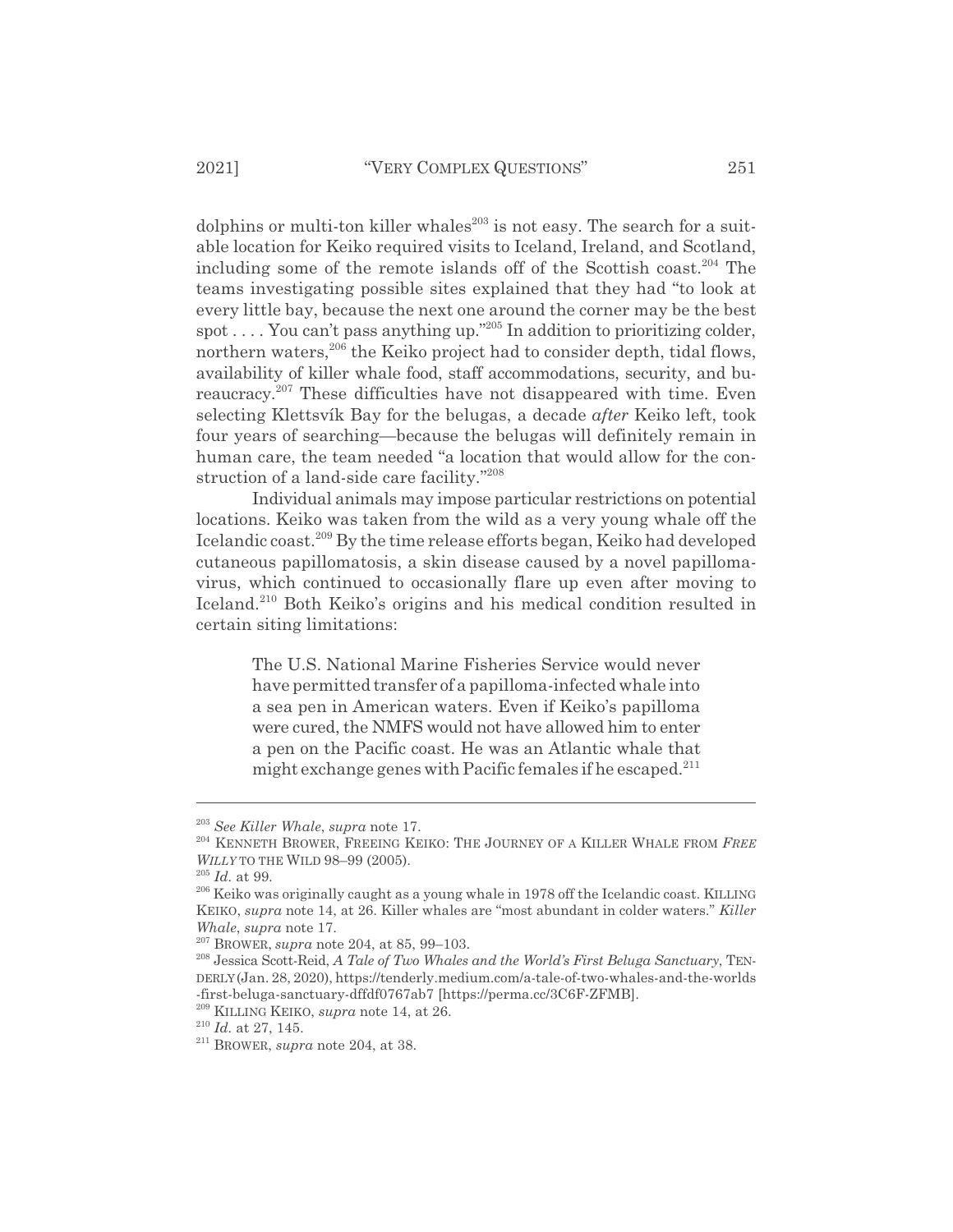dolphins or multi-ton killer whales[203] is not easy. The search for a suitable location for Keiko required visits to Iceland, Ireland, and Scotland, including some of the remote islands off of the Scottish coast.[204] The teams investigating possible sites explained that they had "to look at every little bay, because the next one around the corner may be the best spot . . . . You can't pass anything up."[205] In addition to prioritizing colder, northern waters,[206] the Keiko project had to consider depth, tidal flows, availability of killer whale food, staff accommodations, security, and bureaucracy.[207] These difficulties have not disappeared with time. Even selecting Klettsvík Bay for the belugas, a decade *after* Keiko left, took four years of searching—because the belugas will definitely remain in human care, the team needed "a location that would allow for the construction of a land-side care facility."[208]

Individual animals may impose particular restrictions on potential locations. Keiko was taken from the wild as a very young whale off the Icelandic coast.[209] By the time release efforts began, Keiko had developed cutaneous papillomatosis, a skin disease caused by a novel papillomavirus, which continued to occasionally flare up even after moving to Iceland.[210] Both Keiko's origins and his medical condition resulted in certain siting limitations:

> The U.S. National Marine Fisheries Service would never have permitted transfer of a papilloma-infected whale into a sea pen in American waters. Even if Keiko's papilloma were cured, the NMFS would not have allowed him to enter a pen on the Pacific coast. He was an Atlantic whale that might exchange genes with Pacific females if he escaped.[211]

---

[203] *See Killer Whale*, *supra* note 17.

[204] KENNETH BROWER, FREEING KEIKO: THE JOURNEY OF A KILLER WHALE FROM *FREE WILLY* TO THE WILD 98–99 (2005).

[205] *Id.* at 99.

[206] Keiko was originally caught as a young whale in 1978 off the Icelandic coast. KILLING KEIKO, *supra* note 14, at 26. Killer whales are "most abundant in colder waters." *Killer Whale*, *supra* note 17.

[207] BROWER, *supra* note 204, at 85, 99–103.

[208] Jessica Scott-Reid, *A Tale of Two Whales and the World's First Beluga Sanctuary*, TENDERLY (Jan. 28, 2020), https://tenderly.medium.com/a-tale-of-two-whales-and-the-worlds-first-beluga-sanctuary-dffdf0767ab7 [https://perma.cc/3C6F-ZFMB].

[209] KILLING KEIKO, *supra* note 14, at 26.

[210] *Id.* at 27, 145.

[211] BROWER, *supra* note 204, at 38.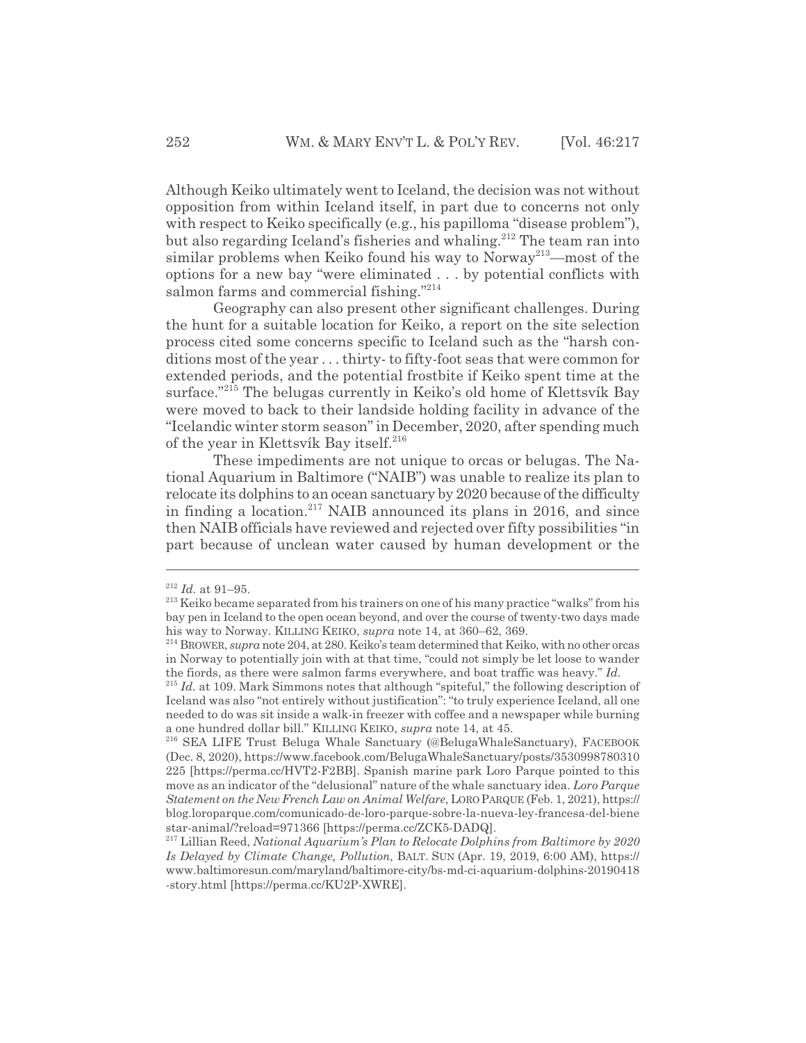Although Keiko ultimately went to Iceland, the decision was not without opposition from within Iceland itself, in part due to concerns not only with respect to Keiko specifically (e.g., his papilloma "disease problem"), but also regarding Iceland's fisheries and whaling.[212] The team ran into similar problems when Keiko found his way to Norway[213]—most of the options for a new bay "were eliminated . . . by potential conflicts with salmon farms and commercial fishing."[214]

Geography can also present other significant challenges. During the hunt for a suitable location for Keiko, a report on the site selection process cited some concerns specific to Iceland such as the "harsh conditions most of the year . . . thirty- to fifty-foot seas that were common for extended periods, and the potential frostbite if Keiko spent time at the surface."[215] The belugas currently in Keiko's old home of Klettsvík Bay were moved to back to their landside holding facility in advance of the "Icelandic winter storm season" in December, 2020, after spending much of the year in Klettsvík Bay itself.[216]

These impediments are not unique to orcas or belugas. The National Aquarium in Baltimore ("NAIB") was unable to realize its plan to relocate its dolphins to an ocean sanctuary by 2020 because of the difficulty in finding a location.[217] NAIB announced its plans in 2016, and since then NAIB officials have reviewed and rejected over fifty possibilities "in part because of unclean water caused by human development or the

---

[212] *Id.* at 91–95.

[213] Keiko became separated from his trainers on one of his many practice "walks" from his bay pen in Iceland to the open ocean beyond, and over the course of twenty-two days made his way to Norway. KILLING KEIKO, *supra* note 14, at 360–62, 369.

[214] BROWER, *supra* note 204, at 280. Keiko's team determined that Keiko, with no other orcas in Norway to potentially join with at that time, "could not simply be let loose to wander the fiords, as there were salmon farms everywhere, and boat traffic was heavy." *Id.*

[215] *Id.* at 109. Mark Simmons notes that although "spiteful," the following description of Iceland was also "not entirely without justification": "to truly experience Iceland, all one needed to do was sit inside a walk-in freezer with coffee and a newspaper while burning a one hundred dollar bill." KILLING KEIKO, *supra* note 14, at 45.

[216] SEA LIFE Trust Beluga Whale Sanctuary (@BelugaWhaleSanctuary), FACEBOOK (Dec. 8, 2020), https://www.facebook.com/BelugaWhaleSanctuary/posts/3530998780310225 [https://perma.cc/HVT2-F2BB]. Spanish marine park Loro Parque pointed to this move as an indicator of the "delusional" nature of the whale sanctuary idea. *Loro Parque Statement on the New French Law on Animal Welfare*, LORO PARQUE (Feb. 1, 2021), https://blog.loroparque.com/comunicado-de-loro-parque-sobre-la-nueva-ley-francesa-del-bienestar-animal/?reload=971366 [https://perma.cc/ZCK5-DADQ].

[217] Lillian Reed, *National Aquarium's Plan to Relocate Dolphins from Baltimore by 2020 Is Delayed by Climate Change, Pollution,* BALT. SUN (Apr. 19, 2019, 6:00 AM), https://www.baltimoresun.com/maryland/baltimore-city/bs-md-ci-aquarium-dolphins-20190418-story.html [https://perma.cc/KU2P-XWRE].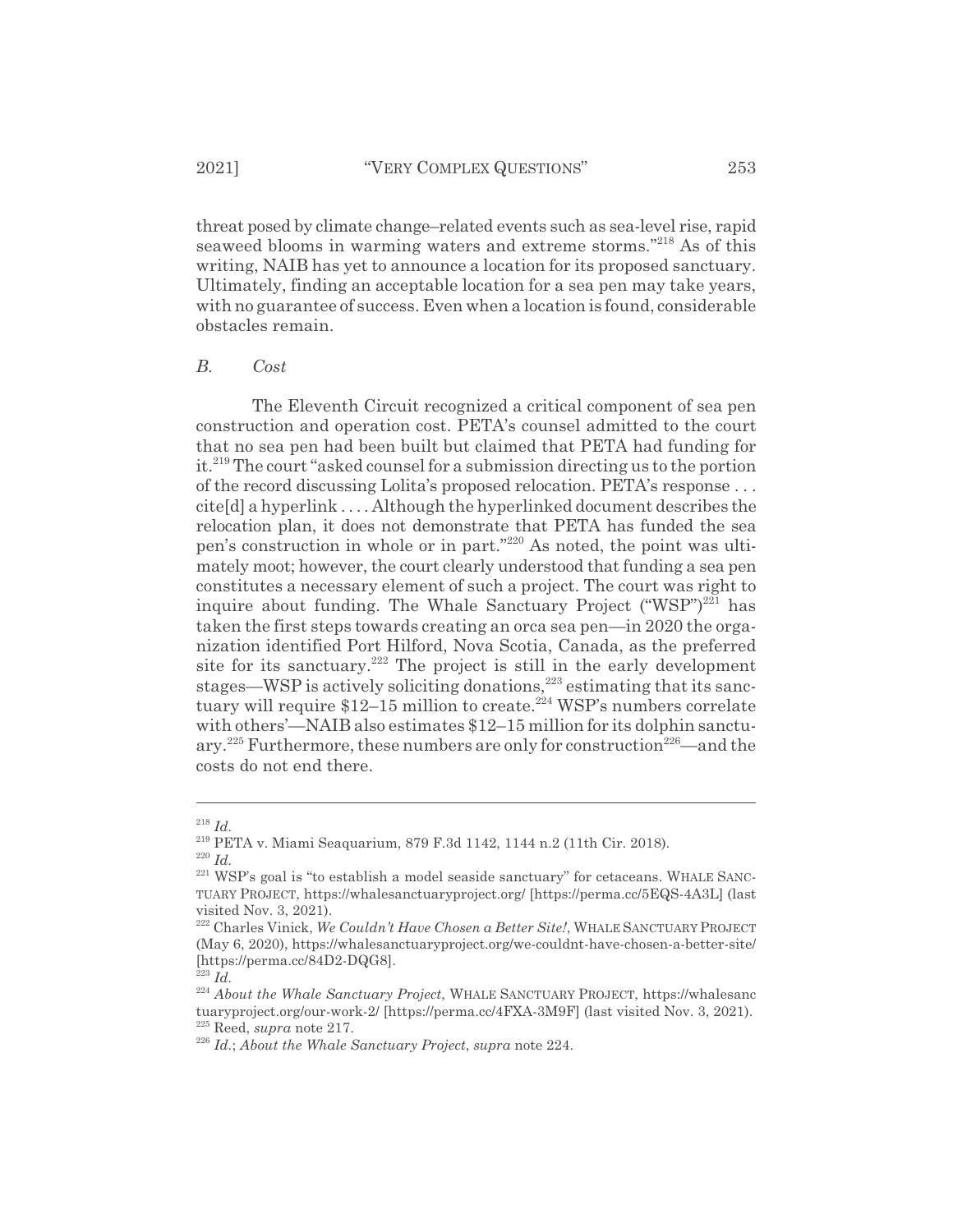threat posed by climate change–related events such as sea-level rise, rapid seaweed blooms in warming waters and extreme storms."[218] As of this writing, NAIB has yet to announce a location for its proposed sanctuary. Ultimately, finding an acceptable location for a sea pen may take years, with no guarantee of success. Even when a location is found, considerable obstacles remain.

### *B. Cost*

The Eleventh Circuit recognized a critical component of sea pen construction and operation cost. PETA's counsel admitted to the court that no sea pen had been built but claimed that PETA had funding for it.[219] The court "asked counsel for a submission directing us to the portion of the record discussing Lolita's proposed relocation. PETA's response . . . cite[d] a hyperlink . . . . Although the hyperlinked document describes the relocation plan, it does not demonstrate that PETA has funded the sea pen's construction in whole or in part."[220] As noted, the point was ultimately moot; however, the court clearly understood that funding a sea pen constitutes a necessary element of such a project. The court was right to inquire about funding. The Whale Sanctuary Project ("WSP")[221] has taken the first steps towards creating an orca sea pen—in 2020 the organization identified Port Hilford, Nova Scotia, Canada, as the preferred site for its sanctuary.[222] The project is still in the early development stages—WSP is actively soliciting donations,[223] estimating that its sanctuary will require $12–15 million to create.[224] WSP's numbers correlate with others'—NAIB also estimates $12–15 million for its dolphin sanctuary.[225] Furthermore, these numbers are only for construction[226]—and the costs do not end there.

---

[218] *Id.*

[219] PETA v. Miami Seaquarium, 879 F.3d 1142, 1144 n.2 (11th Cir. 2018).

[220] *Id.*

[221] WSP's goal is "to establish a model seaside sanctuary" for cetaceans. WHALE SANCTUARY PROJECT, https://whalesanctuaryproject.org/ [https://perma.cc/5EQS-4A3L] (last visited Nov. 3, 2021).

[222] Charles Vinick, *We Couldn't Have Chosen a Better Site!*, WHALE SANCTUARY PROJECT (May 6, 2020), https://whalesanctuaryproject.org/we-couldnt-have-chosen-a-better-site/ [https://perma.cc/84D2-DQG8].

[223] *Id.*

[224] *About the Whale Sanctuary Project*, WHALE SANCTUARY PROJECT, https://whalesanctuaryproject.org/our-work-2/ [https://perma.cc/4FXA-3M9F] (last visited Nov. 3, 2021).

[225] Reed, *supra* note 217.

[226] *Id.*; *About the Whale Sanctuary Project*, *supra* note 224.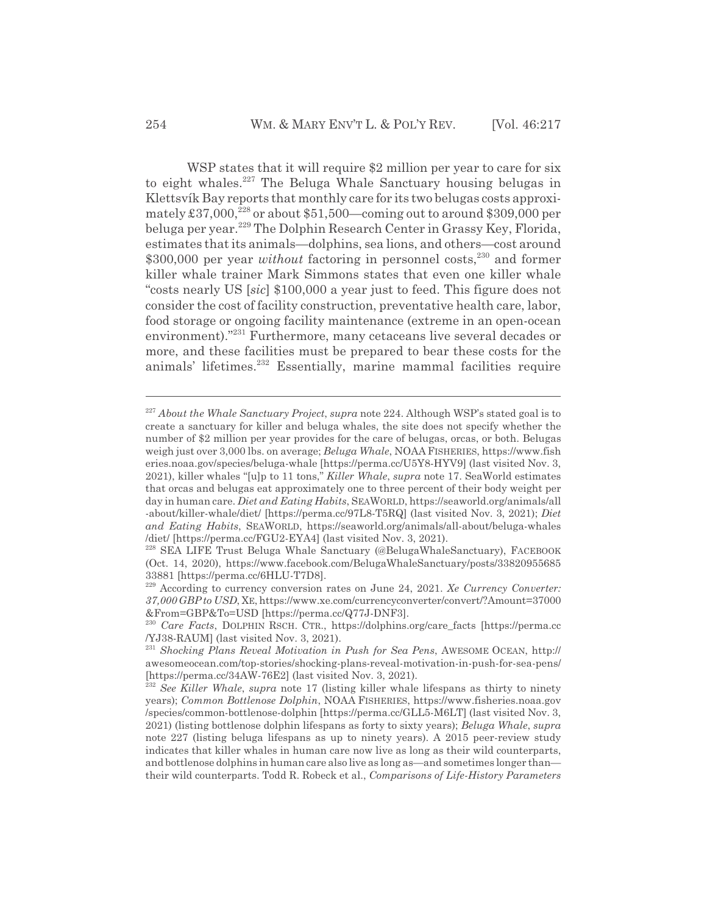WSP states that it will require $2 million per year to care for six to eight whales.[227] The Beluga Whale Sanctuary housing belugas in Klettsvík Bay reports that monthly care for its two belugas costs approximately £37,000,[228] or about $51,500—coming out to around $309,000 per beluga per year.[229] The Dolphin Research Center in Grassy Key, Florida, estimates that its animals—dolphins, sea lions, and others—cost around $300,000 per year *without* factoring in personnel costs,[230] and former killer whale trainer Mark Simmons states that even one killer whale "costs nearly US [*sic*] $100,000 a year just to feed. This figure does not consider the cost of facility construction, preventative health care, labor, food storage or ongoing facility maintenance (extreme in an open-ocean environment)."[231] Furthermore, many cetaceans live several decades or more, and these facilities must be prepared to bear these costs for the animals' lifetimes.[232] Essentially, marine mammal facilities require

---

[227] *About the Whale Sanctuary Project*, *supra* note 224. Although WSP's stated goal is to create a sanctuary for killer and beluga whales, the site does not specify whether the number of $2 million per year provides for the care of belugas, orcas, or both. Belugas weigh just over 3,000 lbs. on average; *Beluga Whale*, NOAA FISHERIES, https://www.fisheries.noaa.gov/species/beluga-whale [https://perma.cc/U5Y8-HYV9] (last visited Nov. 3, 2021), killer whales "[u]p to 11 tons," *Killer Whale*, *supra* note 17. SeaWorld estimates that orcas and belugas eat approximately one to three percent of their body weight per day in human care. *Diet and Eating Habits*, SEAWORLD, https://seaworld.org/animals/all-about/killer-whale/diet/ [https://perma.cc/97L8-T5RQ] (last visited Nov. 3, 2021); *Diet and Eating Habits*, SEAWORLD, https://seaworld.org/animals/all-about/beluga-whales/diet/ [https://perma.cc/FGU2-EYA4] (last visited Nov. 3, 2021).

[228] SEA LIFE Trust Beluga Whale Sanctuary (@BelugaWhaleSanctuary), FACEBOOK (Oct. 14, 2020), https://www.facebook.com/BelugaWhaleSanctuary/posts/3382095568533881 [https://perma.cc/6HLU-T7D8].

[229] According to currency conversion rates on June 24, 2021. *Xe Currency Converter: 37,000 GBP to USD*, XE, https://www.xe.com/currencyconverter/convert/?Amount=37000&From=GBP&To=USD [https://perma.cc/Q77J-DNF3].

[230] *Care Facts*, DOLPHIN RSCH. CTR., https://dolphins.org/care_facts [https://perma.cc/YJ38-RAUM] (last visited Nov. 3, 2021).

[231] *Shocking Plans Reveal Motivation in Push for Sea Pens*, AWESOME OCEAN, http://awesomeocean.com/top-stories/shocking-plans-reveal-motivation-in-push-for-sea-pens/ [https://perma.cc/34AW-76E2] (last visited Nov. 3, 2021).

[232] *See Killer Whale*, *supra* note 17 (listing killer whale lifespans as thirty to ninety years); *Common Bottlenose Dolphin*, NOAA FISHERIES, https://www.fisheries.noaa.gov/species/common-bottlenose-dolphin [https://perma.cc/GLL5-M6LT] (last visited Nov. 3, 2021) (listing bottlenose dolphin lifespans as forty to sixty years); *Beluga Whale*, *supra* note 227 (listing beluga lifespans as up to ninety years). A 2015 peer-review study indicates that killer whales in human care now live as long as their wild counterparts, and bottlenose dolphins in human care also live as long as—and sometimes longer than—their wild counterparts. Todd R. Robeck et al., *Comparisons of Life-History Parameters*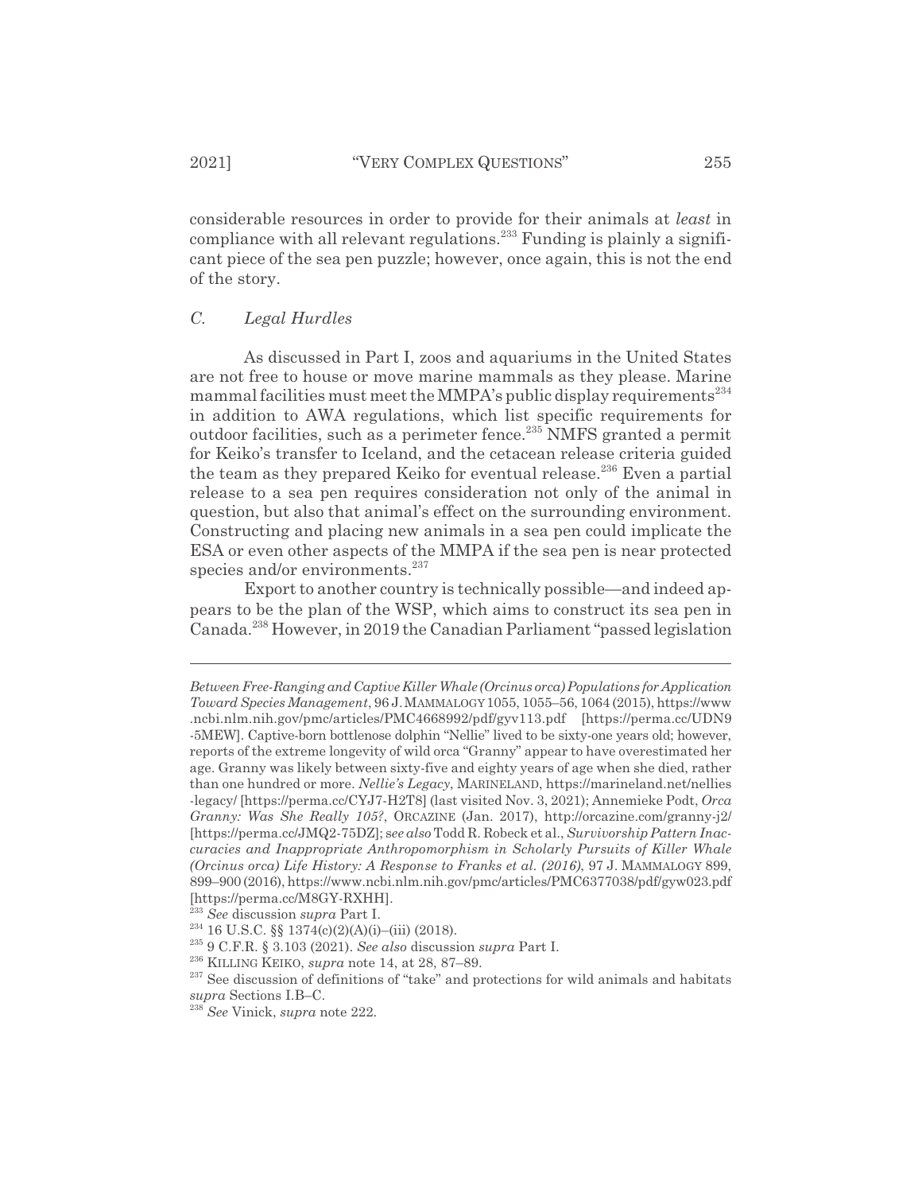considerable resources in order to provide for their animals at *least* in compliance with all relevant regulations.[233] Funding is plainly a significant piece of the sea pen puzzle; however, once again, this is not the end of the story.

### *C. Legal Hurdles*

As discussed in Part I, zoos and aquariums in the United States are not free to house or move marine mammals as they please. Marine mammal facilities must meet the MMPA's public display requirements[234] in addition to AWA regulations, which list specific requirements for outdoor facilities, such as a perimeter fence.[235] NMFS granted a permit for Keiko's transfer to Iceland, and the cetacean release criteria guided the team as they prepared Keiko for eventual release.[236] Even a partial release to a sea pen requires consideration not only of the animal in question, but also that animal's effect on the surrounding environment. Constructing and placing new animals in a sea pen could implicate the ESA or even other aspects of the MMPA if the sea pen is near protected species and/or environments.[237]

Export to another country is technically possible—and indeed appears to be the plan of the WSP, which aims to construct its sea pen in Canada.[238] However, in 2019 the Canadian Parliament "passed legislation

---

*Between Free-Ranging and Captive Killer Whale (Orcinus orca) Populations for Application Toward Species Management*, 96 J. MAMMALOGY 1055, 1055–56, 1064 (2015), https://www.ncbi.nlm.nih.gov/pmc/articles/PMC4668992/pdf/gyv113.pdf [https://perma.cc/UDN9-5MEW]. Captive-born bottlenose dolphin "Nellie" lived to be sixty-one years old; however, reports of the extreme longevity of wild orca "Granny" appear to have overestimated her age. Granny was likely between sixty-five and eighty years of age when she died, rather than one hundred or more. *Nellie's Legacy*, MARINELAND, https://marineland.net/nellies-legacy/ [https://perma.cc/CYJ7-H2T8] (last visited Nov. 3, 2021); Annemieke Podt, *Orca Granny: Was She Really 105?*, ORCAZINE (Jan. 2017), http://orcazine.com/granny-j2/ [https://perma.cc/JMQ2-75DZ]; *see also* Todd R. Robeck et al., *Survivorship Pattern Inaccuracies and Inappropriate Anthropomorphism in Scholarly Pursuits of Killer Whale (Orcinus orca) Life History: A Response to Franks et al. (2016)*, 97 J. MAMMALOGY 899, 899–900 (2016), https://www.ncbi.nlm.nih.gov/pmc/articles/PMC6377038/pdf/gyw023.pdf [https://perma.cc/M8GY-RXHH].

[233] *See* discussion *supra* Part I.

[234] 16 U.S.C. §§ 1374(c)(2)(A)(i)–(iii) (2018).

[235] 9 C.F.R. § 3.103 (2021). *See also* discussion *supra* Part I.

[236] KILLING KEIKO, *supra* note 14, at 28, 87–89.

[237] See discussion of definitions of "take" and protections for wild animals and habitats *supra* Sections I.B–C.

[238] *See* Vinick, *supra* note 222.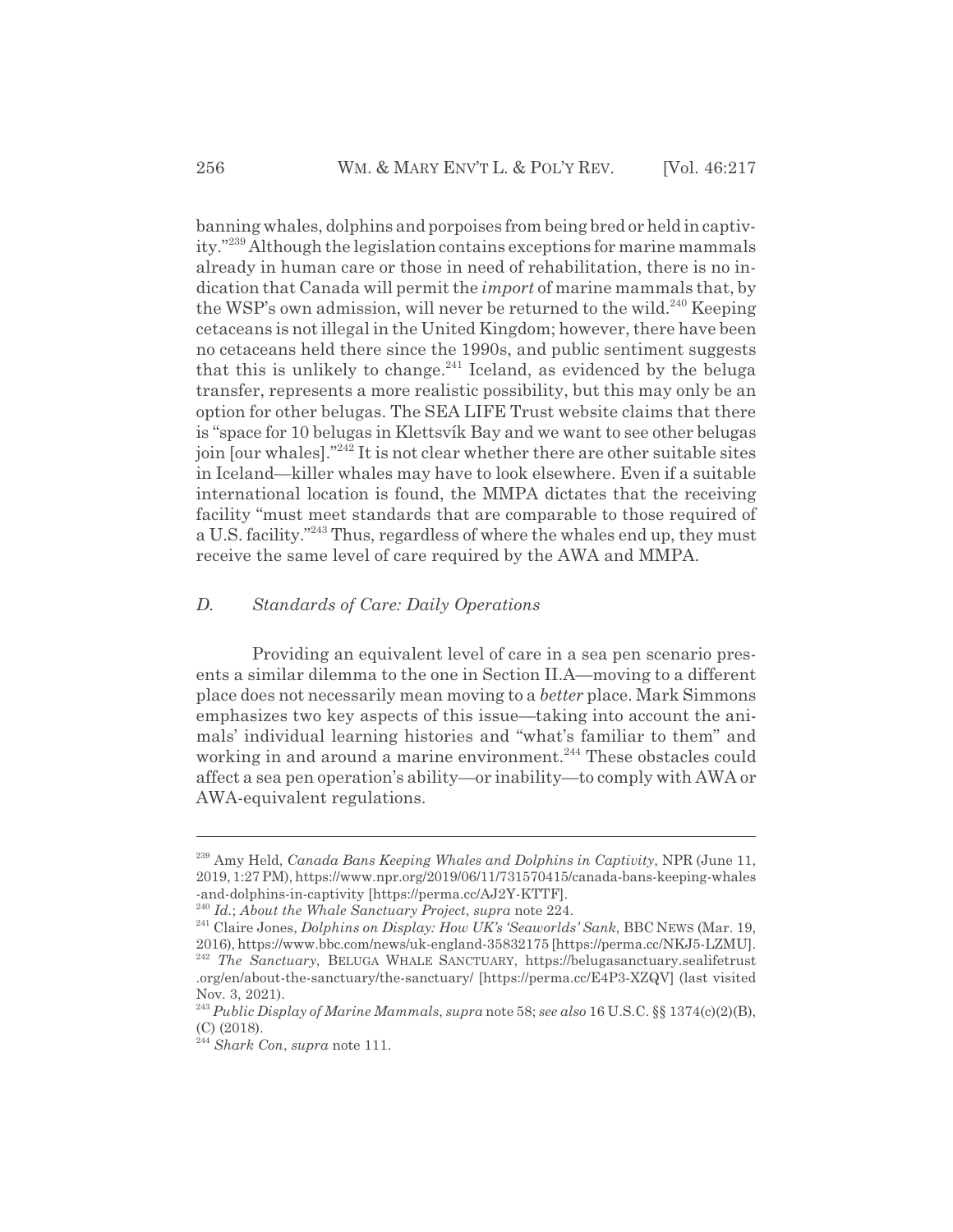banning whales, dolphins and porpoises from being bred or held in captivity."[239] Although the legislation contains exceptions for marine mammals already in human care or those in need of rehabilitation, there is no indication that Canada will permit the *import* of marine mammals that, by the WSP's own admission, will never be returned to the wild.[240] Keeping cetaceans is not illegal in the United Kingdom; however, there have been no cetaceans held there since the 1990s, and public sentiment suggests that this is unlikely to change.[241] Iceland, as evidenced by the beluga transfer, represents a more realistic possibility, but this may only be an option for other belugas. The SEA LIFE Trust website claims that there is "space for 10 belugas in Klettsvík Bay and we want to see other belugas join [our whales]."[242] It is not clear whether there are other suitable sites in Iceland—killer whales may have to look elsewhere. Even if a suitable international location is found, the MMPA dictates that the receiving facility "must meet standards that are comparable to those required of a U.S. facility."[243] Thus, regardless of where the whales end up, they must receive the same level of care required by the AWA and MMPA.

### *D. Standards of Care: Daily Operations*

Providing an equivalent level of care in a sea pen scenario presents a similar dilemma to the one in Section II.A—moving to a different place does not necessarily mean moving to a *better* place. Mark Simmons emphasizes two key aspects of this issue—taking into account the animals' individual learning histories and "what's familiar to them" and working in and around a marine environment.[244] These obstacles could affect a sea pen operation's ability—or inability—to comply with AWA or AWA-equivalent regulations.

---

[239] Amy Held, *Canada Bans Keeping Whales and Dolphins in Captivity*, NPR (June 11, 2019, 1:27 PM), https://www.npr.org/2019/06/11/731570415/canada-bans-keeping-whales-and-dolphins-in-captivity [https://perma.cc/AJ2Y-KTTF].

[240] *Id.*; *About the Whale Sanctuary Project*, *supra* note 224.

[241] Claire Jones, *Dolphins on Display: How UK's 'Seaworlds' Sank*, BBC NEWS (Mar. 19, 2016), https://www.bbc.com/news/uk-england-35832175 [https://perma.cc/NKJ5-LZMU].

[242] *The Sanctuary*, BELUGA WHALE SANCTUARY, https://belugasanctuary.sealifetrust.org/en/about-the-sanctuary/the-sanctuary/ [https://perma.cc/E4P3-XZQV] (last visited Nov. 3, 2021).

[243] *Public Display of Marine Mammals*, *supra* note 58; *see also* 16 U.S.C. §§ 1374(c)(2)(B), (C) (2018).

[244] *Shark Con*, *supra* note 111.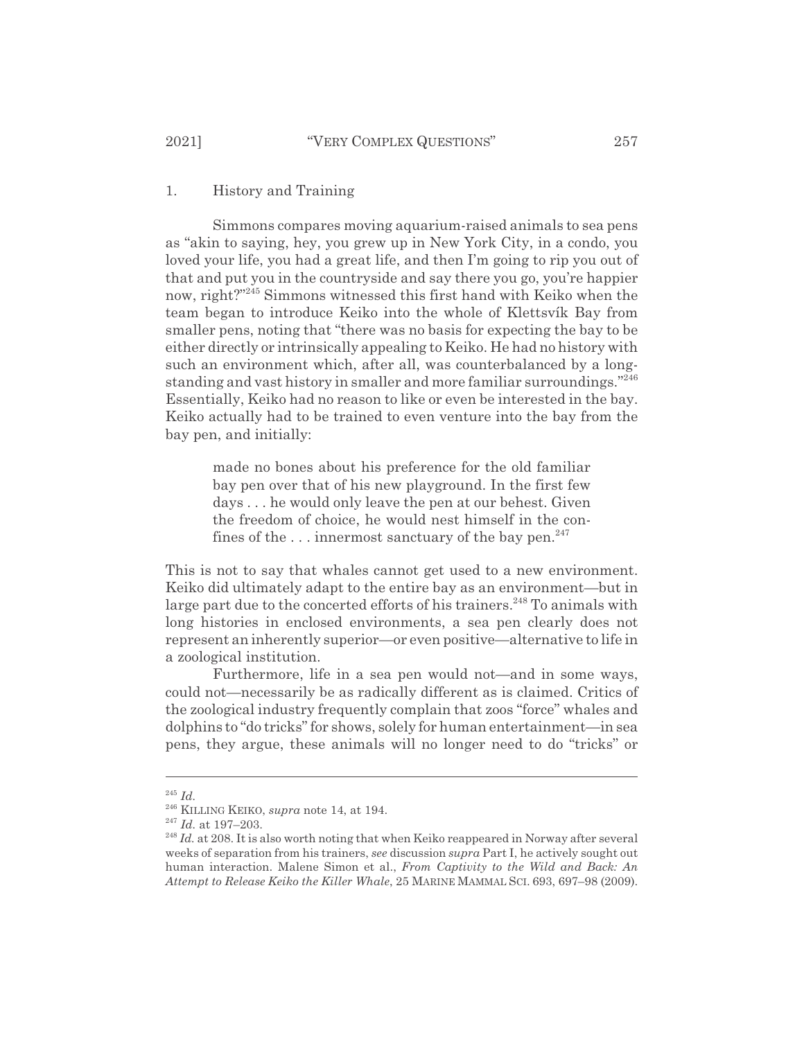### 1. History and Training

Simmons compares moving aquarium-raised animals to sea pens as "akin to saying, hey, you grew up in New York City, in a condo, you loved your life, you had a great life, and then I'm going to rip you out of that and put you in the countryside and say there you go, you're happier now, right?"[245] Simmons witnessed this first hand with Keiko when the team began to introduce Keiko into the whole of Klettsvík Bay from smaller pens, noting that "there was no basis for expecting the bay to be either directly or intrinsically appealing to Keiko. He had no history with such an environment which, after all, was counterbalanced by a long-standing and vast history in smaller and more familiar surroundings."[246] Essentially, Keiko had no reason to like or even be interested in the bay. Keiko actually had to be trained to even venture into the bay from the bay pen, and initially:

> made no bones about his preference for the old familiar bay pen over that of his new playground. In the first few days . . . he would only leave the pen at our behest. Given the freedom of choice, he would nest himself in the confines of the . . . innermost sanctuary of the bay pen.[247]

This is not to say that whales cannot get used to a new environment. Keiko did ultimately adapt to the entire bay as an environment—but in large part due to the concerted efforts of his trainers.[248] To animals with long histories in enclosed environments, a sea pen clearly does not represent an inherently superior—or even positive—alternative to life in a zoological institution.

Furthermore, life in a sea pen would not—and in some ways, could not—necessarily be as radically different as is claimed. Critics of the zoological industry frequently complain that zoos "force" whales and dolphins to "do tricks" for shows, solely for human entertainment—in sea pens, they argue, these animals will no longer need to do "tricks" or

---

[245] *Id.*

[246] KILLING KEIKO, *supra* note 14, at 194.

[247] *Id.* at 197–203.

[248] *Id.* at 208. It is also worth noting that when Keiko reappeared in Norway after several weeks of separation from his trainers, *see* discussion *supra* Part I, he actively sought out human interaction. Malene Simon et al., *From Captivity to the Wild and Back: An Attempt to Release Keiko the Killer Whale*, 25 MARINE MAMMAL SCI. 693, 697–98 (2009).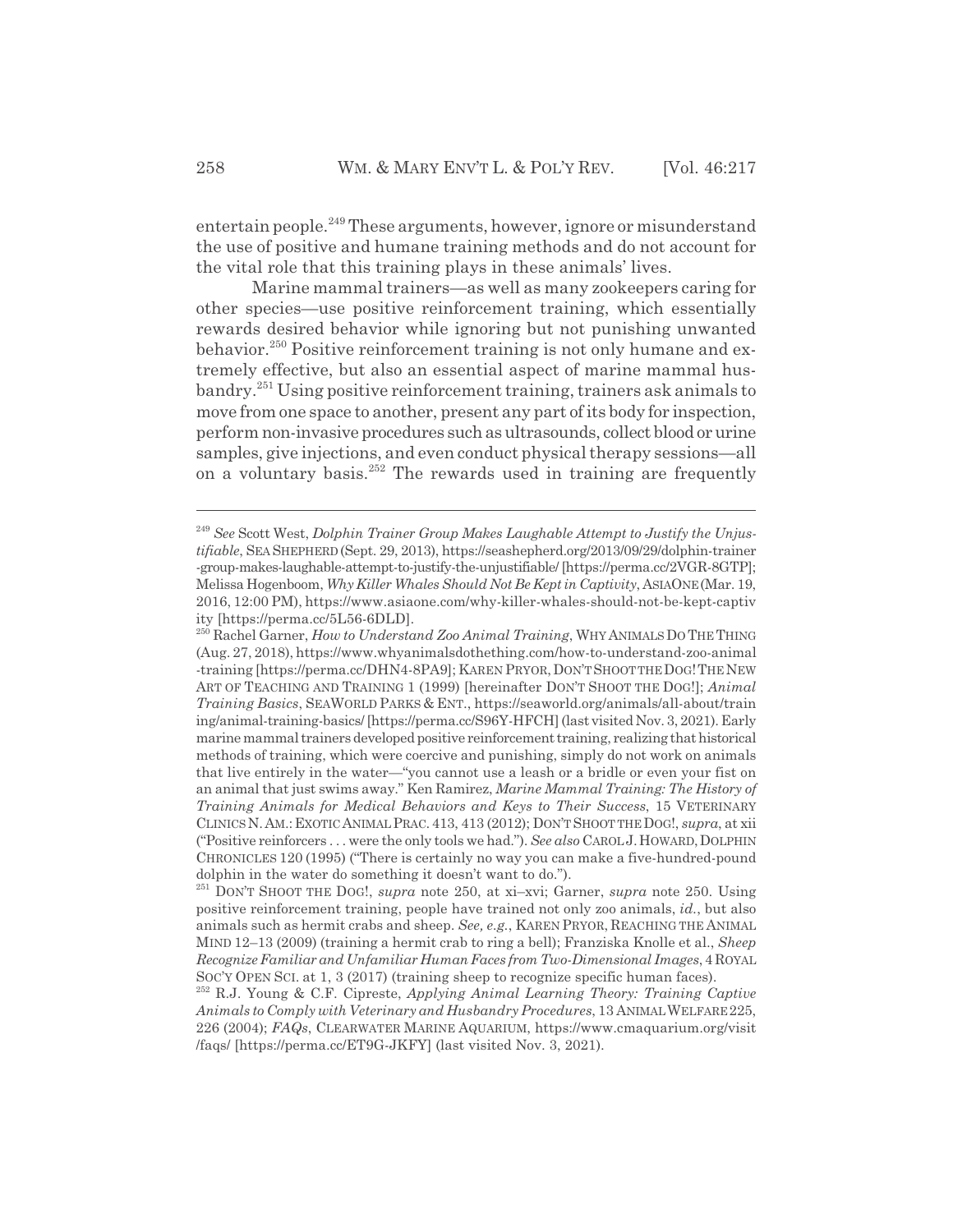entertain people.[249] These arguments, however, ignore or misunderstand the use of positive and humane training methods and do not account for the vital role that this training plays in these animals' lives.

Marine mammal trainers—as well as many zookeepers caring for other species—use positive reinforcement training, which essentially rewards desired behavior while ignoring but not punishing unwanted behavior.[250] Positive reinforcement training is not only humane and extremely effective, but also an essential aspect of marine mammal husbandry.[251] Using positive reinforcement training, trainers ask animals to move from one space to another, present any part of its body for inspection, perform non-invasive procedures such as ultrasounds, collect blood or urine samples, give injections, and even conduct physical therapy sessions—all on a voluntary basis.[252] The rewards used in training are frequently

---

[249] *See* Scott West, *Dolphin Trainer Group Makes Laughable Attempt to Justify the Unjustifiable*, SEA SHEPHERD (Sept. 29, 2013), https://seashepherd.org/2013/09/29/dolphin-trainer-group-makes-laughable-attempt-to-justify-the-unjustifiable/ [https://perma.cc/2VGR-8GTP]; Melissa Hogenboom, *Why Killer Whales Should Not Be Kept in Captivity*, ASIAONE (Mar. 19, 2016, 12:00 PM), https://www.asiaone.com/why-killer-whales-should-not-be-kept-captivity [https://perma.cc/5L56-6DLD].

[250] Rachel Garner, *How to Understand Zoo Animal Training*, WHY ANIMALS DO THE THING (Aug. 27, 2018), https://www.whyanimalsdothething.com/how-to-understand-zoo-animal-training [https://perma.cc/DHN4-8PA9]; KAREN PRYOR, DON'T SHOOT THE DOG! THE NEW ART OF TEACHING AND TRAINING 1 (1999) [hereinafter DON'T SHOOT THE DOG!]; *Animal Training Basics*, SEAWORLD PARKS & ENT., https://seaworld.org/animals/all-about/training/animal-training-basics/ [https://perma.cc/S96Y-HFCH] (last visited Nov. 3, 2021). Early marine mammal trainers developed positive reinforcement training, realizing that historical methods of training, which were coercive and punishing, simply do not work on animals that live entirely in the water—"you cannot use a leash or a bridle or even your fist on an animal that just swims away." Ken Ramirez, *Marine Mammal Training: The History of Training Animals for Medical Behaviors and Keys to Their Success*, 15 VETERINARY CLINICS N. AM.: EXOTIC ANIMAL PRAC. 413, 413 (2012); DON'T SHOOT THE DOG!, *supra*, at xii ("Positive reinforcers . . . were the only tools we had."). *See also* CAROL J. HOWARD, DOLPHIN CHRONICLES 120 (1995) ("There is certainly no way you can make a five-hundred-pound dolphin in the water do something it doesn't want to do.").

[251] DON'T SHOOT THE DOG!, *supra* note 250, at xi–xvi; Garner, *supra* note 250. Using positive reinforcement training, people have trained not only zoo animals, *id.*, but also animals such as hermit crabs and sheep. *See, e.g.*, KAREN PRYOR, REACHING THE ANIMAL MIND 12–13 (2009) (training a hermit crab to ring a bell); Franziska Knolle et al., *Sheep Recognize Familiar and Unfamiliar Human Faces from Two-Dimensional Images*, 4 ROYAL SOC'Y OPEN SCI. at 1, 3 (2017) (training sheep to recognize specific human faces).

[252] R.J. Young & C.F. Cipreste, *Applying Animal Learning Theory: Training Captive Animals to Comply with Veterinary and Husbandry Procedures*, 13 ANIMAL WELFARE 225, 226 (2004); *FAQs*, CLEARWATER MARINE AQUARIUM, https://www.cmaquarium.org/visit/faqs/ [https://perma.cc/ET9G-JKFY] (last visited Nov. 3, 2021).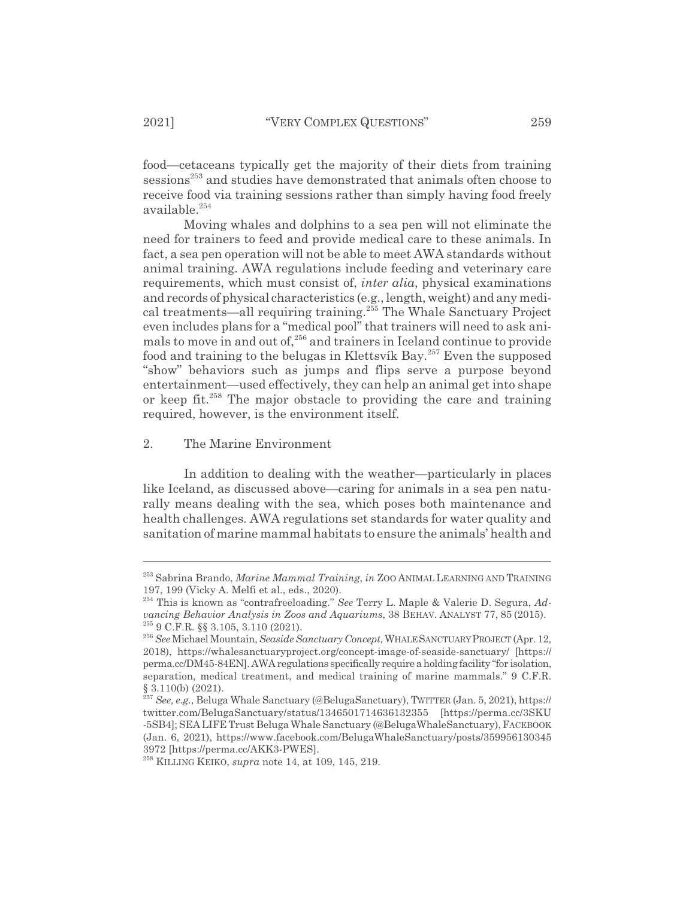food—cetaceans typically get the majority of their diets from training sessions[253] and studies have demonstrated that animals often choose to receive food via training sessions rather than simply having food freely available.[254]

Moving whales and dolphins to a sea pen will not eliminate the need for trainers to feed and provide medical care to these animals. In fact, a sea pen operation will not be able to meet AWA standards without animal training. AWA regulations include feeding and veterinary care requirements, which must consist of, *inter alia*, physical examinations and records of physical characteristics (e.g., length, weight) and any medical treatments—all requiring training.[255] The Whale Sanctuary Project even includes plans for a "medical pool" that trainers will need to ask animals to move in and out of,[256] and trainers in Iceland continue to provide food and training to the belugas in Klettsvík Bay.[257] Even the supposed "show" behaviors such as jumps and flips serve a purpose beyond entertainment—used effectively, they can help an animal get into shape or keep fit.[258] The major obstacle to providing the care and training required, however, is the environment itself.

### 2. The Marine Environment

In addition to dealing with the weather—particularly in places like Iceland, as discussed above—caring for animals in a sea pen naturally means dealing with the sea, which poses both maintenance and health challenges. AWA regulations set standards for water quality and sanitation of marine mammal habitats to ensure the animals' health and

---

[253] Sabrina Brando, *Marine Mammal Training*, *in* ZOO ANIMAL LEARNING AND TRAINING 197, 199 (Vicky A. Melfi et al., eds., 2020).

[254] This is known as "contrafreeloading." *See* Terry L. Maple & Valerie D. Segura, *Advancing Behavior Analysis in Zoos and Aquariums*, 38 BEHAV. ANALYST 77, 85 (2015).

[255] 9 C.F.R. §§ 3.105, 3.110 (2021).

[256] *See* Michael Mountain, *Seaside Sanctuary Concept*, WHALE SANCTUARY PROJECT (Apr. 12, 2018), https://whalesanctuaryproject.org/concept-image-of-seaside-sanctuary/ [https://perma.cc/DM45-84EN]. AWA regulations specifically require a holding facility "for isolation, separation, medical treatment, and medical training of marine mammals." 9 C.F.R. § 3.110(b) (2021).

[257] *See, e.g.*, Beluga Whale Sanctuary (@BelugaSanctuary), TWITTER (Jan. 5, 2021), https://twitter.com/BelugaSanctuary/status/1346501714636132355 [https://perma.cc/3SKU-5SB4]; SEA LIFE Trust Beluga Whale Sanctuary (@BelugaWhaleSanctuary), FACEBOOK (Jan. 6, 2021), https://www.facebook.com/BelugaWhaleSanctuary/posts/3599561303453972 [https://perma.cc/AKK3-PWES].

[258] KILLING KEIKO, *supra* note 14, at 109, 145, 219.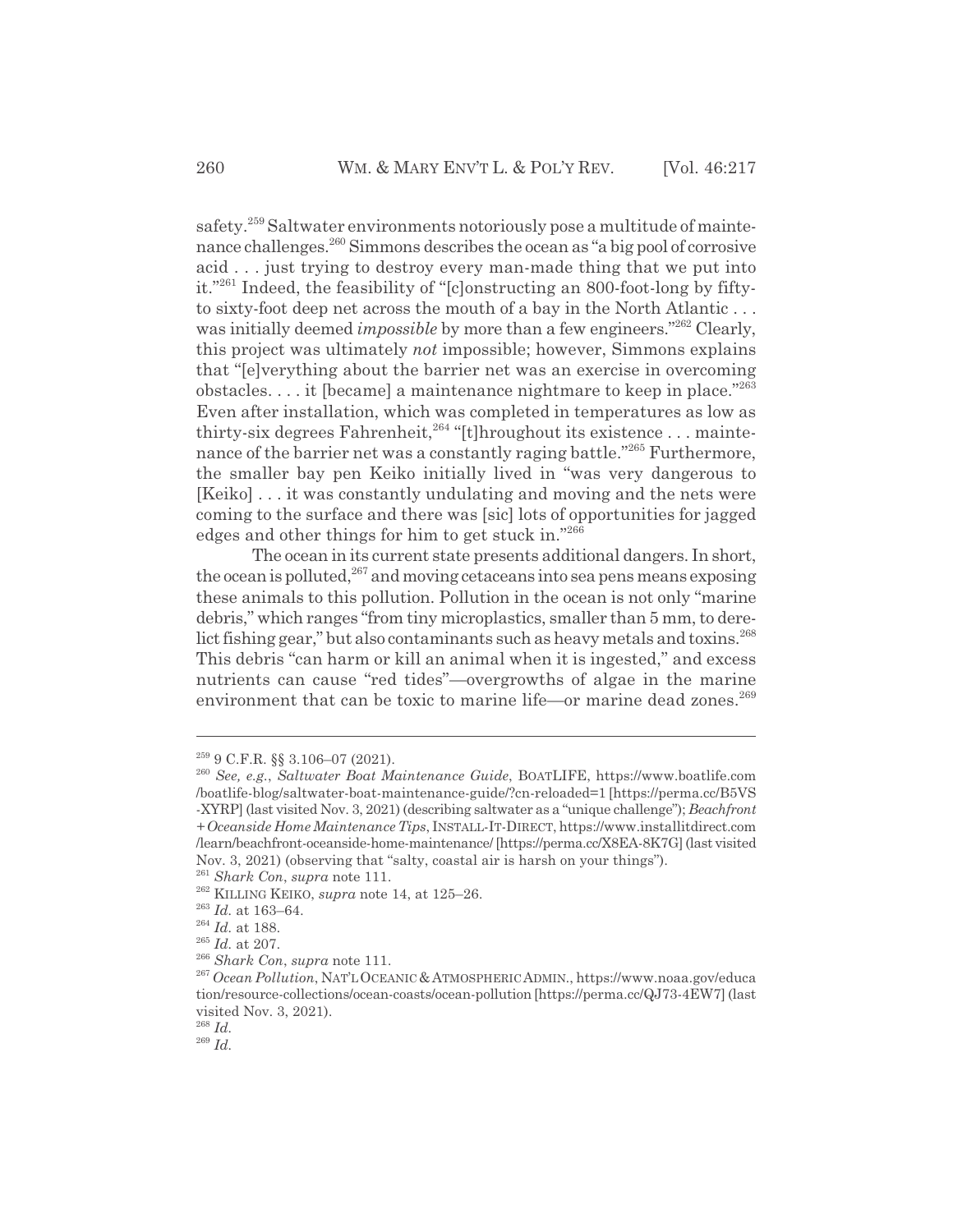safety.[259] Saltwater environments notoriously pose a multitude of maintenance challenges.[260] Simmons describes the ocean as "a big pool of corrosive acid . . . just trying to destroy every man-made thing that we put into it."[261] Indeed, the feasibility of "[c]onstructing an 800-foot-long by fifty- to sixty-foot deep net across the mouth of a bay in the North Atlantic . . . was initially deemed *impossible* by more than a few engineers."[262] Clearly, this project was ultimately *not* impossible; however, Simmons explains that "[e]verything about the barrier net was an exercise in overcoming obstacles. . . . it [became] a maintenance nightmare to keep in place."[263] Even after installation, which was completed in temperatures as low as thirty-six degrees Fahrenheit,[264] "[t]hroughout its existence . . . maintenance of the barrier net was a constantly raging battle."[265] Furthermore, the smaller bay pen Keiko initially lived in "was very dangerous to [Keiko] . . . it was constantly undulating and moving and the nets were coming to the surface and there was [sic] lots of opportunities for jagged edges and other things for him to get stuck in."[266]

The ocean in its current state presents additional dangers. In short, the ocean is polluted,[267] and moving cetaceans into sea pens means exposing these animals to this pollution. Pollution in the ocean is not only "marine debris," which ranges "from tiny microplastics, smaller than 5 mm, to derelict fishing gear," but also contaminants such as heavy metals and toxins.[268] This debris "can harm or kill an animal when it is ingested," and excess nutrients can cause "red tides"—overgrowths of algae in the marine environment that can be toxic to marine life—or marine dead zones.[269]

---

[259] 9 C.F.R. §§ 3.106–07 (2021).

[260] *See, e.g.*, *Saltwater Boat Maintenance Guide*, BOATLIFE, https://www.boatlife.com/boatlife-blog/saltwater-boat-maintenance-guide/?cn-reloaded=1 [https://perma.cc/B5VS-XYRP] (last visited Nov. 3, 2021) (describing saltwater as a "unique challenge"); *Beachfront + Oceanside Home Maintenance Tips*, INSTALL-IT-DIRECT, https://www.installitdirect.com/learn/beachfront-oceanside-home-maintenance/ [https://perma.cc/X8EA-8K7G] (last visited Nov. 3, 2021) (observing that "salty, coastal air is harsh on your things").

[261] *Shark Con*, *supra* note 111.

[262] KILLING KEIKO, *supra* note 14, at 125–26.

[263] *Id.* at 163–64.

[264] *Id.* at 188.

[265] *Id.* at 207.

[266] *Shark Con*, *supra* note 111.

[267] *Ocean Pollution*, NAT'L OCEANIC & ATMOSPHERIC ADMIN., https://www.noaa.gov/education/resource-collections/ocean-coasts/ocean-pollution [https://perma.cc/QJ73-4EW7] (last visited Nov. 3, 2021).

[268] *Id.*

[269] *Id.*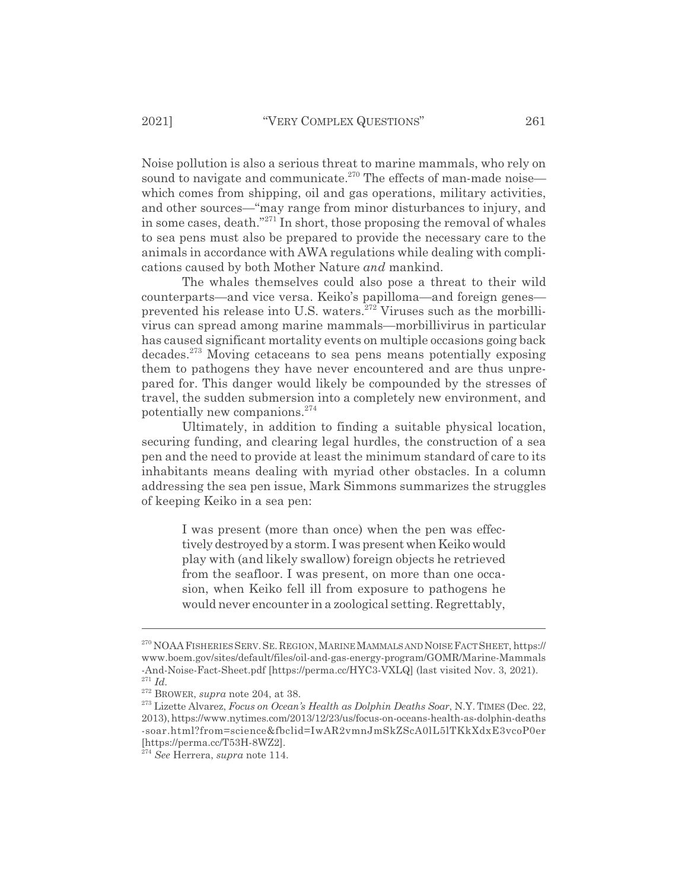Noise pollution is also a serious threat to marine mammals, who rely on sound to navigate and communicate.[270] The effects of man-made noise—which comes from shipping, oil and gas operations, military activities, and other sources—"may range from minor disturbances to injury, and in some cases, death."[271] In short, those proposing the removal of whales to sea pens must also be prepared to provide the necessary care to the animals in accordance with AWA regulations while dealing with complications caused by both Mother Nature *and* mankind.

The whales themselves could also pose a threat to their wild counterparts—and vice versa. Keiko's papilloma—and foreign genes—prevented his release into U.S. waters.[272] Viruses such as the morbillivirus can spread among marine mammals—morbillivirus in particular has caused significant mortality events on multiple occasions going back decades.[273] Moving cetaceans to sea pens means potentially exposing them to pathogens they have never encountered and are thus unprepared for. This danger would likely be compounded by the stresses of travel, the sudden submersion into a completely new environment, and potentially new companions.[274]

Ultimately, in addition to finding a suitable physical location, securing funding, and clearing legal hurdles, the construction of a sea pen and the need to provide at least the minimum standard of care to its inhabitants means dealing with myriad other obstacles. In a column addressing the sea pen issue, Mark Simmons summarizes the struggles of keeping Keiko in a sea pen:

> I was present (more than once) when the pen was effectively destroyed by a storm. I was present when Keiko would play with (and likely swallow) foreign objects he retrieved from the seafloor. I was present, on more than one occasion, when Keiko fell ill from exposure to pathogens he would never encounter in a zoological setting. Regrettably,

---

[270] NOAA FISHERIES SERV. SE. REGION, MARINE MAMMALS AND NOISE FACT SHEET, https://www.boem.gov/sites/default/files/oil-and-gas-energy-program/GOMR/Marine-Mammals-And-Noise-Fact-Sheet.pdf [https://perma.cc/HYC3-VXLQ] (last visited Nov. 3, 2021).

[271] *Id.*

[272] BROWER, *supra* note 204, at 38.

[273] Lizette Alvarez, *Focus on Ocean's Health as Dolphin Deaths Soar*, N.Y. TIMES (Dec. 22, 2013), https://www.nytimes.com/2013/12/23/us/focus-on-oceans-health-as-dolphin-deaths-soar.html?from=science&fbclid=IwAR2vmnJmSkZScA0lL5lTKkXdxE3vcoP0er [https://perma.cc/T53H-8WZ2].

[274] *See* Herrera, *supra* note 114.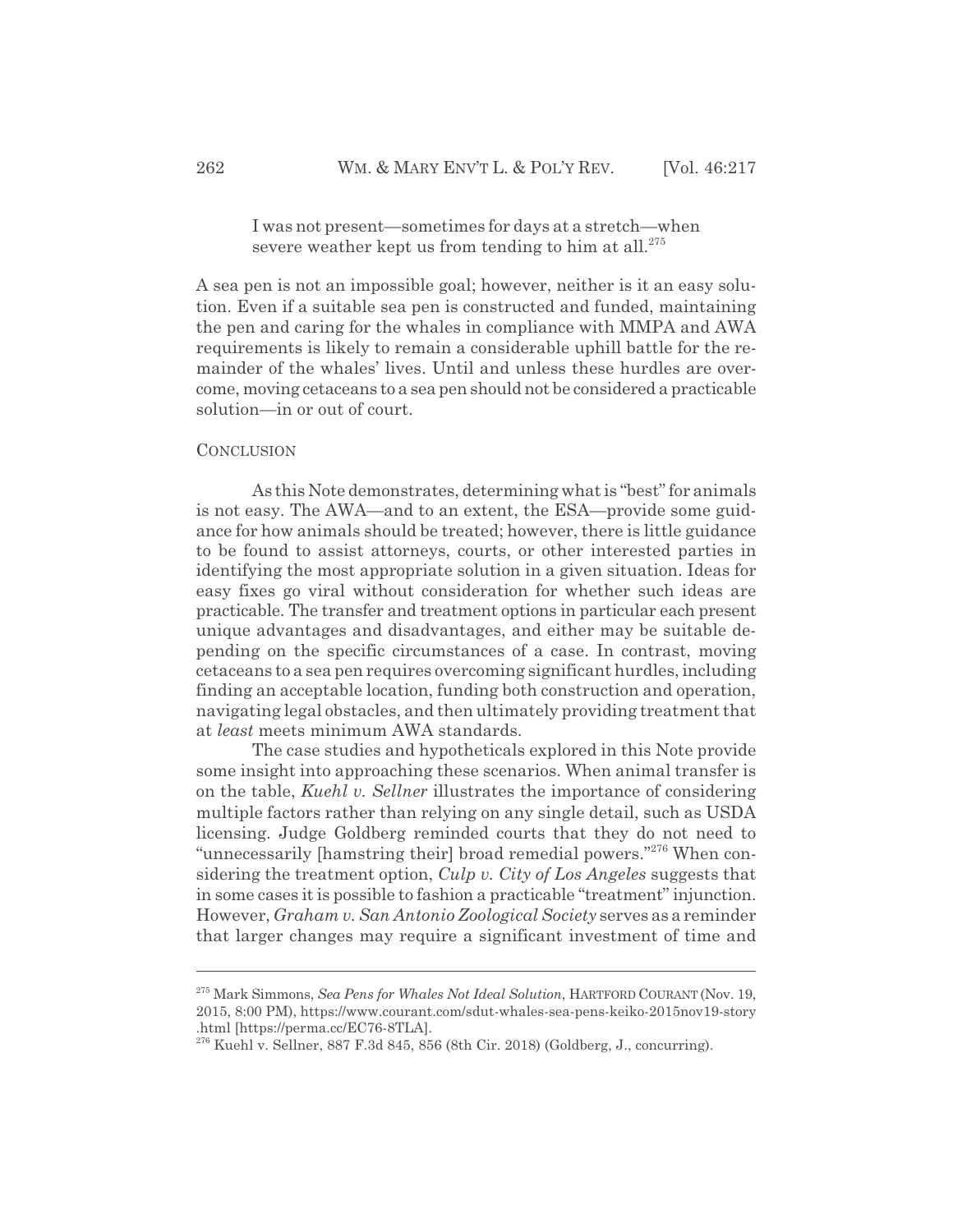I was not present—sometimes for days at a stretch—when severe weather kept us from tending to him at all.[275]

A sea pen is not an impossible goal; however, neither is it an easy solution. Even if a suitable sea pen is constructed and funded, maintaining the pen and caring for the whales in compliance with MMPA and AWA requirements is likely to remain a considerable uphill battle for the remainder of the whales' lives. Until and unless these hurdles are overcome, moving cetaceans to a sea pen should not be considered a practicable solution—in or out of court.

## CONCLUSION

As this Note demonstrates, determining what is "best" for animals is not easy. The AWA—and to an extent, the ESA—provide some guidance for how animals should be treated; however, there is little guidance to be found to assist attorneys, courts, or other interested parties in identifying the most appropriate solution in a given situation. Ideas for easy fixes go viral without consideration for whether such ideas are practicable. The transfer and treatment options in particular each present unique advantages and disadvantages, and either may be suitable depending on the specific circumstances of a case. In contrast, moving cetaceans to a sea pen requires overcoming significant hurdles, including finding an acceptable location, funding both construction and operation, navigating legal obstacles, and then ultimately providing treatment that at *least* meets minimum AWA standards.

The case studies and hypotheticals explored in this Note provide some insight into approaching these scenarios. When animal transfer is on the table, *Kuehl v. Sellner* illustrates the importance of considering multiple factors rather than relying on any single detail, such as USDA licensing. Judge Goldberg reminded courts that they do not need to "unnecessarily [hamstring their] broad remedial powers."[276] When considering the treatment option, *Culp v. City of Los Angeles* suggests that in some cases it is possible to fashion a practicable "treatment" injunction. However, *Graham v. San Antonio Zoological Society* serves as a reminder that larger changes may require a significant investment of time and

---

[275] Mark Simmons, *Sea Pens for Whales Not Ideal Solution*, HARTFORD COURANT (Nov. 19, 2015, 8:00 PM), https://www.courant.com/sdut-whales-sea-pens-keiko-2015nov19-story.html [https://perma.cc/EC76-8TLA].

[276] Kuehl v. Sellner, 887 F.3d 845, 856 (8th Cir. 2018) (Goldberg, J., concurring).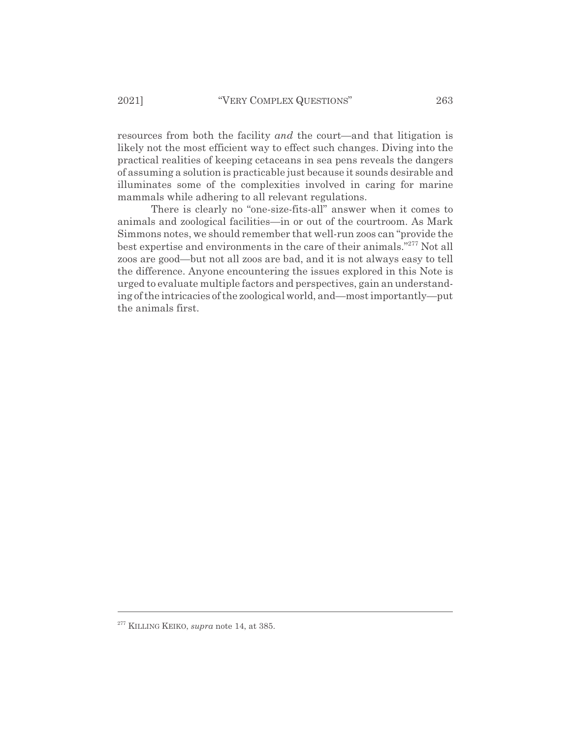resources from both the facility *and* the court—and that litigation is likely not the most efficient way to effect such changes. Diving into the practical realities of keeping cetaceans in sea pens reveals the dangers of assuming a solution is practicable just because it sounds desirable and illuminates some of the complexities involved in caring for marine mammals while adhering to all relevant regulations.

There is clearly no "one-size-fits-all" answer when it comes to animals and zoological facilities—in or out of the courtroom. As Mark Simmons notes, we should remember that well-run zoos can "provide the best expertise and environments in the care of their animals."[277] Not all zoos are good—but not all zoos are bad, and it is not always easy to tell the difference. Anyone encountering the issues explored in this Note is urged to evaluate multiple factors and perspectives, gain an understanding of the intricacies of the zoological world, and—most importantly—put the animals first.

---

[277] KILLING KEIKO, *supra* note 14, at 385.